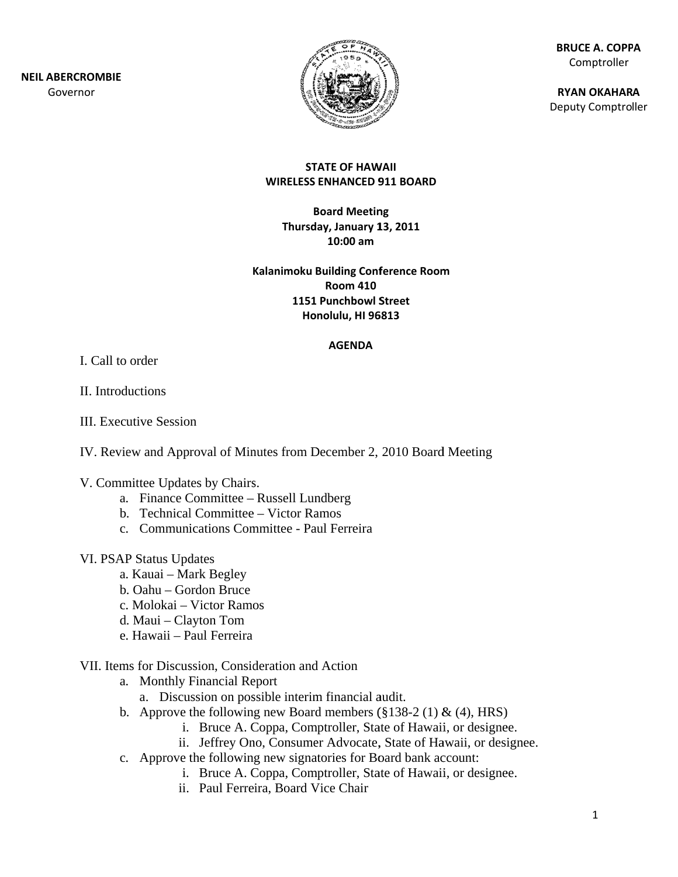**NEIL ABERCROMBIE**
Governor

**BRUCE A. COPPA**
Comptroller

**RYAN OKAHARA**
Deputy Comptroller

# STATE OF HAWAII
## WIRELESS ENHANCED 911 BOARD

**Board Meeting**
**Thursday, January 13, 2011**
**10:00 am**

**Kalanimoku Building Conference Room**
**Room 410**
**1151 Punchbowl Street**
**Honolulu, HI 96813**

### AGENDA

I. Call to order

II. Introductions

III. Executive Session

IV. Review and Approval of Minutes from December 2, 2010 Board Meeting

V. Committee Updates by Chairs.

   a. Finance Committee – Russell Lundberg
   b. Technical Committee – Victor Ramos
   c. Communications Committee - Paul Ferreira

VI. PSAP Status Updates

   a. Kauai – Mark Begley
   b. Oahu – Gordon Bruce
   c. Molokai – Victor Ramos
   d. Maui – Clayton Tom
   e. Hawaii – Paul Ferreira

VII. Items for Discussion, Consideration and Action

   a. Monthly Financial Report
      a. Discussion on possible interim financial audit.
   b. Approve the following new Board members (§138-2 (1) & (4), HRS)
      i. Bruce A. Coppa, Comptroller, State of Hawaii, or designee.
      ii. Jeffrey Ono, Consumer Advocate, State of Hawaii, or designee.
   c. Approve the following new signatories for Board bank account:
      i. Bruce A. Coppa, Comptroller, State of Hawaii, or designee.
      ii. Paul Ferreira, Board Vice Chair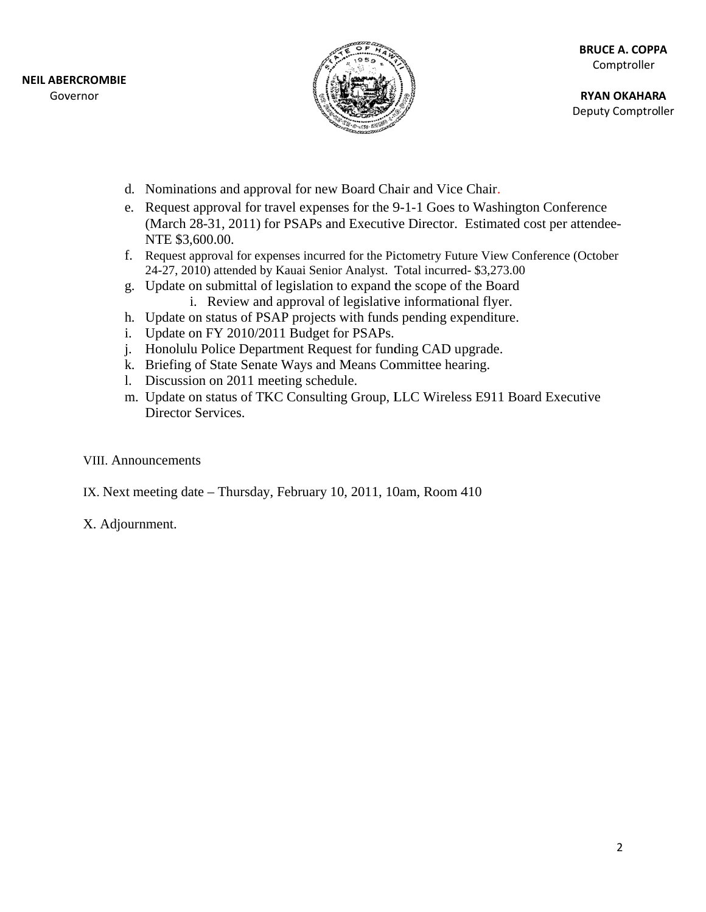NEIL ABERCROMBIE
Governor

BRUCE A. COPPA
Comptroller

RYAN OKAHARA
Deputy Comptroller

d. Nominations and approval for new Board Chair and Vice Chair.
e. Request approval for travel expenses for the 9-1-1 Goes to Washington Conference (March 28-31, 2011) for PSAPs and Executive Director. Estimated cost per attendee- NTE $3,600.00.
f. Request approval for expenses incurred for the Pictometry Future View Conference (October 24-27, 2010) attended by Kauai Senior Analyst. Total incurred- $3,273.00
g. Update on submittal of legislation to expand the scope of the Board
    i. Review and approval of legislative informational flyer.
h. Update on status of PSAP projects with funds pending expenditure.
i. Update on FY 2010/2011 Budget for PSAPs.
j. Honolulu Police Department Request for funding CAD upgrade.
k. Briefing of State Senate Ways and Means Committee hearing.
l. Discussion on 2011 meeting schedule.
m. Update on status of TKC Consulting Group, LLC Wireless E911 Board Executive Director Services.

VIII. Announcements

IX. Next meeting date – Thursday, February 10, 2011, 10am, Room 410

X. Adjournment.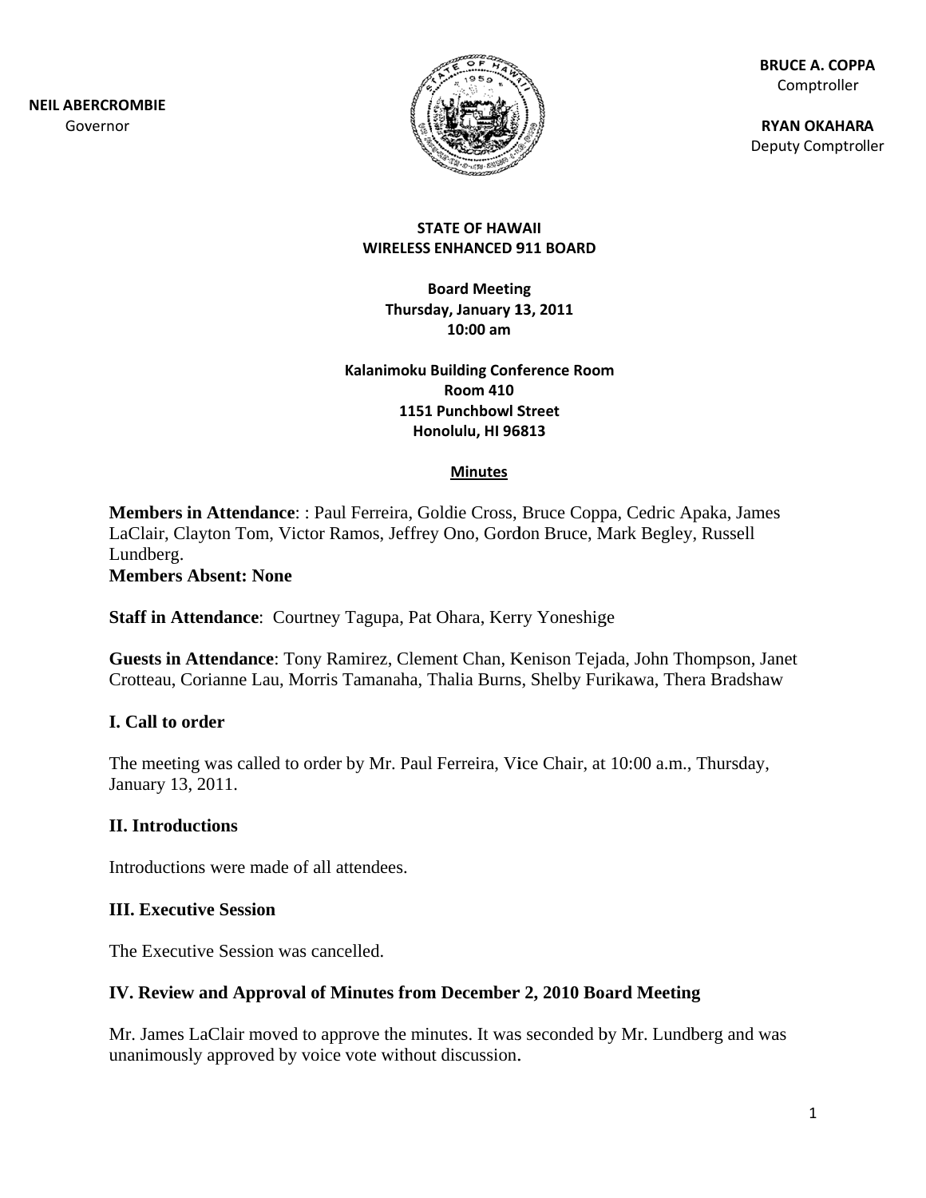**NEIL ABERCROMBIE**
Governor

**BRUCE A. COPPA**
Comptroller

**RYAN OKAHARA**
Deputy Comptroller

**STATE OF HAWAII**
**WIRELESS ENHANCED 911 BOARD**

**Board Meeting**
**Thursday, January 13, 2011**
**10:00 am**

**Kalanimoku Building Conference Room**
**Room 410**
**1151 Punchbowl Street**
**Honolulu, HI 96813**

**Minutes**

**Members in Attendance**: : Paul Ferreira, Goldie Cross, Bruce Coppa, Cedric Apaka, James LaClair, Clayton Tom, Victor Ramos, Jeffrey Ono, Gordon Bruce, Mark Begley, Russell Lundberg.
**Members Absent: None**

**Staff in Attendance**: Courtney Tagupa, Pat Ohara, Kerry Yoneshige

**Guests in Attendance**: Tony Ramirez, Clement Chan, Kenison Tejada, John Thompson, Janet Crotteau, Corianne Lau, Morris Tamanaha, Thalia Burns, Shelby Furikawa, Thera Bradshaw

## I. Call to order

The meeting was called to order by Mr. Paul Ferreira, Vice Chair, at 10:00 a.m., Thursday, January 13, 2011.

## II. Introductions

Introductions were made of all attendees.

## III. Executive Session

The Executive Session was cancelled.

## IV. Review and Approval of Minutes from December 2, 2010 Board Meeting

Mr. James LaClair moved to approve the minutes. It was seconded by Mr. Lundberg and was unanimously approved by voice vote without discussion.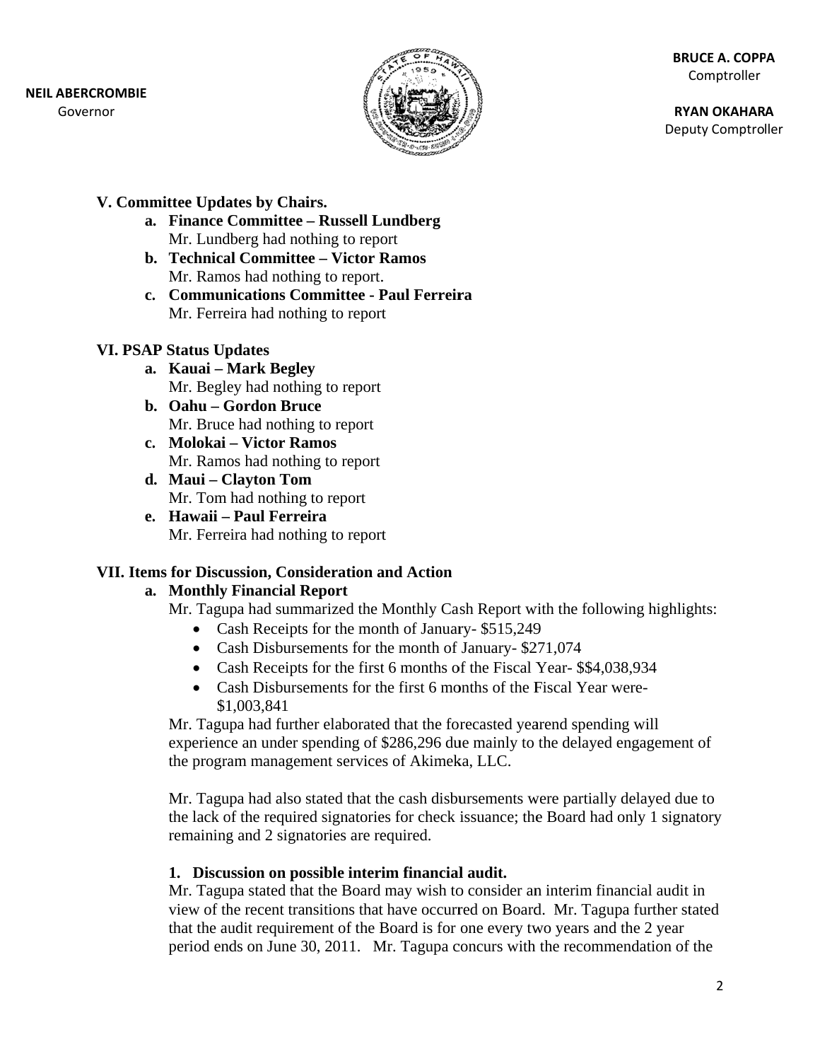NEIL ABERCROMBIE
Governor

BRUCE A. COPPA
Comptroller

RYAN OKAHARA
Deputy Comptroller

## V. Committee Updates by Chairs.

**a. Finance Committee – Russell Lundberg**
Mr. Lundberg had nothing to report

**b. Technical Committee – Victor Ramos**
Mr. Ramos had nothing to report.

**c. Communications Committee - Paul Ferreira**
Mr. Ferreira had nothing to report

## VI. PSAP Status Updates

**a. Kauai – Mark Begley**
Mr. Begley had nothing to report

**b. Oahu – Gordon Bruce**
Mr. Bruce had nothing to report

**c. Molokai – Victor Ramos**
Mr. Ramos had nothing to report

**d. Maui – Clayton Tom**
Mr. Tom had nothing to report

**e. Hawaii – Paul Ferreira**
Mr. Ferreira had nothing to report

## VII. Items for Discussion, Consideration and Action

### a. Monthly Financial Report

Mr. Tagupa had summarized the Monthly Cash Report with the following highlights:

- Cash Receipts for the month of January- $515,249
- Cash Disbursements for the month of January- $271,074
- Cash Receipts for the first 6 months of the Fiscal Year- $$4,038,934
- Cash Disbursements for the first 6 months of the Fiscal Year were- $1,003,841

Mr. Tagupa had further elaborated that the forecasted yearend spending will experience an under spending of $286,296 due mainly to the delayed engagement of the program management services of Akimeka, LLC.

Mr. Tagupa had also stated that the cash disbursements were partially delayed due to the lack of the required signatories for check issuance; the Board had only 1 signatory remaining and 2 signatories are required.

**1. Discussion on possible interim financial audit.**

Mr. Tagupa stated that the Board may wish to consider an interim financial audit in view of the recent transitions that have occurred on Board. Mr. Tagupa further stated that the audit requirement of the Board is for one every two years and the 2 year period ends on June 30, 2011. Mr. Tagupa concurs with the recommendation of the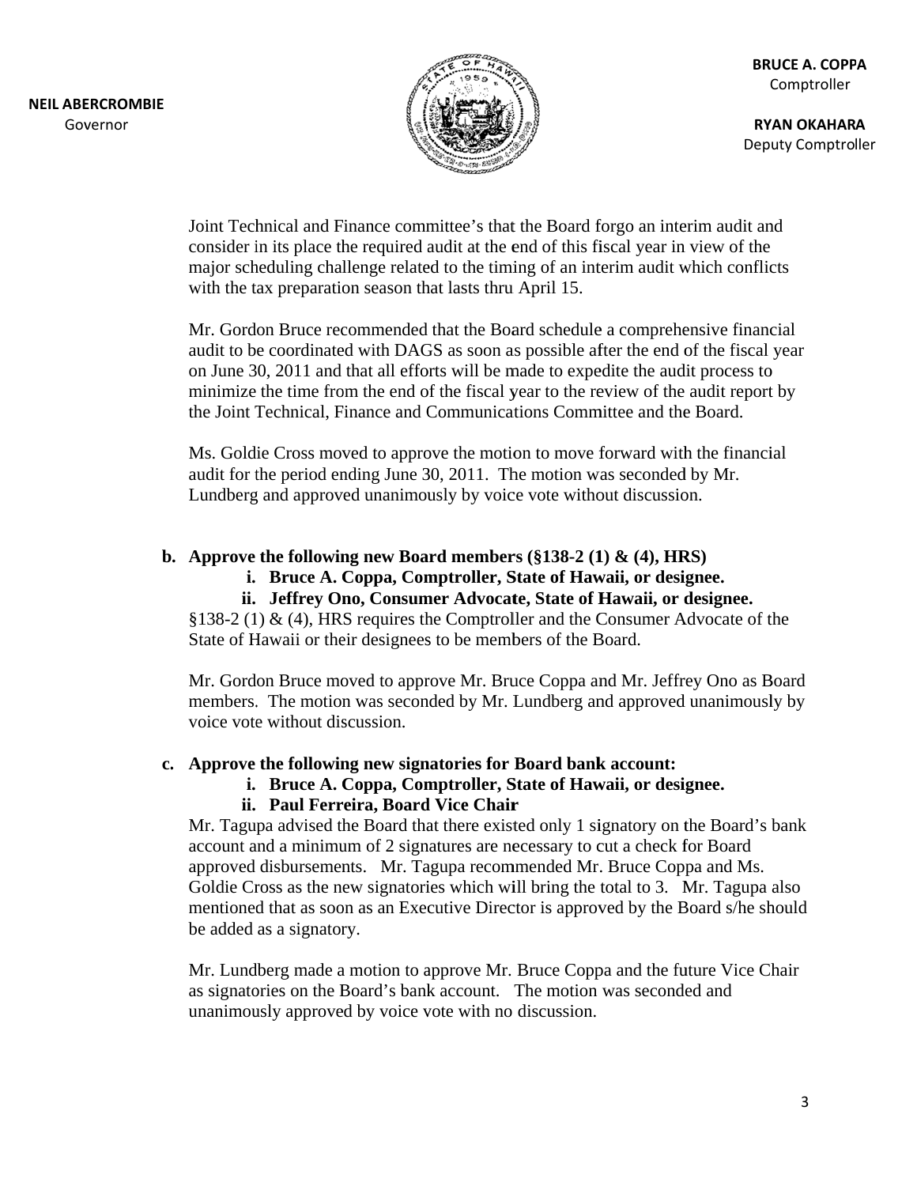Joint Technical and Finance committee's that the Board forgo an interim audit and consider in its place the required audit at the end of this fiscal year in view of the major scheduling challenge related to the timing of an interim audit which conflicts with the tax preparation season that lasts thru April 15.

Mr. Gordon Bruce recommended that the Board schedule a comprehensive financial audit to be coordinated with DAGS as soon as possible after the end of the fiscal year on June 30, 2011 and that all efforts will be made to expedite the audit process to minimize the time from the end of the fiscal year to the review of the audit report by the Joint Technical, Finance and Communications Committee and the Board.

Ms. Goldie Cross moved to approve the motion to move forward with the financial audit for the period ending June 30, 2011. The motion was seconded by Mr. Lundberg and approved unanimously by voice vote without discussion.

**b. Approve the following new Board members (§138-2 (1) & (4), HRS)**

**i. Bruce A. Coppa, Comptroller, State of Hawaii, or designee.**

**ii. Jeffrey Ono, Consumer Advocate, State of Hawaii, or designee.**

§138-2 (1) & (4), HRS requires the Comptroller and the Consumer Advocate of the State of Hawaii or their designees to be members of the Board.

Mr. Gordon Bruce moved to approve Mr. Bruce Coppa and Mr. Jeffrey Ono as Board members. The motion was seconded by Mr. Lundberg and approved unanimously by voice vote without discussion.

**c. Approve the following new signatories for Board bank account:**

**i. Bruce A. Coppa, Comptroller, State of Hawaii, or designee.**

**ii. Paul Ferreira, Board Vice Chair**

Mr. Tagupa advised the Board that there existed only 1 signatory on the Board's bank account and a minimum of 2 signatures are necessary to cut a check for Board approved disbursements. Mr. Tagupa recommended Mr. Bruce Coppa and Ms. Goldie Cross as the new signatories which will bring the total to 3. Mr. Tagupa also mentioned that as soon as an Executive Director is approved by the Board s/he should be added as a signatory.

Mr. Lundberg made a motion to approve Mr. Bruce Coppa and the future Vice Chair as signatories on the Board's bank account. The motion was seconded and unanimously approved by voice vote with no discussion.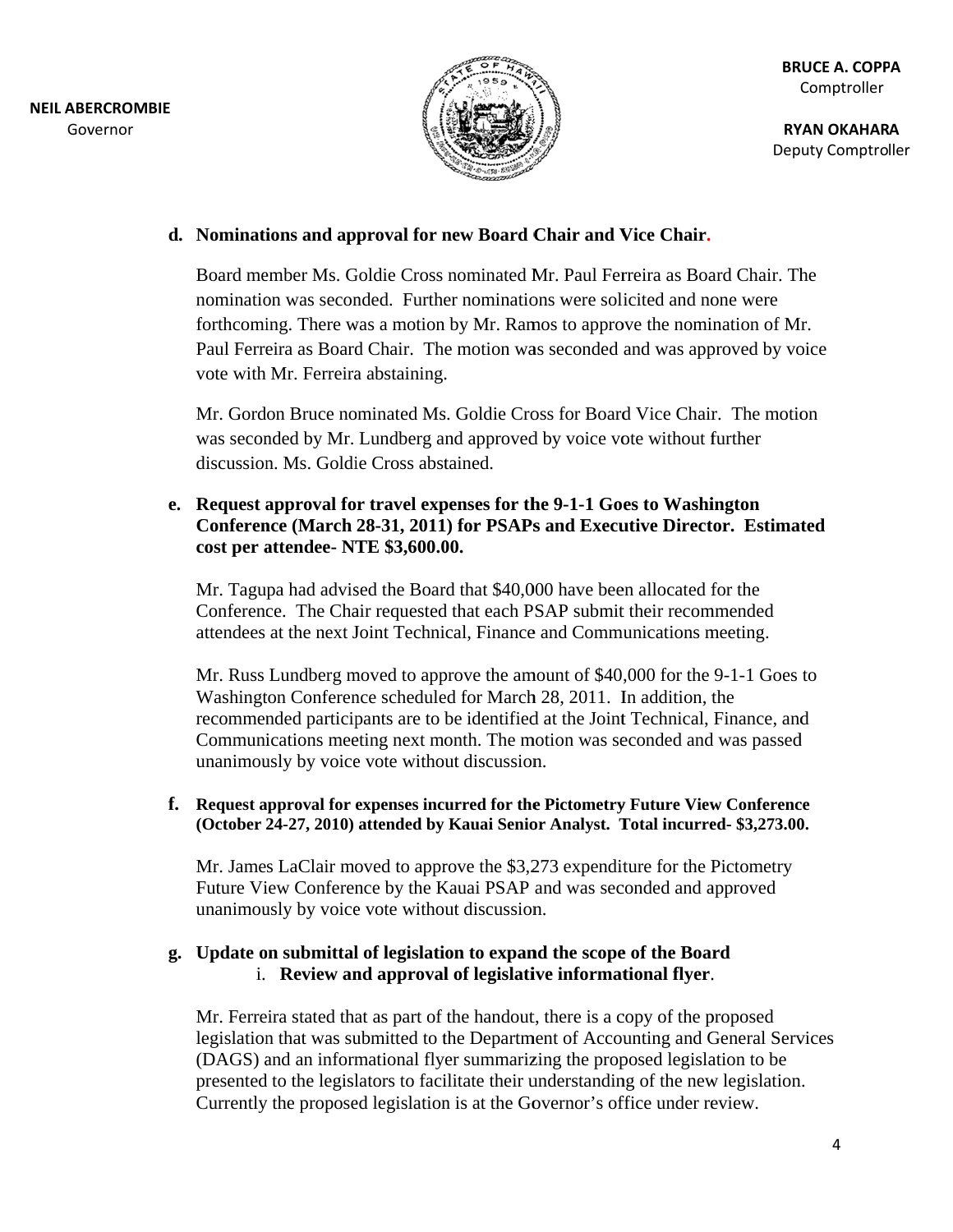NEIL ABERCROMBIE
Governor

BRUCE A. COPPA
Comptroller

RYAN OKAHARA
Deputy Comptroller

**d. Nominations and approval for new Board Chair and Vice Chair.**

Board member Ms. Goldie Cross nominated Mr. Paul Ferreira as Board Chair. The nomination was seconded. Further nominations were solicited and none were forthcoming. There was a motion by Mr. Ramos to approve the nomination of Mr. Paul Ferreira as Board Chair. The motion was seconded and was approved by voice vote with Mr. Ferreira abstaining.

Mr. Gordon Bruce nominated Ms. Goldie Cross for Board Vice Chair. The motion was seconded by Mr. Lundberg and approved by voice vote without further discussion. Ms. Goldie Cross abstained.

**e. Request approval for travel expenses for the 9-1-1 Goes to Washington Conference (March 28-31, 2011) for PSAPs and Executive Director. Estimated cost per attendee- NTE $3,600.00.**

Mr. Tagupa had advised the Board that $40,000 have been allocated for the Conference. The Chair requested that each PSAP submit their recommended attendees at the next Joint Technical, Finance and Communications meeting.

Mr. Russ Lundberg moved to approve the amount of $40,000 for the 9-1-1 Goes to Washington Conference scheduled for March 28, 2011. In addition, the recommended participants are to be identified at the Joint Technical, Finance, and Communications meeting next month. The motion was seconded and was passed unanimously by voice vote without discussion.

**f. Request approval for expenses incurred for the Pictometry Future View Conference (October 24-27, 2010) attended by Kauai Senior Analyst. Total incurred- $3,273.00.**

Mr. James LaClair moved to approve the $3,273 expenditure for the Pictometry Future View Conference by the Kauai PSAP and was seconded and approved unanimously by voice vote without discussion.

**g. Update on submittal of legislation to expand the scope of the Board**
   i. **Review and approval of legislative informational flyer**.

Mr. Ferreira stated that as part of the handout, there is a copy of the proposed legislation that was submitted to the Department of Accounting and General Services (DAGS) and an informational flyer summarizing the proposed legislation to be presented to the legislators to facilitate their understanding of the new legislation. Currently the proposed legislation is at the Governor's office under review.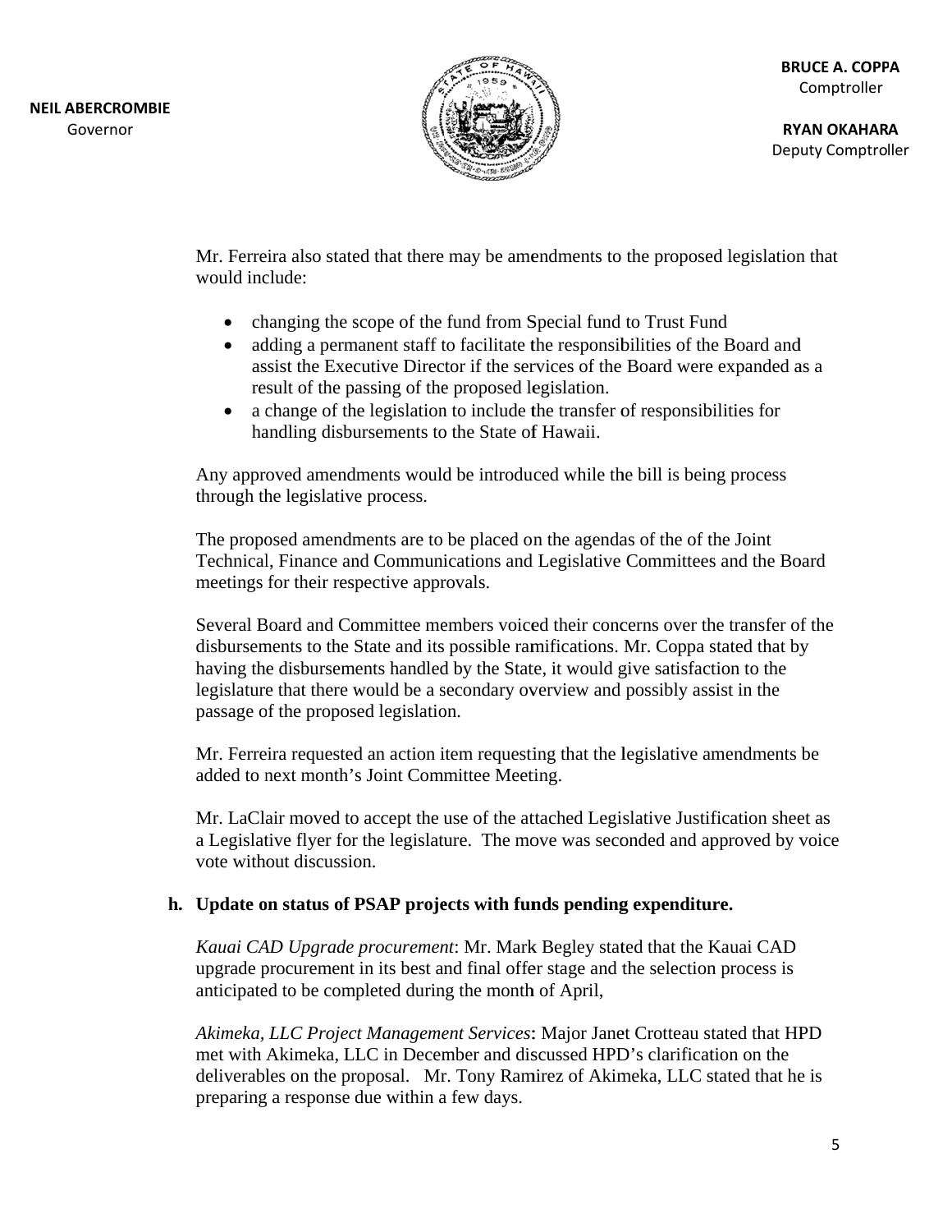Mr. Ferreira also stated that there may be amendments to the proposed legislation that would include:

- changing the scope of the fund from Special fund to Trust Fund
- adding a permanent staff to facilitate the responsibilities of the Board and assist the Executive Director if the services of the Board were expanded as a result of the passing of the proposed legislation.
- a change of the legislation to include the transfer of responsibilities for handling disbursements to the State of Hawaii.

Any approved amendments would be introduced while the bill is being process through the legislative process.

The proposed amendments are to be placed on the agendas of the of the Joint Technical, Finance and Communications and Legislative Committees and the Board meetings for their respective approvals.

Several Board and Committee members voiced their concerns over the transfer of the disbursements to the State and its possible ramifications. Mr. Coppa stated that by having the disbursements handled by the State, it would give satisfaction to the legislature that there would be a secondary overview and possibly assist in the passage of the proposed legislation.

Mr. Ferreira requested an action item requesting that the legislative amendments be added to next month's Joint Committee Meeting.

Mr. LaClair moved to accept the use of the attached Legislative Justification sheet as a Legislative flyer for the legislature. The move was seconded and approved by voice vote without discussion.

**h. Update on status of PSAP projects with funds pending expenditure.**

*Kauai CAD Upgrade procurement*: Mr. Mark Begley stated that the Kauai CAD upgrade procurement in its best and final offer stage and the selection process is anticipated to be completed during the month of April,

*Akimeka, LLC Project Management Services*: Major Janet Crotteau stated that HPD met with Akimeka, LLC in December and discussed HPD's clarification on the deliverables on the proposal. Mr. Tony Ramirez of Akimeka, LLC stated that he is preparing a response due within a few days.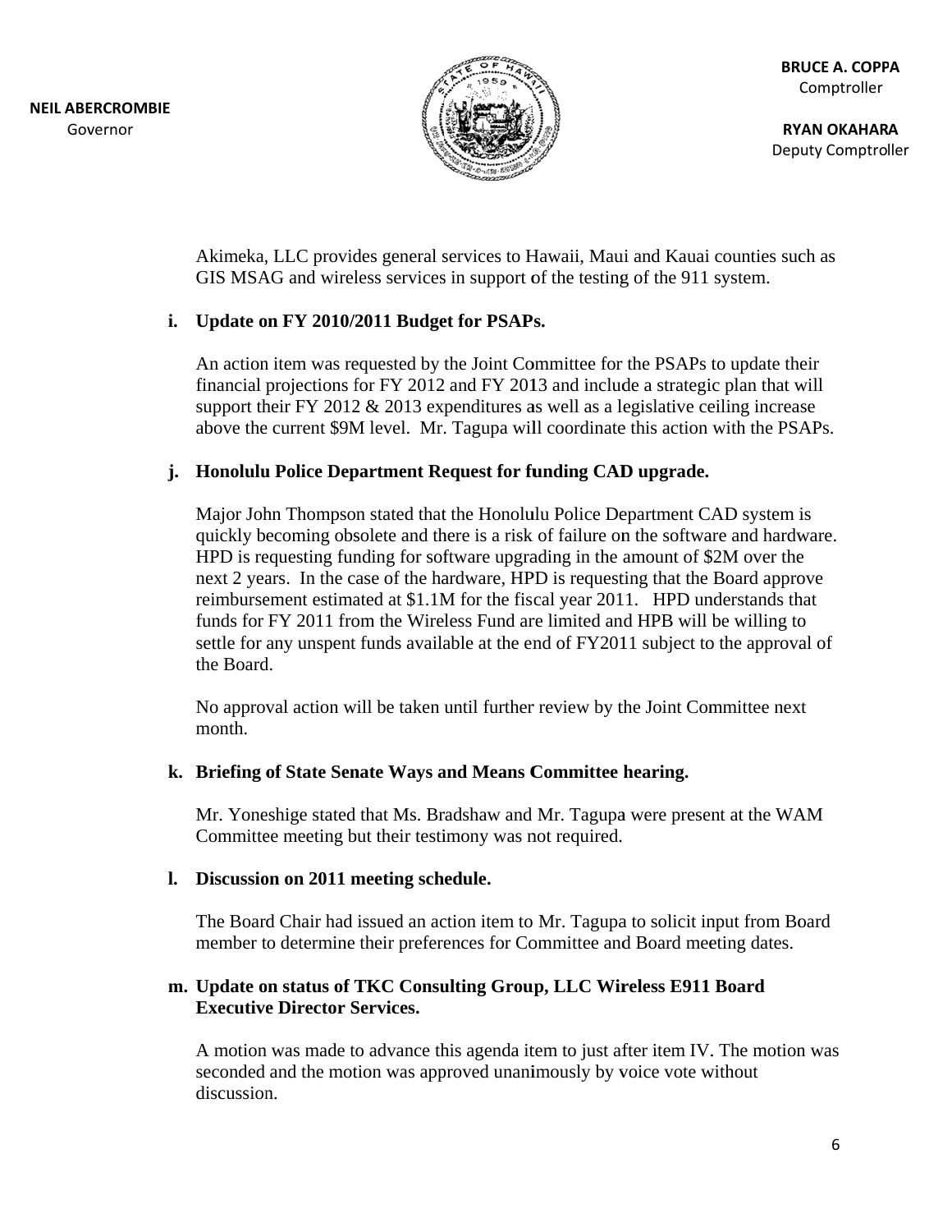Akimeka, LLC provides general services to Hawaii, Maui and Kauai counties such as GIS MSAG and wireless services in support of the testing of the 911 system.

**i. Update on FY 2010/2011 Budget for PSAPs.**

An action item was requested by the Joint Committee for the PSAPs to update their financial projections for FY 2012 and FY 2013 and include a strategic plan that will support their FY 2012 & 2013 expenditures as well as a legislative ceiling increase above the current $9M level. Mr. Tagupa will coordinate this action with the PSAPs.

**j. Honolulu Police Department Request for funding CAD upgrade.**

Major John Thompson stated that the Honolulu Police Department CAD system is quickly becoming obsolete and there is a risk of failure on the software and hardware. HPD is requesting funding for software upgrading in the amount of $2M over the next 2 years. In the case of the hardware, HPD is requesting that the Board approve reimbursement estimated at $1.1M for the fiscal year 2011. HPD understands that funds for FY 2011 from the Wireless Fund are limited and HPB will be willing to settle for any unspent funds available at the end of FY2011 subject to the approval of the Board.

No approval action will be taken until further review by the Joint Committee next month.

**k. Briefing of State Senate Ways and Means Committee hearing.**

Mr. Yoneshige stated that Ms. Bradshaw and Mr. Tagupa were present at the WAM Committee meeting but their testimony was not required.

**l. Discussion on 2011 meeting schedule.**

The Board Chair had issued an action item to Mr. Tagupa to solicit input from Board member to determine their preferences for Committee and Board meeting dates.

**m. Update on status of TKC Consulting Group, LLC Wireless E911 Board Executive Director Services.**

A motion was made to advance this agenda item to just after item IV. The motion was seconded and the motion was approved unanimously by voice vote without discussion.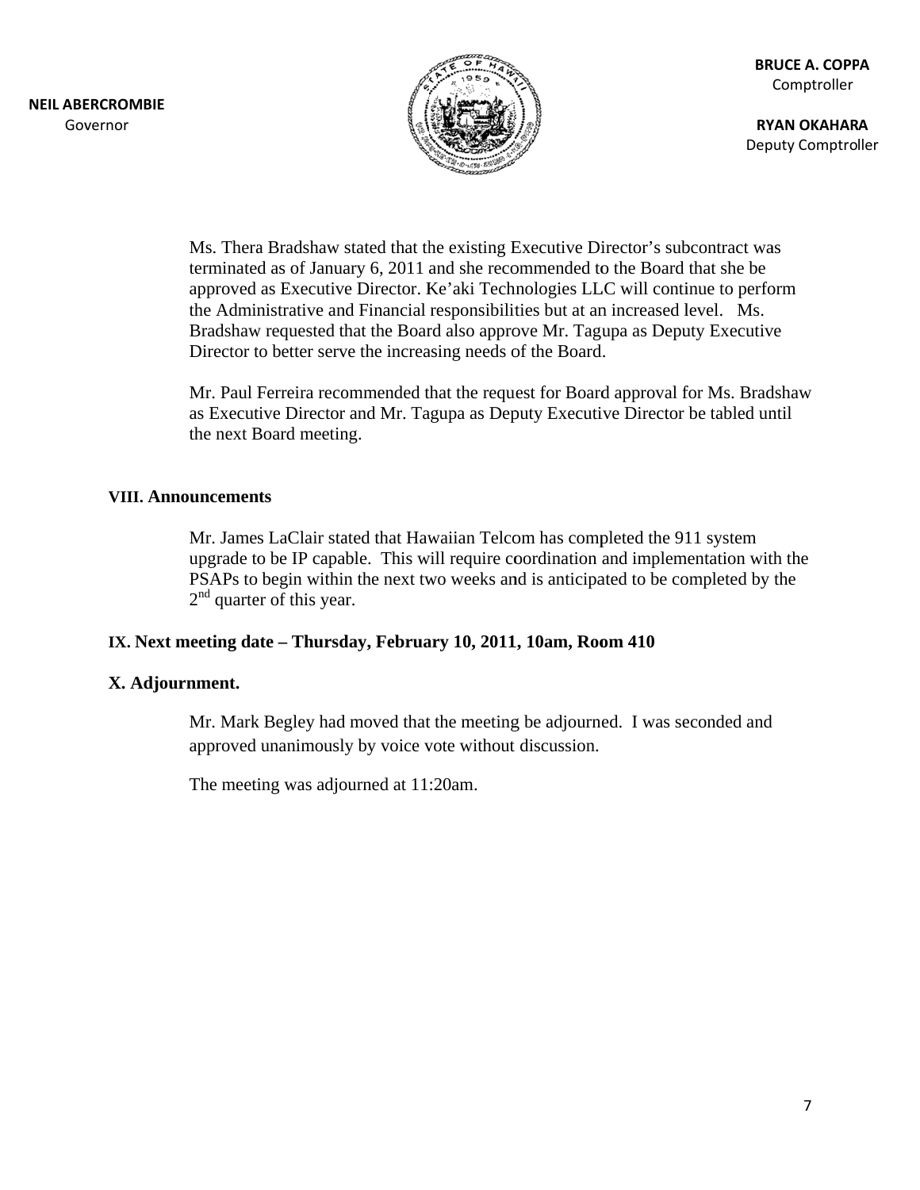Ms. Thera Bradshaw stated that the existing Executive Director's subcontract was terminated as of January 6, 2011 and she recommended to the Board that she be approved as Executive Director. Ke'aki Technologies LLC will continue to perform the Administrative and Financial responsibilities but at an increased level. Ms. Bradshaw requested that the Board also approve Mr. Tagupa as Deputy Executive Director to better serve the increasing needs of the Board.

Mr. Paul Ferreira recommended that the request for Board approval for Ms. Bradshaw as Executive Director and Mr. Tagupa as Deputy Executive Director be tabled until the next Board meeting.

**VIII. Announcements**

Mr. James LaClair stated that Hawaiian Telcom has completed the 911 system upgrade to be IP capable. This will require coordination and implementation with the PSAPs to begin within the next two weeks and is anticipated to be completed by the 2nd quarter of this year.

**IX. Next meeting date – Thursday, February 10, 2011, 10am, Room 410**

**X. Adjournment.**

Mr. Mark Begley had moved that the meeting be adjourned. I was seconded and approved unanimously by voice vote without discussion.

The meeting was adjourned at 11:20am.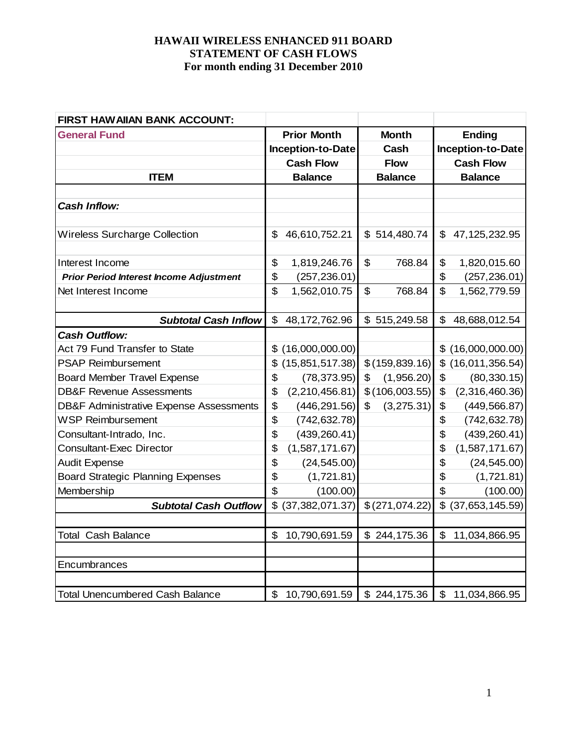# HAWAII WIRELESS ENHANCED 911 BOARD
## STATEMENT OF CASH FLOWS
### For month ending 31 December 2010

| FIRST HAWAIIAN BANK ACCOUNT: | | | |
|---|---|---|---|
| **General Fund** | **Prior Month Inception-to-Date Cash Flow Balance** | **Month Cash Flow Balance** | **Ending Inception-to-Date Cash Flow Balance** |
| **ITEM** | | | |
| ***Cash Inflow:*** | | | |
| Wireless Surcharge Collection | $ 46,610,752.21 | $ 514,480.74 | $ 47,125,232.95 |
| Interest Income | $ 1,819,246.76 | $ 768.84 | $ 1,820,015.60 |
| ***Prior Period Interest Income Adjustment*** | $ (257,236.01) | | $ (257,236.01) |
| Net Interest Income | $ 1,562,010.75 | $ 768.84 | $ 1,562,779.59 |
| ***Subtotal Cash Inflow*** | $ 48,172,762.96 | $ 515,249.58 | $ 48,688,012.54 |
| ***Cash Outflow:*** | | | |
| Act 79 Fund Transfer to State | $ (16,000,000.00) | | $ (16,000,000.00) |
| PSAP Reimbursement | $ (15,851,517.38) | $ (159,839.16) | $ (16,011,356.54) |
| Board Member Travel Expense | $ (78,373.95) | $ (1,956.20) | $ (80,330.15) |
| DB&F Revenue Assessments | $ (2,210,456.81) | $ (106,003.55) | $ (2,316,460.36) |
| DB&F Administrative Expense Assessments | $ (446,291.56) | $ (3,275.31) | $ (449,566.87) |
| WSP Reimbursement | $ (742,632.78) | | $ (742,632.78) |
| Consultant-Intrado, Inc. | $ (439,260.41) | | $ (439,260.41) |
| Consultant-Exec Director | $ (1,587,171.67) | | $ (1,587,171.67) |
| Audit Expense | $ (24,545.00) | | $ (24,545.00) |
| Board Strategic Planning Expenses | $ (1,721.81) | | $ (1,721.81) |
| Membership | $ (100.00) | | $ (100.00) |
| ***Subtotal Cash Outflow*** | $ (37,382,071.37) | $ (271,074.22) | $ (37,653,145.59) |
| Total Cash Balance | $ 10,790,691.59 | $ 244,175.36 | $ 11,034,866.95 |
| Encumbrances | | | |
| Total Unencumbered Cash Balance | $ 10,790,691.59 | $ 244,175.36 | $ 11,034,866.95 |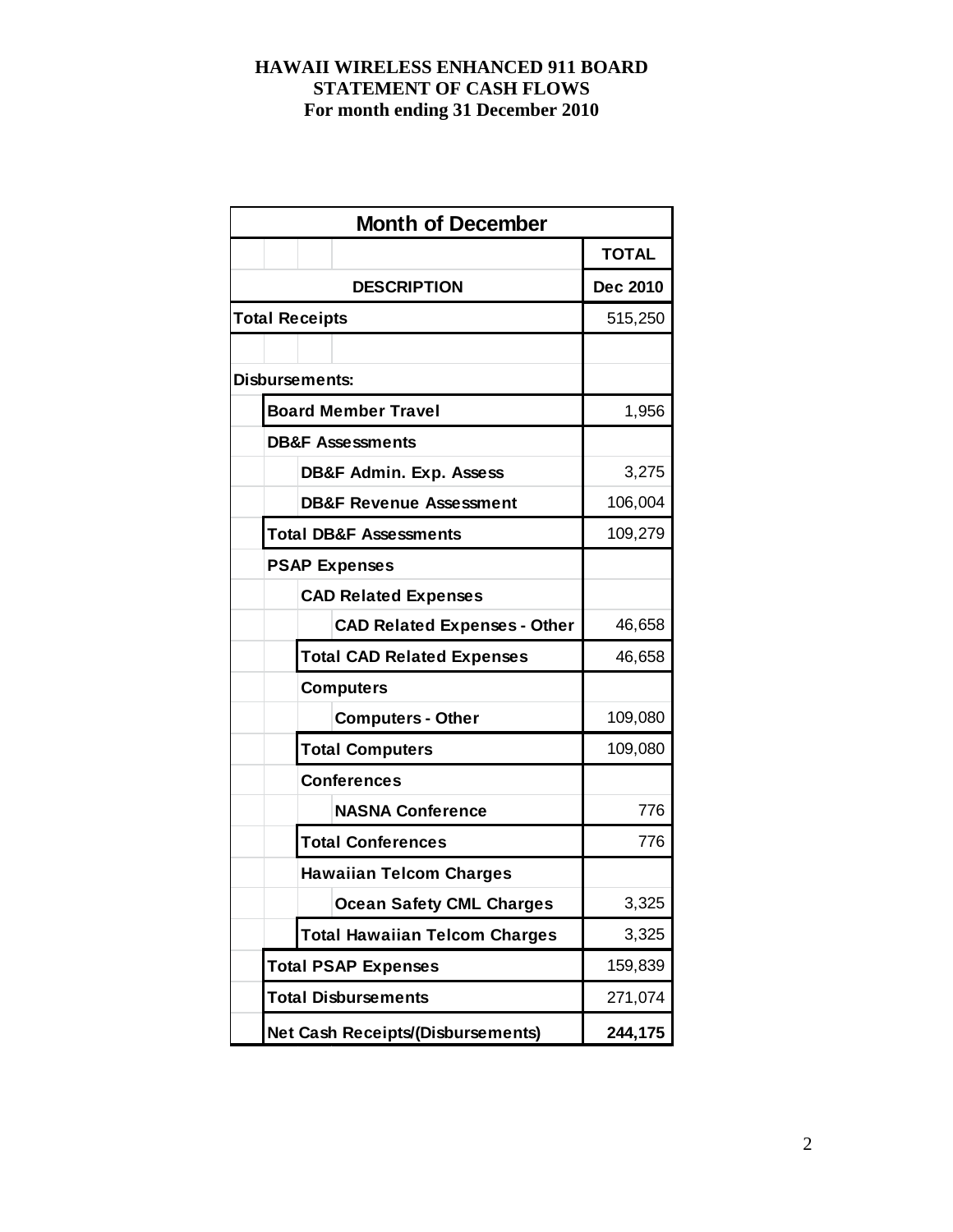**HAWAII WIRELESS ENHANCED 911 BOARD**
**STATEMENT OF CASH FLOWS**
**For month ending 31 December 2010**

| Month of December | |
|---|---|
| | **TOTAL** |
| **DESCRIPTION** | **Dec 2010** |
| **Total Receipts** | 515,250 |
| | |
| **Disbursements:** | |
| **Board Member Travel** | 1,956 |
| **DB&F Assessments** | |
| **DB&F Admin. Exp. Assess** | 3,275 |
| **DB&F Revenue Assessment** | 106,004 |
| **Total DB&F Assessments** | 109,279 |
| **PSAP Expenses** | |
| **CAD Related Expenses** | |
| **CAD Related Expenses - Other** | 46,658 |
| **Total CAD Related Expenses** | 46,658 |
| **Computers** | |
| **Computers - Other** | 109,080 |
| **Total Computers** | 109,080 |
| **Conferences** | |
| **NASNA Conference** | 776 |
| **Total Conferences** | 776 |
| **Hawaiian Telcom Charges** | |
| **Ocean Safety CML Charges** | 3,325 |
| **Total Hawaiian Telcom Charges** | 3,325 |
| **Total PSAP Expenses** | 159,839 |
| **Total Disbursements** | 271,074 |
| **Net Cash Receipts/(Disbursements)** | **244,175** |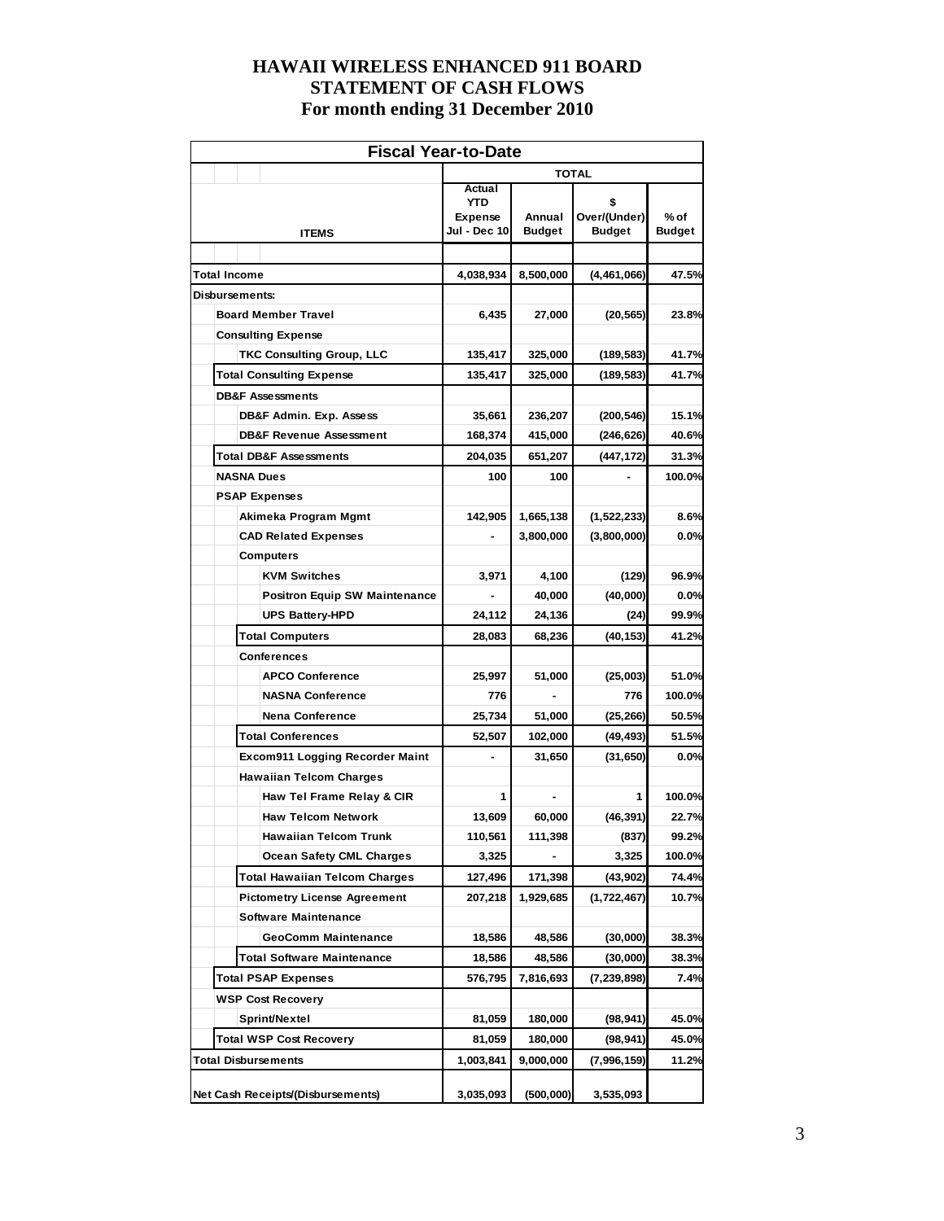# HAWAII WIRELESS ENHANCED 911 BOARD
## STATEMENT OF CASH FLOWS
### For month ending 31 December 2010

| Fiscal Year-to-Date | | | | |
|---|---|---|---|---|
| | TOTAL | | | |
| ITEMS | Actual YTD Expense Jul - Dec 10 | Annual Budget | $ Over/(Under) Budget | % of Budget |
| Total Income | 4,038,934 | 8,500,000 | (4,461,066) | 47.5% |
| Disbursements: | | | | |
| Board Member Travel | 6,435 | 27,000 | (20,565) | 23.8% |
| Consulting Expense | | | | |
| TKC Consulting Group, LLC | 135,417 | 325,000 | (189,583) | 41.7% |
| Total Consulting Expense | 135,417 | 325,000 | (189,583) | 41.7% |
| DB&F Assessments | | | | |
| DB&F Admin. Exp. Assess | 35,661 | 236,207 | (200,546) | 15.1% |
| DB&F Revenue Assessment | 168,374 | 415,000 | (246,626) | 40.6% |
| Total DB&F Assessments | 204,035 | 651,207 | (447,172) | 31.3% |
| NASNA Dues | 100 | 100 | - | 100.0% |
| PSAP Expenses | | | | |
| Akimeka Program Mgmt | 142,905 | 1,665,138 | (1,522,233) | 8.6% |
| CAD Related Expenses | - | 3,800,000 | (3,800,000) | 0.0% |
| Computers | | | | |
| KVM Switches | 3,971 | 4,100 | (129) | 96.9% |
| Positron Equip SW Maintenance | - | 40,000 | (40,000) | 0.0% |
| UPS Battery-HPD | 24,112 | 24,136 | (24) | 99.9% |
| Total Computers | 28,083 | 68,236 | (40,153) | 41.2% |
| Conferences | | | | |
| APCO Conference | 25,997 | 51,000 | (25,003) | 51.0% |
| NASNA Conference | 776 | - | 776 | 100.0% |
| Nena Conference | 25,734 | 51,000 | (25,266) | 50.5% |
| Total Conferences | 52,507 | 102,000 | (49,493) | 51.5% |
| Excom911 Logging Recorder Maint | - | 31,650 | (31,650) | 0.0% |
| Hawaiian Telcom Charges | | | | |
| Haw Tel Frame Relay & CIR | 1 | - | 1 | 100.0% |
| Haw Telcom Network | 13,609 | 60,000 | (46,391) | 22.7% |
| Hawaiian Telcom Trunk | 110,561 | 111,398 | (837) | 99.2% |
| Ocean Safety CML Charges | 3,325 | - | 3,325 | 100.0% |
| Total Hawaiian Telcom Charges | 127,496 | 171,398 | (43,902) | 74.4% |
| Pictometry License Agreement | 207,218 | 1,929,685 | (1,722,467) | 10.7% |
| Software Maintenance | | | | |
| GeoComm Maintenance | 18,586 | 48,586 | (30,000) | 38.3% |
| Total Software Maintenance | 18,586 | 48,586 | (30,000) | 38.3% |
| Total PSAP Expenses | 576,795 | 7,816,693 | (7,239,898) | 7.4% |
| WSP Cost Recovery | | | | |
| Sprint/Nextel | 81,059 | 180,000 | (98,941) | 45.0% |
| Total WSP Cost Recovery | 81,059 | 180,000 | (98,941) | 45.0% |
| Total Disbursements | 1,003,841 | 9,000,000 | (7,996,159) | 11.2% |
| Net Cash Receipts/(Disbursements) | 3,035,093 | (500,000) | 3,535,093 | |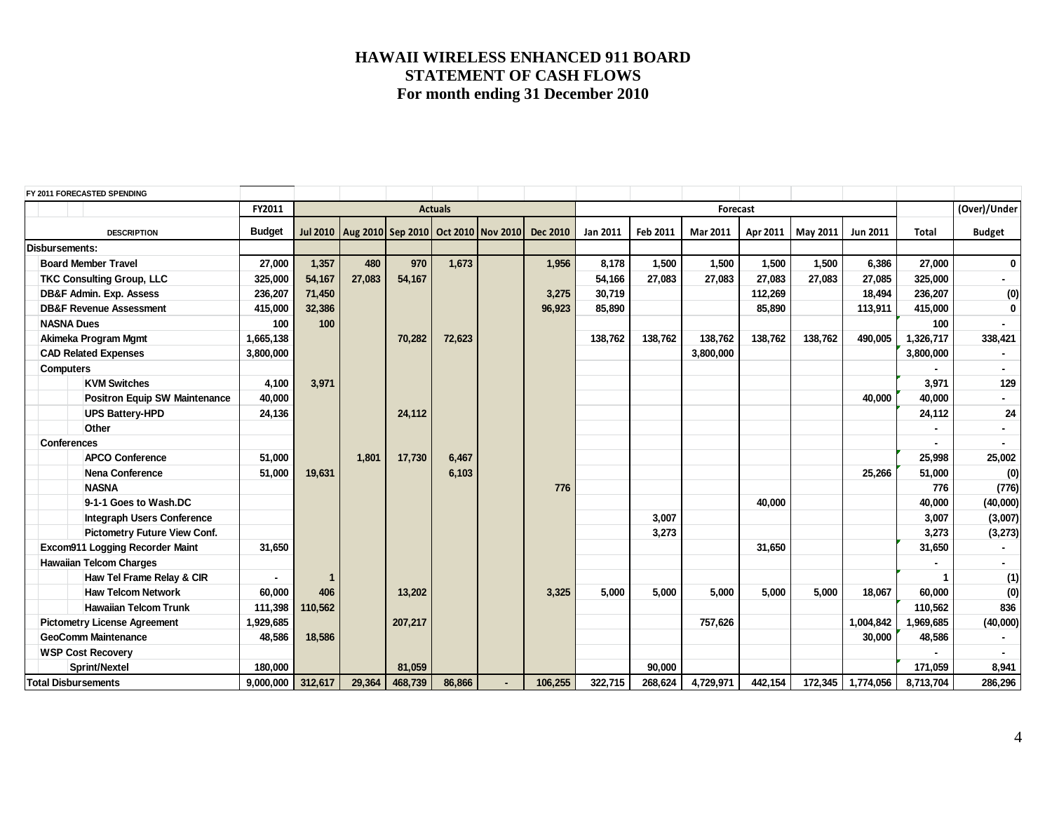# HAWAII WIRELESS ENHANCED 911 BOARD
## STATEMENT OF CASH FLOWS
### For month ending 31 December 2010

FY 2011 FORECASTED SPENDING

| DESCRIPTION | FY2011 Budget | Actuals Jul 2010 | Aug 2010 | Sep 2010 | Oct 2010 | Nov 2010 | Dec 2010 | Forecast Jan 2011 | Feb 2011 | Mar 2011 | Apr 2011 | May 2011 | Jun 2011 | Total | (Over)/Under Budget |
|---|---|---|---|---|---|---|---|---|---|---|---|---|---|---|---|
| **Disbursements:** | | | | | | | | | | | | | | | |
| Board Member Travel | 27,000 | 1,357 | 480 | 970 | 1,673 | | 1,956 | 8,178 | 1,500 | 1,500 | 1,500 | 1,500 | 6,386 | 27,000 | 0 |
| TKC Consulting Group, LLC | 325,000 | 54,167 | 27,083 | 54,167 | | | | 54,166 | 27,083 | 27,083 | 27,083 | 27,083 | 27,085 | 325,000 | - |
| DB&F Admin. Exp. Assess | 236,207 | 71,450 | | | | | 3,275 | 30,719 | | | 112,269 | | 18,494 | 236,207 | (0) |
| DB&F Revenue Assessment | 415,000 | 32,386 | | | | | 96,923 | 85,890 | | | 85,890 | | 113,911 | 415,000 | 0 |
| NASNA Dues | 100 | 100 | | | | | | | | | | | | 100 | - |
| Akimeka Program Mgmt | 1,665,138 | | | 70,282 | 72,623 | | | 138,762 | 138,762 | 138,762 | 138,762 | 138,762 | 490,005 | 1,326,717 | 338,421 |
| CAD Related Expenses | 3,800,000 | | | | | | | | | 3,800,000 | | | | 3,800,000 | - |
| Computers | | | | | | | | | | | | | | - | - |
| KVM Switches | 4,100 | 3,971 | | | | | | | | | | | | 3,971 | 129 |
| Positron Equip SW Maintenance | 40,000 | | | | | | | | | | | | 40,000 | 40,000 | - |
| UPS Battery-HPD | 24,136 | | | 24,112 | | | | | | | | | | 24,112 | 24 |
| Other | | | | | | | | | | | | | | - | - |
| Conferences | | | | | | | | | | | | | | - | - |
| APCO Conference | 51,000 | | 1,801 | 17,730 | 6,467 | | | | | | | | | 25,998 | 25,002 |
| Nena Conference | 51,000 | 19,631 | | | 6,103 | | | | | | | | 25,266 | 51,000 | (0) |
| NASNA | | | | | | | 776 | | | | | | | 776 | (776) |
| 9-1-1 Goes to Wash.DC | | | | | | | | | | | 40,000 | | | 40,000 | (40,000) |
| Integraph Users Conference | | | | | | | | | 3,007 | | | | | 3,007 | (3,007) |
| Pictometry Future View Conf. | | | | | | | | | 3,273 | | | | | 3,273 | (3,273) |
| Excom911 Logging Recorder Maint | 31,650 | | | | | | | | | | 31,650 | | | 31,650 | - |
| Hawaiian Telcom Charges | | | | | | | | | | | | | | - | - |
| Haw Tel Frame Relay & CIR | - | 1 | | | | | | | | | | | | 1 | (1) |
| Haw Telcom Network | 60,000 | 406 | | 13,202 | | | 3,325 | 5,000 | 5,000 | 5,000 | 5,000 | 5,000 | 18,067 | 60,000 | (0) |
| Hawaiian Telcom Trunk | 111,398 | 110,562 | | | | | | | | | | | | 110,562 | 836 |
| Pictometry License Agreement | 1,929,685 | | | 207,217 | | | | | | 757,626 | | | 1,004,842 | 1,969,685 | (40,000) |
| GeoComm Maintenance | 48,586 | 18,586 | | | | | | | | | | | 30,000 | 48,586 | - |
| WSP Cost Recovery | | | | | | | | | | | | | | - | - |
| Sprint/Nextel | 180,000 | | | 81,059 | | | | | 90,000 | | | | | 171,059 | 8,941 |
| **Total Disbursements** | 9,000,000 | 312,617 | 29,364 | 468,739 | 86,866 | - | 106,255 | 322,715 | 268,624 | 4,729,971 | 442,154 | 172,345 | 1,774,056 | 8,713,704 | 286,296 |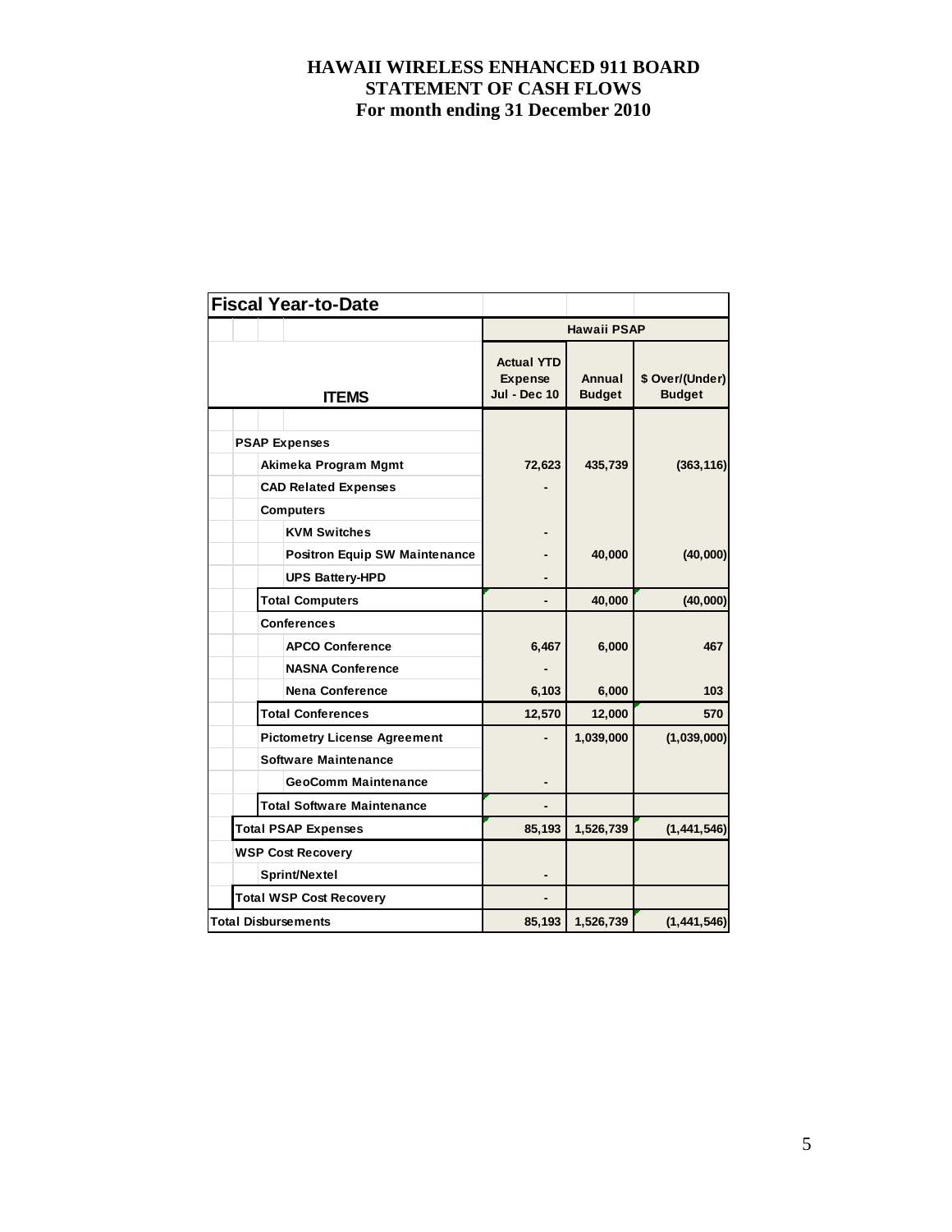# HAWAII WIRELESS ENHANCED 911 BOARD
# STATEMENT OF CASH FLOWS
# For month ending 31 December 2010

| Fiscal Year-to-Date | | | |
|---|---|---|---|
| | Hawaii PSAP | | |
| ITEMS | Actual YTD Expense Jul - Dec 10 | Annual Budget | $ Over/(Under) Budget |
| **PSAP Expenses** | | | |
| Akimeka Program Mgmt | 72,623 | 435,739 | (363,116) |
| CAD Related Expenses | - | | |
| Computers | | | |
| KVM Switches | - | | |
| Positron Equip SW Maintenance | - | 40,000 | (40,000) |
| UPS Battery-HPD | - | | |
| Total Computers | - | 40,000 | (40,000) |
| Conferences | | | |
| APCO Conference | 6,467 | 6,000 | 467 |
| NASNA Conference | - | | |
| Nena Conference | 6,103 | 6,000 | 103 |
| Total Conferences | 12,570 | 12,000 | 570 |
| Pictometry License Agreement | - | 1,039,000 | (1,039,000) |
| Software Maintenance | | | |
| GeoComm Maintenance | - | | |
| Total Software Maintenance | - | | |
| **Total PSAP Expenses** | 85,193 | 1,526,739 | (1,441,546) |
| **WSP Cost Recovery** | | | |
| Sprint/Nextel | - | | |
| **Total WSP Cost Recovery** | - | | |
| **Total Disbursements** | 85,193 | 1,526,739 | (1,441,546) |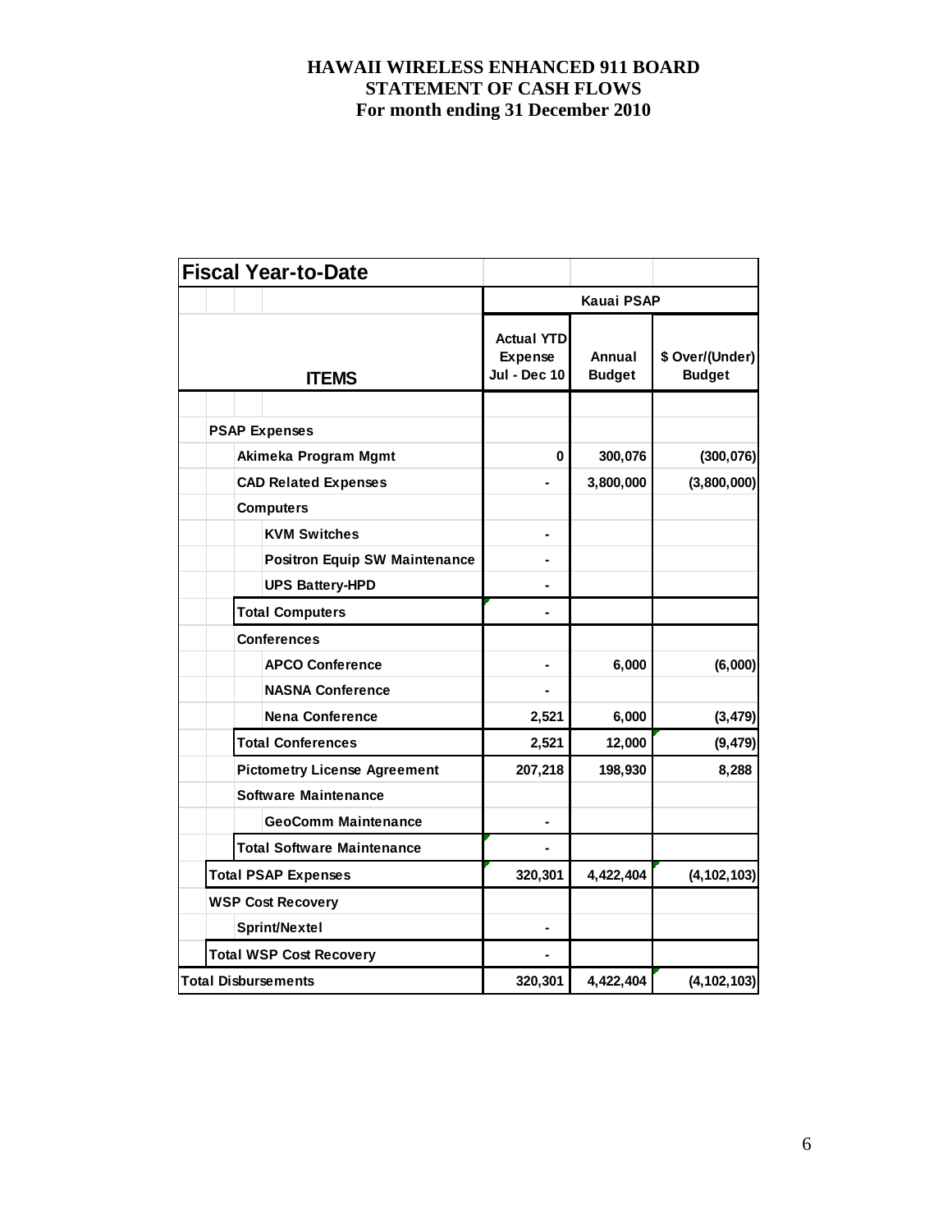# HAWAII WIRELESS ENHANCED 911 BOARD
## STATEMENT OF CASH FLOWS
### For month ending 31 December 2010

| Fiscal Year-to-Date | | | |
|---|---|---|---|
| | Kauai PSAP | | |
| **ITEMS** | Actual YTD Expense Jul - Dec 10 | Annual Budget | $ Over/(Under) Budget |
| **PSAP Expenses** | | | |
| Akimeka Program Mgmt | 0 | 300,076 | (300,076) |
| CAD Related Expenses | - | 3,800,000 | (3,800,000) |
| Computers | | | |
| KVM Switches | - | | |
| Positron Equip SW Maintenance | - | | |
| UPS Battery-HPD | - | | |
| Total Computers | - | | |
| Conferences | | | |
| APCO Conference | - | 6,000 | (6,000) |
| NASNA Conference | - | | |
| Nena Conference | 2,521 | 6,000 | (3,479) |
| Total Conferences | 2,521 | 12,000 | (9,479) |
| Pictometry License Agreement | 207,218 | 198,930 | 8,288 |
| Software Maintenance | | | |
| GeoComm Maintenance | - | | |
| Total Software Maintenance | - | | |
| **Total PSAP Expenses** | 320,301 | 4,422,404 | (4,102,103) |
| **WSP Cost Recovery** | | | |
| Sprint/Nextel | - | | |
| **Total WSP Cost Recovery** | - | | |
| **Total Disbursements** | 320,301 | 4,422,404 | (4,102,103) |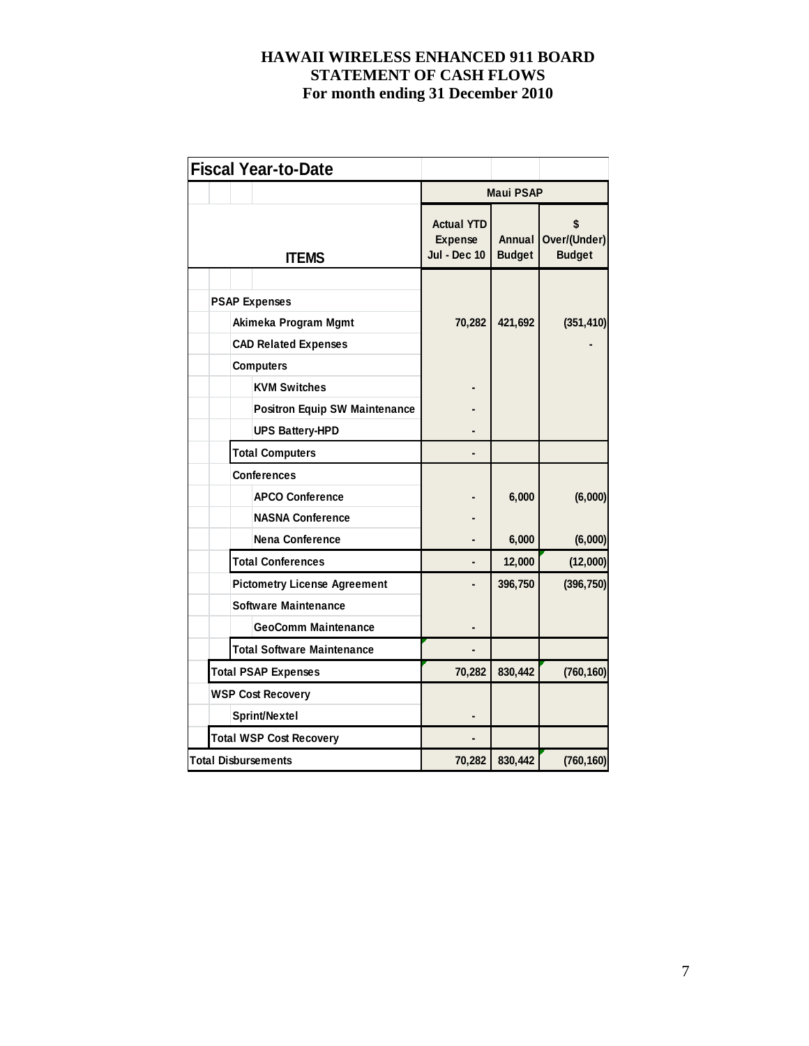# HAWAII WIRELESS ENHANCED 911 BOARD
## STATEMENT OF CASH FLOWS
### For month ending 31 December 2010

| Fiscal Year-to-Date | | | |
|---|---|---|---|
| | Maui PSAP | | |
| ITEMS | Actual YTD Expense Jul - Dec 10 | Annual Budget | $ Over/(Under) Budget |
| PSAP Expenses | | | |
| Akimeka Program Mgmt | 70,282 | 421,692 | (351,410) |
| CAD Related Expenses | | | - |
| Computers | | | |
| KVM Switches | - | | |
| Positron Equip SW Maintenance | - | | |
| UPS Battery-HPD | - | | |
| Total Computers | - | | |
| Conferences | | | |
| APCO Conference | - | 6,000 | (6,000) |
| NASNA Conference | - | | |
| Nena Conference | - | 6,000 | (6,000) |
| Total Conferences | - | 12,000 | (12,000) |
| Pictometry License Agreement | - | 396,750 | (396,750) |
| Software Maintenance | | | |
| GeoComm Maintenance | - | | |
| Total Software Maintenance | - | | |
| Total PSAP Expenses | 70,282 | 830,442 | (760,160) |
| WSP Cost Recovery | | | |
| Sprint/Nextel | - | | |
| Total WSP Cost Recovery | - | | |
| Total Disbursements | 70,282 | 830,442 | (760,160) |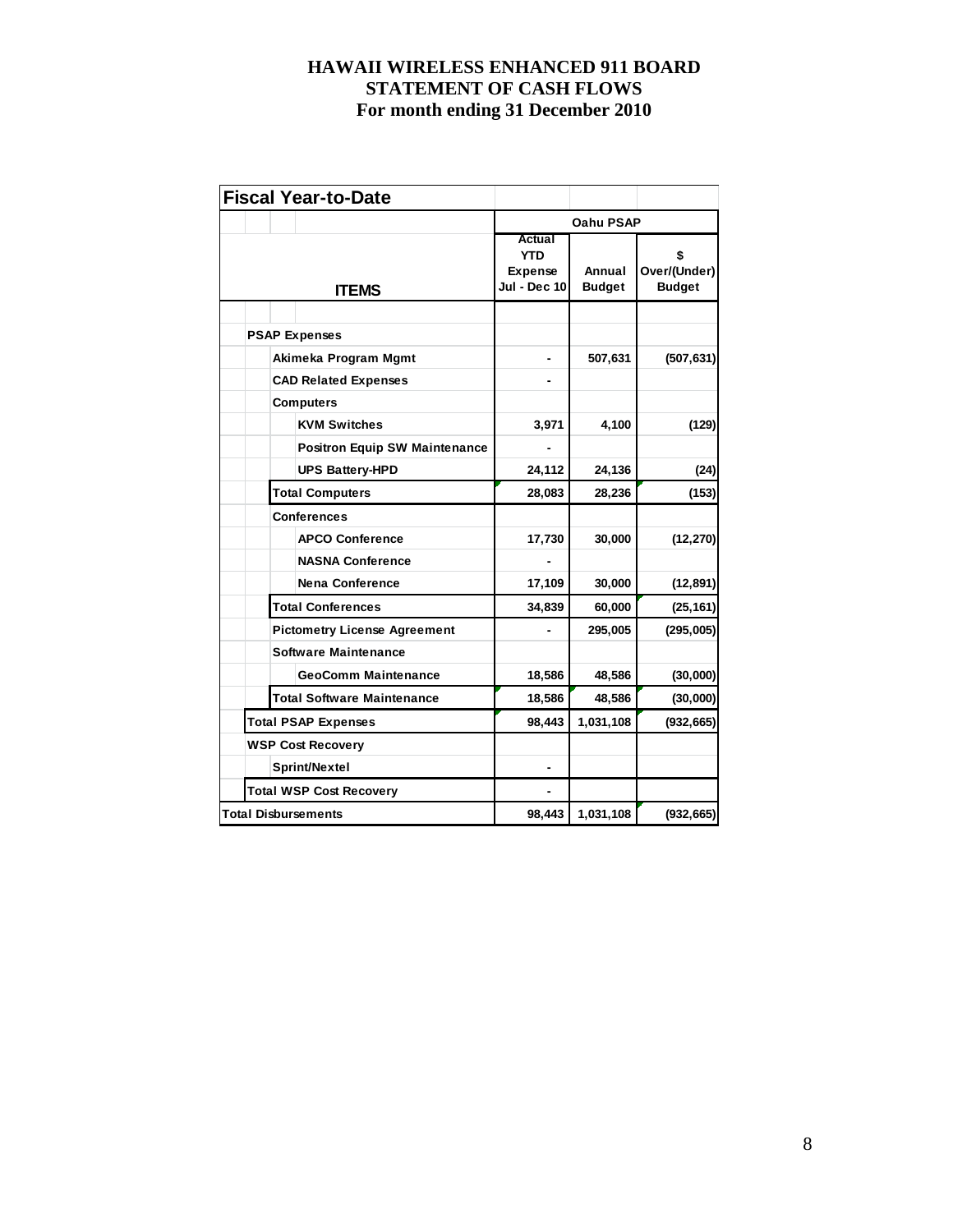# HAWAII WIRELESS ENHANCED 911 BOARD
## STATEMENT OF CASH FLOWS
## For month ending 31 December 2010

| Fiscal Year-to-Date | | | |
|---|---|---|---|
| | Oahu PSAP | | |
| **ITEMS** | Actual YTD Expense Jul - Dec 10 | Annual Budget | $ Over/(Under) Budget |
| **PSAP Expenses** | | | |
| Akimeka Program Mgmt | - | 507,631 | (507,631) |
| CAD Related Expenses | - | | |
| Computers | | | |
| KVM Switches | 3,971 | 4,100 | (129) |
| Positron Equip SW Maintenance | - | | |
| UPS Battery-HPD | 24,112 | 24,136 | (24) |
| Total Computers | 28,083 | 28,236 | (153) |
| Conferences | | | |
| APCO Conference | 17,730 | 30,000 | (12,270) |
| NASNA Conference | - | | |
| Nena Conference | 17,109 | 30,000 | (12,891) |
| Total Conferences | 34,839 | 60,000 | (25,161) |
| Pictometry License Agreement | - | 295,005 | (295,005) |
| Software Maintenance | | | |
| GeoComm Maintenance | 18,586 | 48,586 | (30,000) |
| Total Software Maintenance | 18,586 | 48,586 | (30,000) |
| **Total PSAP Expenses** | 98,443 | 1,031,108 | (932,665) |
| **WSP Cost Recovery** | | | |
| Sprint/Nextel | - | | |
| **Total WSP Cost Recovery** | - | | |
| **Total Disbursements** | 98,443 | 1,031,108 | (932,665) |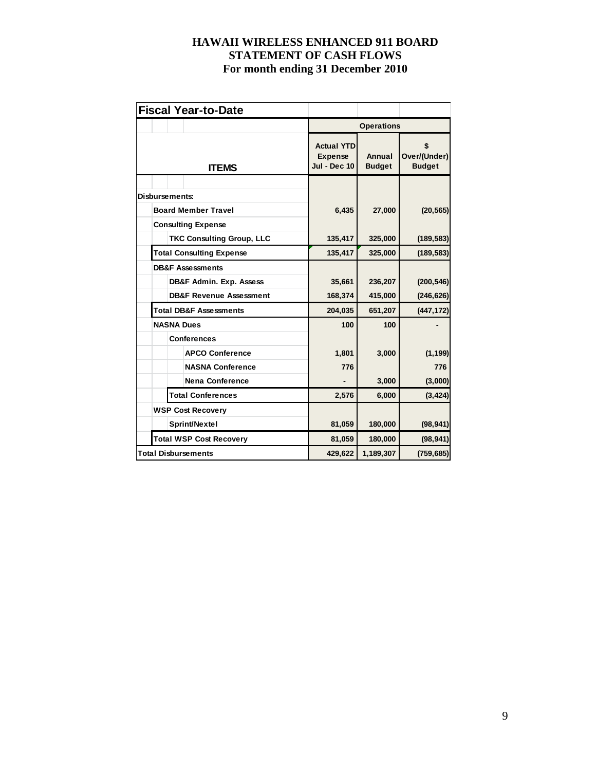# HAWAII WIRELESS ENHANCED 911 BOARD
## STATEMENT OF CASH FLOWS
### For month ending 31 December 2010

| Fiscal Year-to-Date | | | |
|---|---|---|---|
| | Operations | | |
| ITEMS | Actual YTD Expense Jul - Dec 10 | Annual Budget | $ Over/(Under) Budget |
| **Disbursements:** | | | |
| Board Member Travel | 6,435 | 27,000 | (20,565) |
| Consulting Expense | | | |
| TKC Consulting Group, LLC | 135,417 | 325,000 | (189,583) |
| Total Consulting Expense | 135,417 | 325,000 | (189,583) |
| DB&F Assessments | | | |
| DB&F Admin. Exp. Assess | 35,661 | 236,207 | (200,546) |
| DB&F Revenue Assessment | 168,374 | 415,000 | (246,626) |
| Total DB&F Assessments | 204,035 | 651,207 | (447,172) |
| NASNA Dues | 100 | 100 | - |
| Conferences | | | |
| APCO Conference | 1,801 | 3,000 | (1,199) |
| NASNA Conference | 776 | | 776 |
| Nena Conference | - | 3,000 | (3,000) |
| Total Conferences | 2,576 | 6,000 | (3,424) |
| WSP Cost Recovery | | | |
| Sprint/Nextel | 81,059 | 180,000 | (98,941) |
| Total WSP Cost Recovery | 81,059 | 180,000 | (98,941) |
| Total Disbursements | 429,622 | 1,189,307 | (759,685) |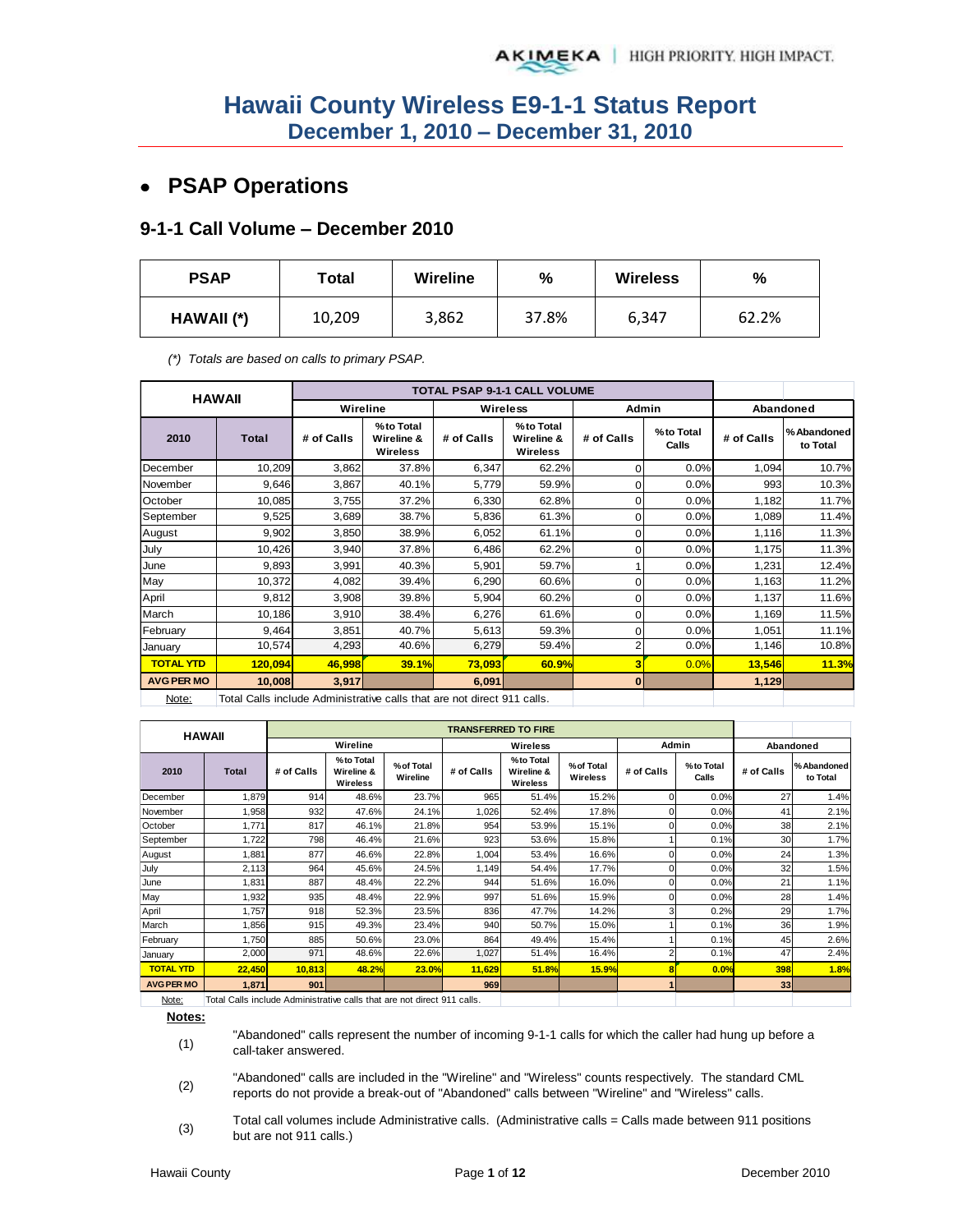# Hawaii County Wireless E9-1-1 Status Report
## December 1, 2010 – December 31, 2010

- **PSAP Operations**

### 9-1-1 Call Volume – December 2010

| PSAP | Total | Wireline | % | Wireless | % |
|---|---|---|---|---|---|
| HAWAII (*) | 10,209 | 3,862 | 37.8% | 6,347 | 62.2% |

*(*) Totals are based on calls to primary PSAP.*

| HAWAII | | TOTAL PSAP 9-1-1 CALL VOLUME | | | | | | | |
|---|---|---|---|---|---|---|---|---|---|
| | | Wireline | | Wireless | | Admin | | Abandoned | |
| 2010 | Total | # of Calls | % to Total Wireline & Wireless | # of Calls | % to Total Wireline & Wireless | # of Calls | % to Total Calls | # of Calls | % Abandoned to Total |
| December | 10,209 | 3,862 | 37.8% | 6,347 | 62.2% | 0 | 0.0% | 1,094 | 10.7% |
| November | 9,646 | 3,867 | 40.1% | 5,779 | 59.9% | 0 | 0.0% | 993 | 10.3% |
| October | 10,085 | 3,755 | 37.2% | 6,330 | 62.8% | 0 | 0.0% | 1,182 | 11.7% |
| September | 9,525 | 3,689 | 38.7% | 5,836 | 61.3% | 0 | 0.0% | 1,089 | 11.4% |
| August | 9,902 | 3,850 | 38.9% | 6,052 | 61.1% | 0 | 0.0% | 1,116 | 11.3% |
| July | 10,426 | 3,940 | 37.8% | 6,486 | 62.2% | 0 | 0.0% | 1,175 | 11.3% |
| June | 9,893 | 3,991 | 40.3% | 5,901 | 59.7% | 1 | 0.0% | 1,231 | 12.4% |
| May | 10,372 | 4,082 | 39.4% | 6,290 | 60.6% | 0 | 0.0% | 1,163 | 11.2% |
| April | 9,812 | 3,908 | 39.8% | 5,904 | 60.2% | 0 | 0.0% | 1,137 | 11.6% |
| March | 10,186 | 3,910 | 38.4% | 6,276 | 61.6% | 0 | 0.0% | 1,169 | 11.5% |
| February | 9,464 | 3,851 | 40.7% | 5,613 | 59.3% | 0 | 0.0% | 1,051 | 11.1% |
| January | 10,574 | 4,293 | 40.6% | 6,279 | 59.4% | 2 | 0.0% | 1,146 | 10.8% |
| **TOTAL YTD** | **120,094** | **46,998** | **39.1%** | **73,093** | **60.9%** | **3** | **0.0%** | **13,546** | **11.3%** |
| **AVG PER MO** | **10,008** | **3,917** | | **6,091** | | **0** | | **1,129** | |

Note: Total Calls include Administrative calls that are not direct 911 calls.

| HAWAII | | TRANSFERRED TO FIRE | | | | | | | | | |
|---|---|---|---|---|---|---|---|---|---|---|---|
| | | Wireline | | | Wireless | | | Admin | | Abandoned | |
| 2010 | Total | # of Calls | % to Total Wireline & Wireless | % of Total Wireline | # of Calls | % to Total Wireline & Wireless | % of Total Wireless | # of Calls | % to Total Calls | # of Calls | % Abandoned to Total |
| December | 1,879 | 914 | 48.6% | 23.7% | 965 | 51.4% | 15.2% | 0 | 0.0% | 27 | 1.4% |
| November | 1,958 | 932 | 47.6% | 24.1% | 1,026 | 52.4% | 17.8% | 0 | 0.0% | 41 | 2.1% |
| October | 1,771 | 817 | 46.1% | 21.8% | 954 | 53.9% | 15.1% | 0 | 0.0% | 38 | 2.1% |
| September | 1,722 | 798 | 46.4% | 21.6% | 923 | 53.6% | 15.8% | 1 | 0.1% | 30 | 1.7% |
| August | 1,881 | 877 | 46.6% | 22.8% | 1,004 | 53.4% | 16.6% | 0 | 0.0% | 24 | 1.3% |
| July | 2,113 | 964 | 45.6% | 24.5% | 1,149 | 54.4% | 17.7% | 0 | 0.0% | 32 | 1.5% |
| June | 1,831 | 887 | 48.4% | 22.2% | 944 | 51.6% | 16.0% | 0 | 0.0% | 21 | 1.1% |
| May | 1,932 | 935 | 48.4% | 22.9% | 997 | 51.6% | 15.9% | 0 | 0.0% | 28 | 1.4% |
| April | 1,757 | 918 | 52.3% | 23.5% | 836 | 47.7% | 14.2% | 3 | 0.2% | 29 | 1.7% |
| March | 1,856 | 915 | 49.3% | 23.4% | 940 | 50.7% | 15.0% | 1 | 0.1% | 36 | 1.9% |
| February | 1,750 | 885 | 50.6% | 23.0% | 864 | 49.4% | 15.4% | 1 | 0.1% | 45 | 2.6% |
| January | 2,000 | 971 | 48.6% | 22.6% | 1,027 | 51.4% | 16.4% | 2 | 0.1% | 47 | 2.4% |
| **TOTAL YTD** | **22,450** | **10,813** | **48.2%** | **23.0%** | **11,629** | **51.8%** | **15.9%** | **8** | **0.0%** | **398** | **1.8%** |
| **AVG PER MO** | **1,871** | **901** | | | **969** | | | **1** | | **33** | |

Note: Total Calls include Administrative calls that are not direct 911 calls.

**Notes:**

(1) "Abandoned" calls represent the number of incoming 9-1-1 calls for which the caller had hung up before a call-taker answered.

(2) "Abandoned" calls are included in the "Wireline" and "Wireless" counts respectively. The standard CML reports do not provide a break-out of "Abandoned" calls between "Wireline" and "Wireless" calls.

(3) Total call volumes include Administrative calls. (Administrative calls = Calls made between 911 positions but are not 911 calls.)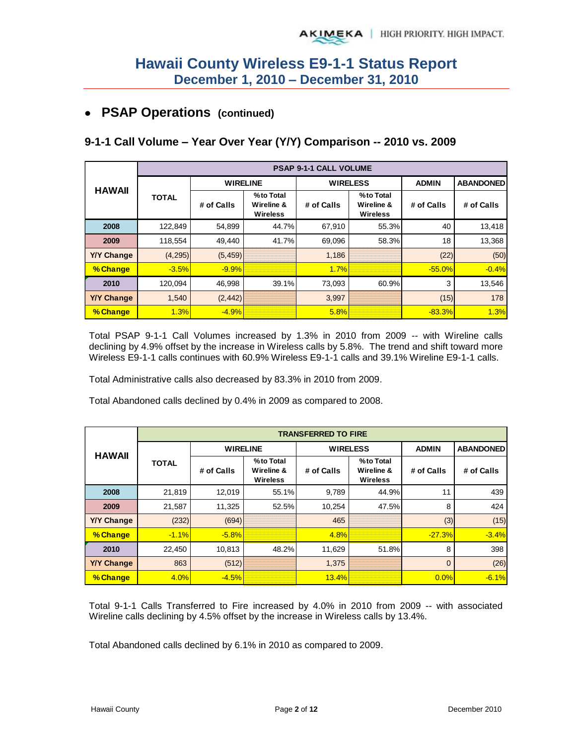# Hawaii County Wireless E9-1-1 Status Report
## December 1, 2010 – December 31, 2010

- **PSAP Operations (continued)**

### 9-1-1 Call Volume – Year Over Year (Y/Y) Comparison -- 2010 vs. 2009

| HAWAII | PSAP 9-1-1 CALL VOLUME | | | | | | |
|---|---|---|---|---|---|---|---|
| | TOTAL | WIRELINE | | WIRELESS | | ADMIN | ABANDONED |
| | | # of Calls | % to Total Wireline & Wireless | # of Calls | % to Total Wireline & Wireless | # of Calls | # of Calls |
| 2008 | 122,849 | 54,899 | 44.7% | 67,910 | 55.3% | 40 | 13,418 |
| 2009 | 118,554 | 49,440 | 41.7% | 69,096 | 58.3% | 18 | 13,368 |
| Y/Y Change | (4,295) | (5,459) | | 1,186 | | (22) | (50) |
| % Change | -3.5% | -9.9% | | 1.7% | | -55.0% | -0.4% |
| 2010 | 120,094 | 46,998 | 39.1% | 73,093 | 60.9% | 3 | 13,546 |
| Y/Y Change | 1,540 | (2,442) | | 3,997 | | (15) | 178 |
| % Change | 1.3% | -4.9% | | 5.8% | | -83.3% | 1.3% |

Total PSAP 9-1-1 Call Volumes increased by 1.3% in 2010 from 2009 -- with Wireline calls declining by 4.9% offset by the increase in Wireless calls by 5.8%. The trend and shift toward more Wireless E9-1-1 calls continues with 60.9% Wireless E9-1-1 calls and 39.1% Wireline E9-1-1 calls.

Total Administrative calls also decreased by 83.3% in 2010 from 2009.

Total Abandoned calls declined by 0.4% in 2009 as compared to 2008.

| HAWAII | TRANSFERRED TO FIRE | | | | | | |
|---|---|---|---|---|---|---|---|
| | TOTAL | WIRELINE | | WIRELESS | | ADMIN | ABANDONED |
| | | # of Calls | % to Total Wireline & Wireless | # of Calls | % to Total Wireline & Wireless | # of Calls | # of Calls |
| 2008 | 21,819 | 12,019 | 55.1% | 9,789 | 44.9% | 11 | 439 |
| 2009 | 21,587 | 11,325 | 52.5% | 10,254 | 47.5% | 8 | 424 |
| Y/Y Change | (232) | (694) | | 465 | | (3) | (15) |
| % Change | -1.1% | -5.8% | | 4.8% | | -27.3% | -3.4% |
| 2010 | 22,450 | 10,813 | 48.2% | 11,629 | 51.8% | 8 | 398 |
| Y/Y Change | 863 | (512) | | 1,375 | | 0 | (26) |
| % Change | 4.0% | -4.5% | | 13.4% | | 0.0% | -6.1% |

Total 9-1-1 Calls Transferred to Fire increased by 4.0% in 2010 from 2009 -- with associated Wireline calls declining by 4.5% offset by the increase in Wireless calls by 13.4%.

Total Abandoned calls declined by 6.1% in 2010 as compared to 2009.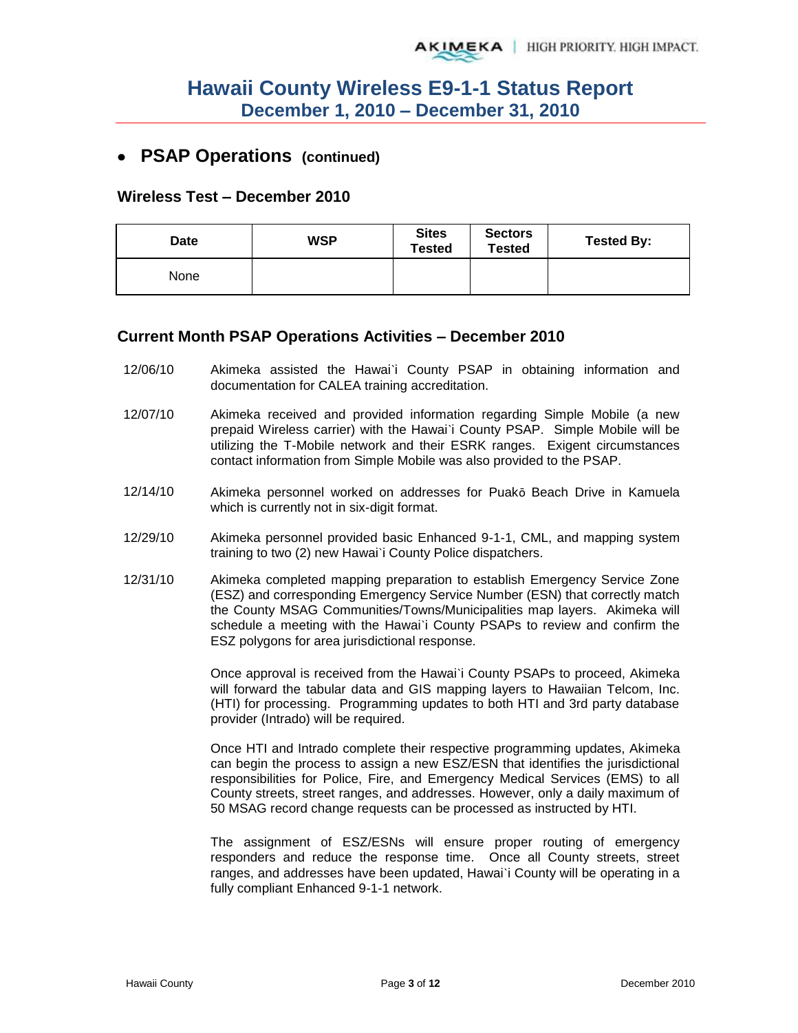# Hawaii County Wireless E9-1-1 Status Report
## December 1, 2010 – December 31, 2010

- **PSAP Operations (continued)**

### Wireless Test – December 2010

| Date | WSP | Sites Tested | Sectors Tested | Tested By: |
|---|---|---|---|---|
| None | | | | |

### Current Month PSAP Operations Activities – December 2010

12/06/10 Akimeka assisted the Hawai`i County PSAP in obtaining information and documentation for CALEA training accreditation.

12/07/10 Akimeka received and provided information regarding Simple Mobile (a new prepaid Wireless carrier) with the Hawai`i County PSAP. Simple Mobile will be utilizing the T-Mobile network and their ESRK ranges. Exigent circumstances contact information from Simple Mobile was also provided to the PSAP.

12/14/10 Akimeka personnel worked on addresses for Puakō Beach Drive in Kamuela which is currently not in six-digit format.

12/29/10 Akimeka personnel provided basic Enhanced 9-1-1, CML, and mapping system training to two (2) new Hawai`i County Police dispatchers.

12/31/10 Akimeka completed mapping preparation to establish Emergency Service Zone (ESZ) and corresponding Emergency Service Number (ESN) that correctly match the County MSAG Communities/Towns/Municipalities map layers. Akimeka will schedule a meeting with the Hawai`i County PSAPs to review and confirm the ESZ polygons for area jurisdictional response.

Once approval is received from the Hawai`i County PSAPs to proceed, Akimeka will forward the tabular data and GIS mapping layers to Hawaiian Telcom, Inc. (HTI) for processing. Programming updates to both HTI and 3rd party database provider (Intrado) will be required.

Once HTI and Intrado complete their respective programming updates, Akimeka can begin the process to assign a new ESZ/ESN that identifies the jurisdictional responsibilities for Police, Fire, and Emergency Medical Services (EMS) to all County streets, street ranges, and addresses. However, only a daily maximum of 50 MSAG record change requests can be processed as instructed by HTI.

The assignment of ESZ/ESNs will ensure proper routing of emergency responders and reduce the response time. Once all County streets, street ranges, and addresses have been updated, Hawai`i County will be operating in a fully compliant Enhanced 9-1-1 network.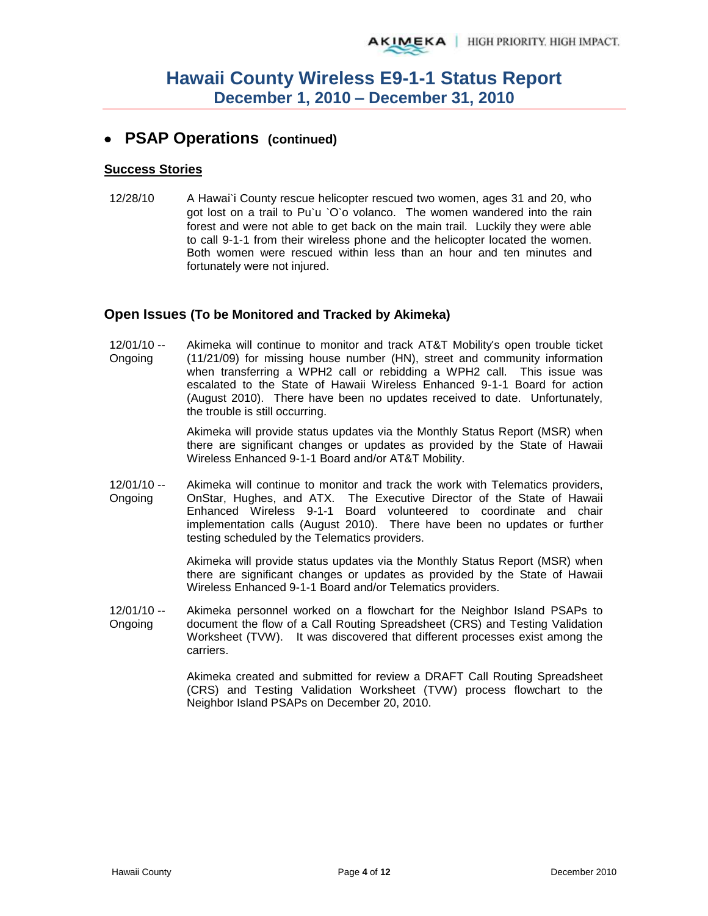# Hawaii County Wireless E9-1-1 Status Report
## December 1, 2010 – December 31, 2010

- **PSAP Operations (continued)**

### Success Stories

12/28/10 A Hawai`i County rescue helicopter rescued two women, ages 31 and 20, who got lost on a trail to Pu`u `O`o volanco. The women wandered into the rain forest and were not able to get back on the main trail. Luckily they were able to call 9-1-1 from their wireless phone and the helicopter located the women. Both women were rescued within less than an hour and ten minutes and fortunately were not injured.

### Open Issues (To be Monitored and Tracked by Akimeka)

12/01/10 -- Ongoing Akimeka will continue to monitor and track AT&T Mobility's open trouble ticket (11/21/09) for missing house number (HN), street and community information when transferring a WPH2 call or rebidding a WPH2 call. This issue was escalated to the State of Hawaii Wireless Enhanced 9-1-1 Board for action (August 2010). There have been no updates received to date. Unfortunately, the trouble is still occurring.

Akimeka will provide status updates via the Monthly Status Report (MSR) when there are significant changes or updates as provided by the State of Hawaii Wireless Enhanced 9-1-1 Board and/or AT&T Mobility.

12/01/10 -- Ongoing Akimeka will continue to monitor and track the work with Telematics providers, OnStar, Hughes, and ATX. The Executive Director of the State of Hawaii Enhanced Wireless 9-1-1 Board volunteered to coordinate and chair implementation calls (August 2010). There have been no updates or further testing scheduled by the Telematics providers.

Akimeka will provide status updates via the Monthly Status Report (MSR) when there are significant changes or updates as provided by the State of Hawaii Wireless Enhanced 9-1-1 Board and/or Telematics providers.

12/01/10 -- Ongoing Akimeka personnel worked on a flowchart for the Neighbor Island PSAPs to document the flow of a Call Routing Spreadsheet (CRS) and Testing Validation Worksheet (TVW). It was discovered that different processes exist among the carriers.

Akimeka created and submitted for review a DRAFT Call Routing Spreadsheet (CRS) and Testing Validation Worksheet (TVW) process flowchart to the Neighbor Island PSAPs on December 20, 2010.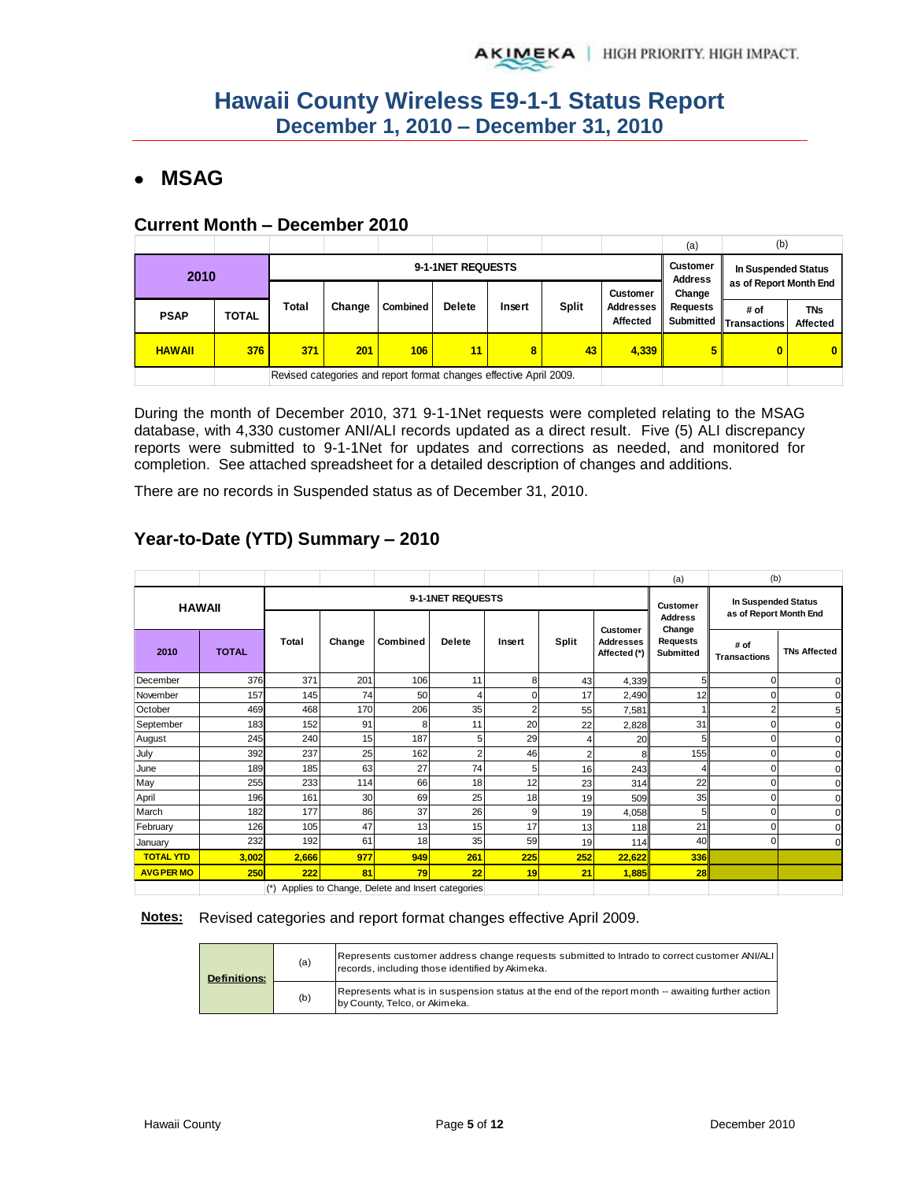# Hawaii County Wireless E9-1-1 Status Report
## December 1, 2010 – December 31, 2010

- ## MSAG

### Current Month – December 2010

| | | | | | | | | | (a) | (b) | |
|---|---|---|---|---|---|---|---|---|---|---|---|
| 2010 | | 9-1-1NET REQUESTS | | | | | | | Customer Address Change Requests Submitted | In Suspended Status as of Report Month End | |
| PSAP | TOTAL | Total | Change | Combined | Delete | Insert | Split | Customer Addresses Affected | | # of Transactions | TNs Affected |
| HAWAII | 376 | 371 | 201 | 106 | 11 | 8 | 43 | 4,339 | 5 | 0 | 0 |
| | | Revised categories and report format changes effective April 2009. | | | | | | | | | |

During the month of December 2010, 371 9-1-1Net requests were completed relating to the MSAG database, with 4,330 customer ANI/ALI records updated as a direct result. Five (5) ALI discrepancy reports were submitted to 9-1-1Net for updates and corrections as needed, and monitored for completion. See attached spreadsheet for a detailed description of changes and additions.

There are no records in Suspended status as of December 31, 2010.

### Year-to-Date (YTD) Summary – 2010

| | | | | | | | | | (a) | (b) | |
|---|---|---|---|---|---|---|---|---|---|---|---|
| HAWAII | | 9-1-1NET REQUESTS | | | | | | | Customer Address Change Requests Submitted | In Suspended Status as of Report Month End | |
| 2010 | TOTAL | Total | Change | Combined | Delete | Insert | Split | Customer Addresses Affected (*) | | # of Transactions | TNs Affected |
| December | 376 | 371 | 201 | 106 | 11 | 8 | 43 | 4,339 | 5 | 0 | 0 |
| November | 157 | 145 | 74 | 50 | 4 | 0 | 17 | 2,490 | 12 | 0 | 0 |
| October | 469 | 468 | 170 | 206 | 35 | 2 | 55 | 7,581 | 1 | 2 | 5 |
| September | 183 | 152 | 91 | 8 | 11 | 20 | 22 | 2,828 | 31 | 0 | 0 |
| August | 245 | 240 | 15 | 187 | 5 | 29 | 4 | 20 | 5 | 0 | 0 |
| July | 392 | 237 | 25 | 162 | 2 | 46 | 2 | 8 | 155 | 0 | 0 |
| June | 189 | 185 | 63 | 27 | 74 | 5 | 16 | 243 | 4 | 0 | 0 |
| May | 255 | 233 | 114 | 66 | 18 | 12 | 23 | 314 | 22 | 0 | 0 |
| April | 196 | 161 | 30 | 69 | 25 | 18 | 19 | 509 | 35 | 0 | 0 |
| March | 182 | 177 | 86 | 37 | 26 | 9 | 19 | 4,058 | 5 | 0 | 0 |
| February | 126 | 105 | 47 | 13 | 15 | 17 | 13 | 118 | 21 | 0 | 0 |
| January | 232 | 192 | 61 | 18 | 35 | 59 | 19 | 114 | 40 | 0 | 0 |
| **TOTAL YTD** | **3,002** | **2,666** | **977** | **949** | **261** | **225** | **252** | **22,622** | **336** | | |
| **AVG PER MO** | **250** | **222** | **81** | **79** | **22** | **19** | **21** | **1,885** | **28** | | |
| | | (*) Applies to Change, Delete and Insert categories | | | | | | | | | |

**Notes:** Revised categories and report format changes effective April 2009.

| Definitions: | | |
|---|---|---|
| | (a) | Represents customer address change requests submitted to Intrado to correct customer ANI/ALI records, including those identified by Akimeka. |
| | (b) | Represents what is in suspension status at the end of the report month -- awaiting further action by County, Telco, or Akimeka. |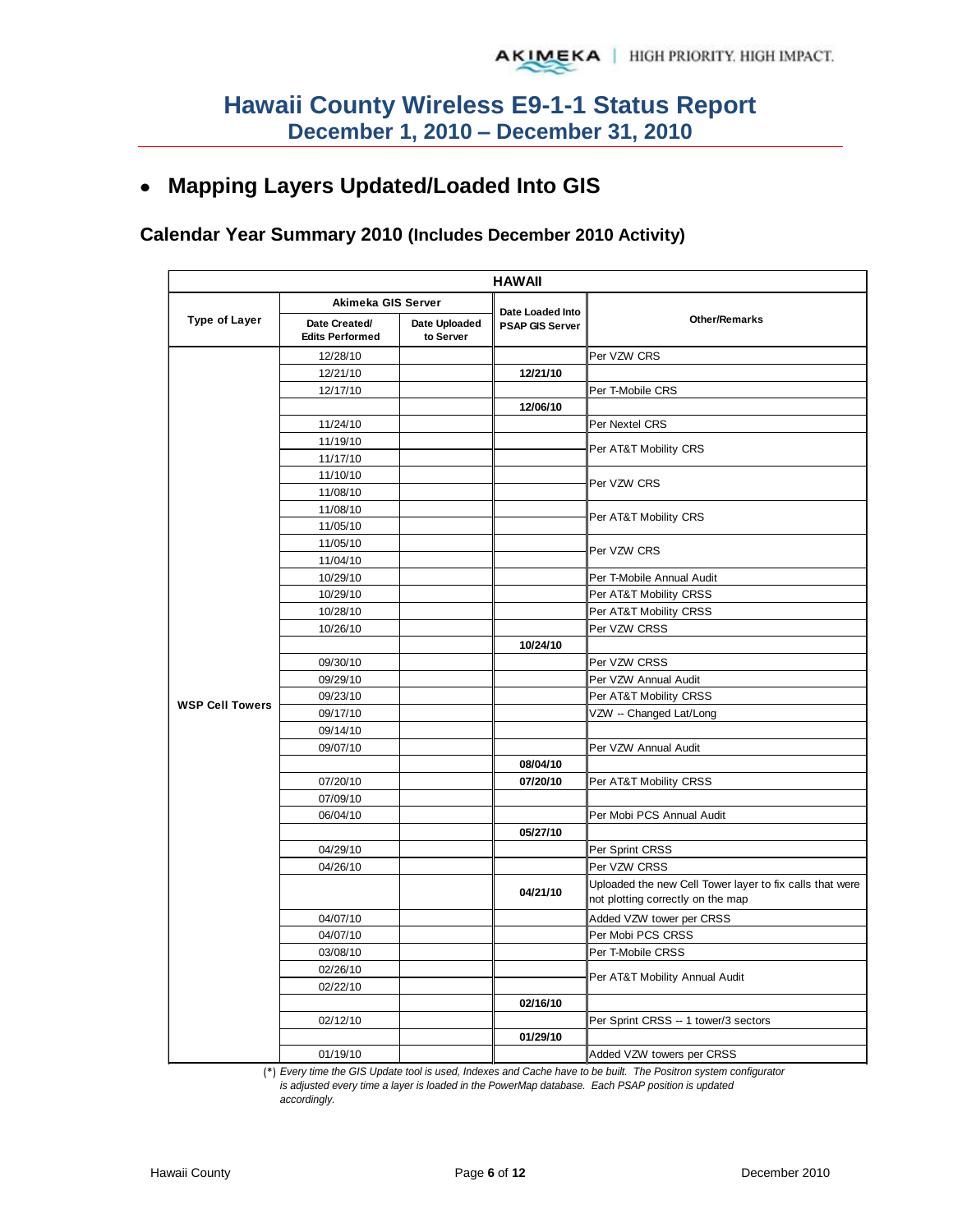# Hawaii County Wireless E9-1-1 Status Report
## December 1, 2010 – December 31, 2010

- **Mapping Layers Updated/Loaded Into GIS**

### Calendar Year Summary 2010 (Includes December 2010 Activity)

| HAWAII | | | | |
|---|---|---|---|---|
| **Type of Layer** | **Akimeka GIS Server** | | **Date Loaded Into PSAP GIS Server** | **Other/Remarks** |
| | **Date Created/ Edits Performed** | **Date Uploaded to Server** | | |
| WSP Cell Towers | 12/28/10 | | | Per VZW CRS |
| | 12/21/10 | | **12/21/10** | |
| | 12/17/10 | | | Per T-Mobile CRS |
| | | | **12/06/10** | |
| | 11/24/10 | | | Per Nextel CRS |
| | 11/19/10 | | | Per AT&T Mobility CRS |
| | 11/17/10 | | | |
| | 11/10/10 | | | Per VZW CRS |
| | 11/08/10 | | | |
| | 11/08/10 | | | Per AT&T Mobility CRS |
| | 11/05/10 | | | |
| | 11/05/10 | | | Per VZW CRS |
| | 11/04/10 | | | |
| | 10/29/10 | | | Per T-Mobile Annual Audit |
| | 10/29/10 | | | Per AT&T Mobility CRSS |
| | 10/28/10 | | | Per AT&T Mobility CRSS |
| | 10/26/10 | | | Per VZW CRSS |
| | | | **10/24/10** | |
| | 09/30/10 | | | Per VZW CRSS |
| | 09/29/10 | | | Per VZW Annual Audit |
| | 09/23/10 | | | Per AT&T Mobility CRSS |
| | 09/17/10 | | | VZW -- Changed Lat/Long |
| | 09/14/10 | | | |
| | 09/07/10 | | | Per VZW Annual Audit |
| | | | **08/04/10** | |
| | 07/20/10 | | **07/20/10** | Per AT&T Mobility CRSS |
| | 07/09/10 | | | |
| | 06/04/10 | | | Per Mobi PCS Annual Audit |
| | | | **05/27/10** | |
| | 04/29/10 | | | Per Sprint CRSS |
| | 04/26/10 | | | Per VZW CRSS |
| | | | **04/21/10** | Uploaded the new Cell Tower layer to fix calls that were not plotting correctly on the map |
| | 04/07/10 | | | Added VZW tower per CRSS |
| | 04/07/10 | | | Per Mobi PCS CRSS |
| | 03/08/10 | | | Per T-Mobile CRSS |
| | 02/26/10 | | | Per AT&T Mobility Annual Audit |
| | 02/22/10 | | | |
| | | | **02/16/10** | |
| | 02/12/10 | | | Per Sprint CRSS -- 1 tower/3 sectors |
| | | | **01/29/10** | |
| | 01/19/10 | | | Added VZW towers per CRSS |

(*) *Every time the GIS Update tool is used, Indexes and Cache have to be built. The Positron system configurator is adjusted every time a layer is loaded in the PowerMap database. Each PSAP position is updated accordingly.*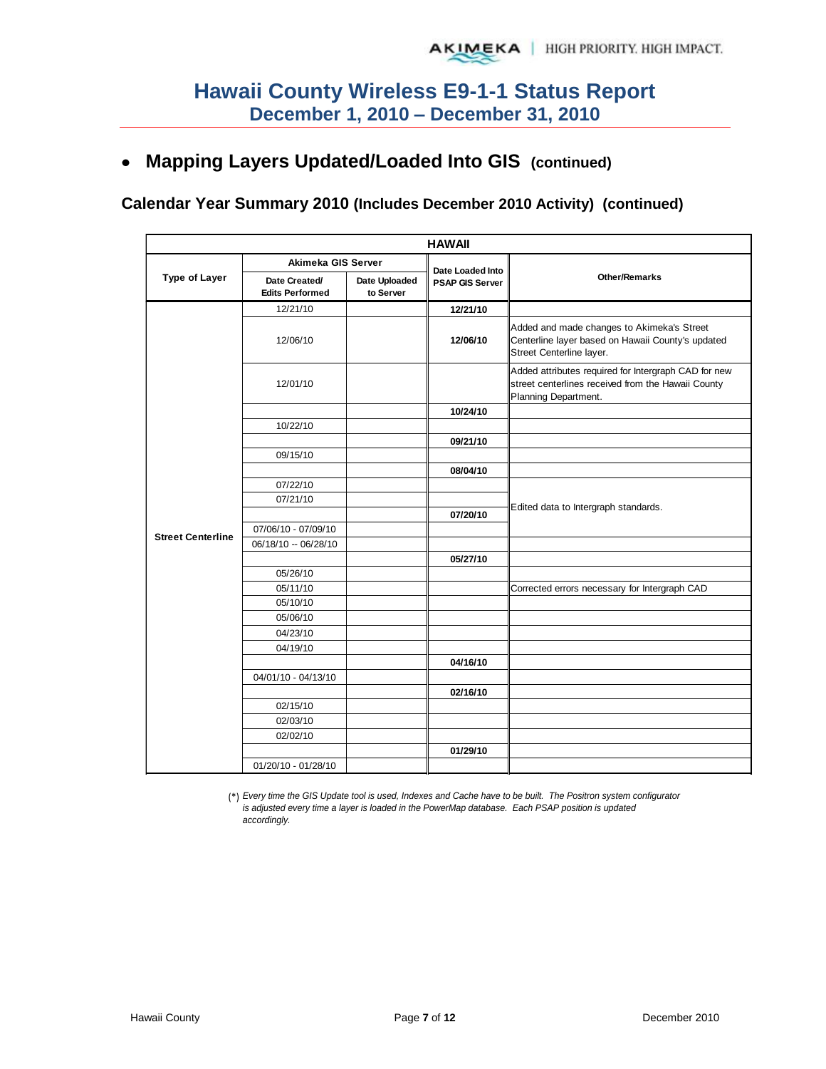# Hawaii County Wireless E9-1-1 Status Report
## December 1, 2010 – December 31, 2010

- **Mapping Layers Updated/Loaded Into GIS (continued)**

### Calendar Year Summary 2010 (Includes December 2010 Activity) (continued)

| HAWAII | | | | |
|---|---|---|---|---|
| Type of Layer | Akimeka GIS Server | | Date Loaded Into PSAP GIS Server | Other/Remarks |
| | Date Created/ Edits Performed | Date Uploaded to Server | | |
| Street Centerline | 12/21/10 | | **12/21/10** | |
| | 12/06/10 | | **12/06/10** | Added and made changes to Akimeka's Street Centerline layer based on Hawaii County's updated Street Centerline layer. |
| | 12/01/10 | | | Added attributes required for Intergraph CAD for new street centerlines received from the Hawaii County Planning Department. |
| | | | **10/24/10** | |
| | 10/22/10 | | | |
| | | | **09/21/10** | |
| | 09/15/10 | | | |
| | | | **08/04/10** | |
| | 07/22/10 | | | Edited data to Intergraph standards. |
| | 07/21/10 | | | |
| | | | **07/20/10** | |
| | 07/06/10 - 07/09/10 | | | |
| | 06/18/10 -- 06/28/10 | | | |
| | | | **05/27/10** | |
| | 05/26/10 | | | |
| | 05/11/10 | | | Corrected errors necessary for Intergraph CAD |
| | 05/10/10 | | | |
| | 05/06/10 | | | |
| | 04/23/10 | | | |
| | 04/19/10 | | | |
| | | | **04/16/10** | |
| | 04/01/10 - 04/13/10 | | | |
| | | | **02/16/10** | |
| | 02/15/10 | | | |
| | 02/03/10 | | | |
| | 02/02/10 | | | |
| | | | **01/29/10** | |
| | 01/20/10 - 01/28/10 | | | |

(*) *Every time the GIS Update tool is used, Indexes and Cache have to be built. The Positron system configurator is adjusted every time a layer is loaded in the PowerMap database. Each PSAP position is updated accordingly.*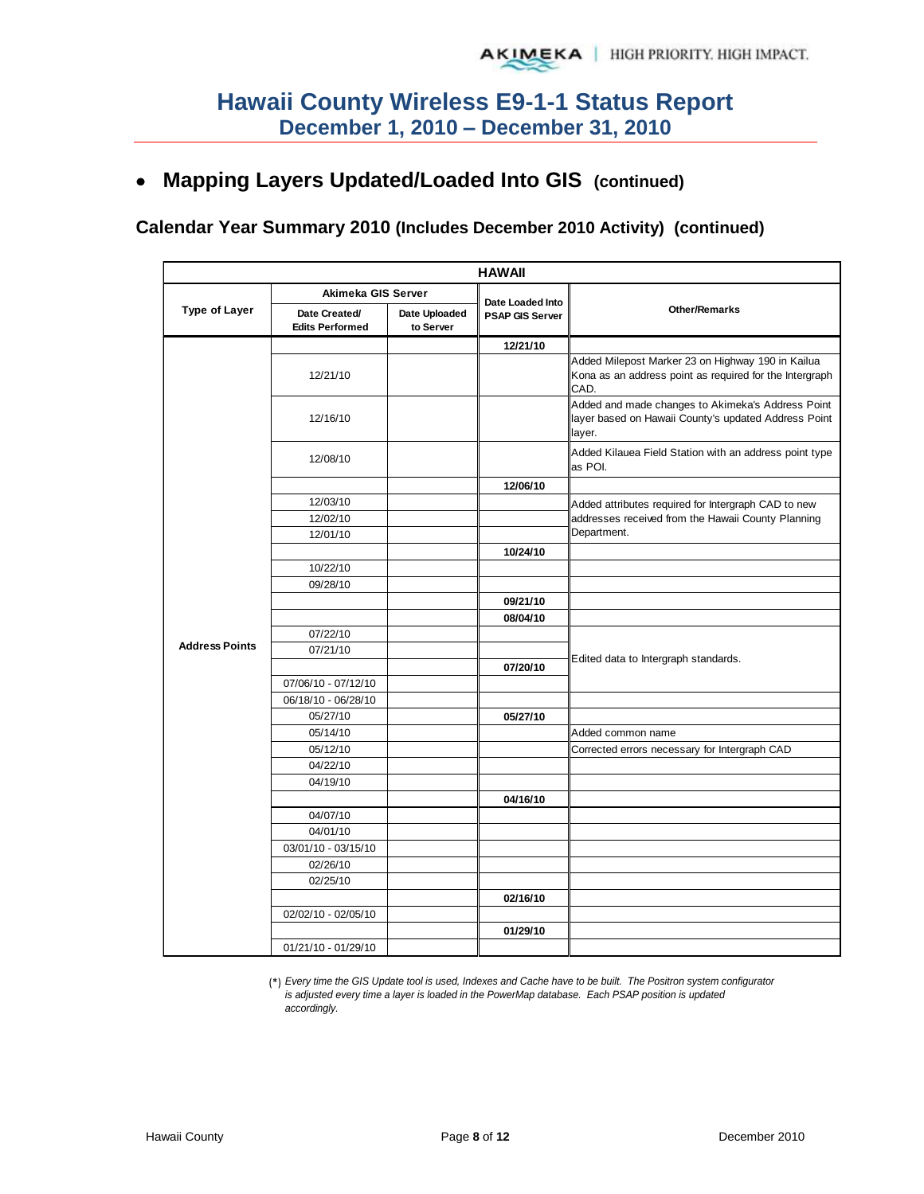# Hawaii County Wireless E9-1-1 Status Report
## December 1, 2010 – December 31, 2010

- **Mapping Layers Updated/Loaded Into GIS (continued)**

### Calendar Year Summary 2010 (Includes December 2010 Activity) (continued)

| HAWAII | | | | |
|---|---|---|---|---|
| Type of Layer | Akimeka GIS Server | | Date Loaded Into PSAP GIS Server | Other/Remarks |
| | Date Created/ Edits Performed | Date Uploaded to Server | | |
| Address Points | | | 12/21/10 | |
| | 12/21/10 | | | Added Milepost Marker 23 on Highway 190 in Kailua Kona as an address point as required for the Intergraph CAD. |
| | 12/16/10 | | | Added and made changes to Akimeka's Address Point layer based on Hawaii County's updated Address Point layer. |
| | 12/08/10 | | | Added Kilauea Field Station with an address point type as POI. |
| | | | 12/06/10 | |
| | 12/03/10 | | | Added attributes required for Intergraph CAD to new addresses received from the Hawaii County Planning Department. |
| | 12/02/10 | | | |
| | 12/01/10 | | | |
| | | | 10/24/10 | |
| | 10/22/10 | | | |
| | 09/28/10 | | | |
| | | | 09/21/10 | |
| | | | 08/04/10 | |
| | 07/22/10 | | | Edited data to Intergraph standards. |
| | 07/21/10 | | | |
| | | | 07/20/10 | |
| | 07/06/10 - 07/12/10 | | | |
| | 06/18/10 - 06/28/10 | | | |
| | 05/27/10 | | 05/27/10 | |
| | 05/14/10 | | | Added common name |
| | 05/12/10 | | | Corrected errors necessary for Intergraph CAD |
| | 04/22/10 | | | |
| | 04/19/10 | | | |
| | | | 04/16/10 | |
| | 04/07/10 | | | |
| | 04/01/10 | | | |
| | 03/01/10 - 03/15/10 | | | |
| | 02/26/10 | | | |
| | 02/25/10 | | | |
| | | | 02/16/10 | |
| | 02/02/10 - 02/05/10 | | | |
| | | | 01/29/10 | |
| | 01/21/10 - 01/29/10 | | | |

(*) *Every time the GIS Update tool is used, Indexes and Cache have to be built. The Positron system configurator is adjusted every time a layer is loaded in the PowerMap database. Each PSAP position is updated accordingly.*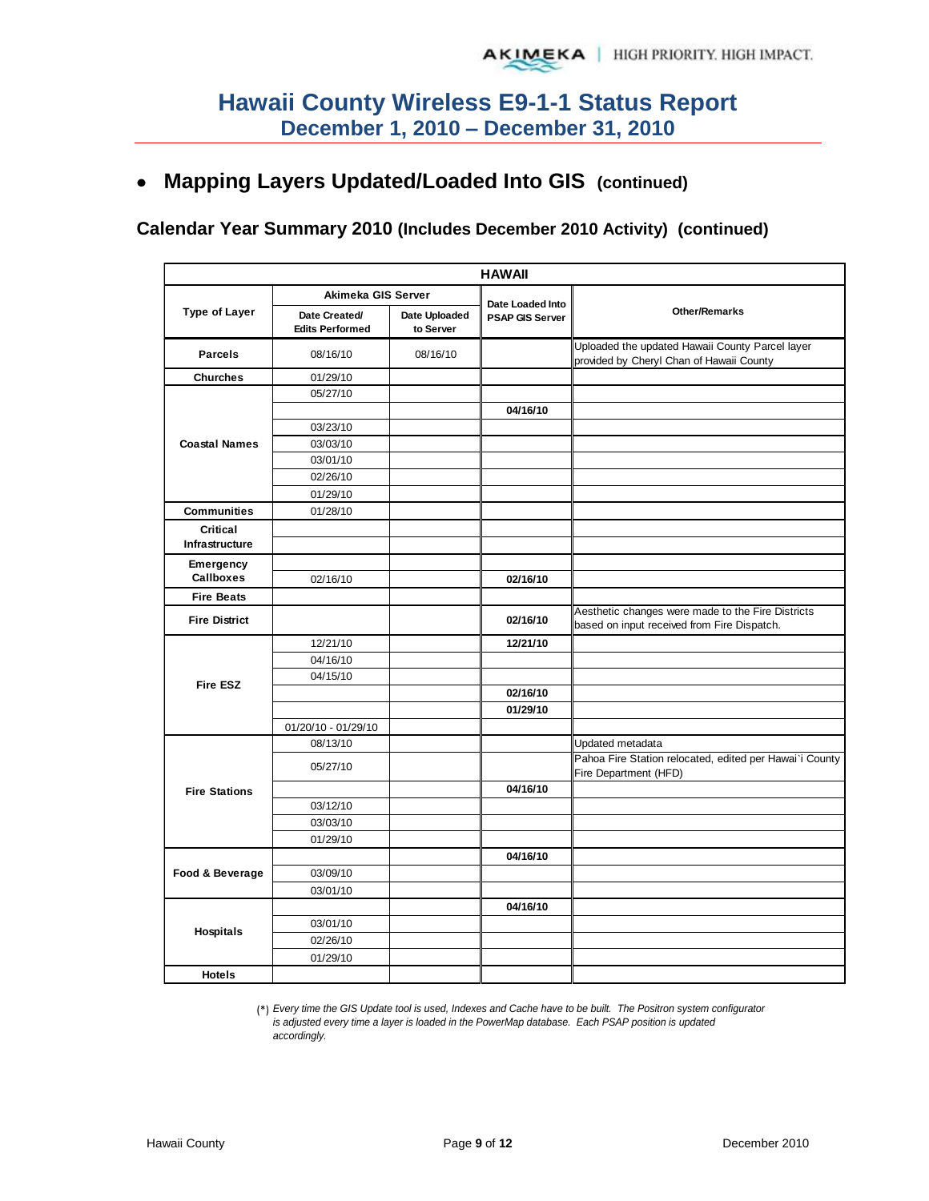# Hawaii County Wireless E9-1-1 Status Report
## December 1, 2010 – December 31, 2010

- **Mapping Layers Updated/Loaded Into GIS (continued)**

### Calendar Year Summary 2010 (Includes December 2010 Activity) (continued)

| HAWAII | | | | |
|---|---|---|---|---|
| **Type of Layer** | **Akimeka GIS Server** | | **Date Loaded Into PSAP GIS Server** | **Other/Remarks** |
| | **Date Created/ Edits Performed** | **Date Uploaded to Server** | | |
| **Parcels** | 08/16/10 | 08/16/10 | | Uploaded the updated Hawaii County Parcel layer provided by Cheryl Chan of Hawaii County |
| **Churches** | 01/29/10 | | | |
| **Coastal Names** | 05/27/10 | | | |
| | | | **04/16/10** | |
| | 03/23/10 | | | |
| | 03/03/10 | | | |
| | 03/01/10 | | | |
| | 02/26/10 | | | |
| | 01/29/10 | | | |
| **Communities** | 01/28/10 | | | |
| **Critical Infrastructure** | | | | |
| | | | | |
| **Emergency Callboxes** | | | | |
| | 02/16/10 | | **02/16/10** | |
| **Fire Beats** | | | | |
| **Fire District** | | | **02/16/10** | Aesthetic changes were made to the Fire Districts based on input received from Fire Dispatch. |
| **Fire ESZ** | 12/21/10 | | **12/21/10** | |
| | 04/16/10 | | | |
| | 04/15/10 | | | |
| | | | **02/16/10** | |
| | | | **01/29/10** | |
| | 01/20/10 - 01/29/10 | | | |
| **Fire Stations** | 08/13/10 | | | Updated metadata |
| | 05/27/10 | | | Pahoa Fire Station relocated, edited per Hawai`i County Fire Department (HFD) |
| | | | **04/16/10** | |
| | 03/12/10 | | | |
| | 03/03/10 | | | |
| | 01/29/10 | | | |
| **Food & Beverage** | | | **04/16/10** | |
| | 03/09/10 | | | |
| | 03/01/10 | | | |
| **Hospitals** | | | **04/16/10** | |
| | 03/01/10 | | | |
| | 02/26/10 | | | |
| | 01/29/10 | | | |
| **Hotels** | | | | |

(*) *Every time the GIS Update tool is used, Indexes and Cache have to be built. The Positron system configurator is adjusted every time a layer is loaded in the PowerMap database. Each PSAP position is updated accordingly.*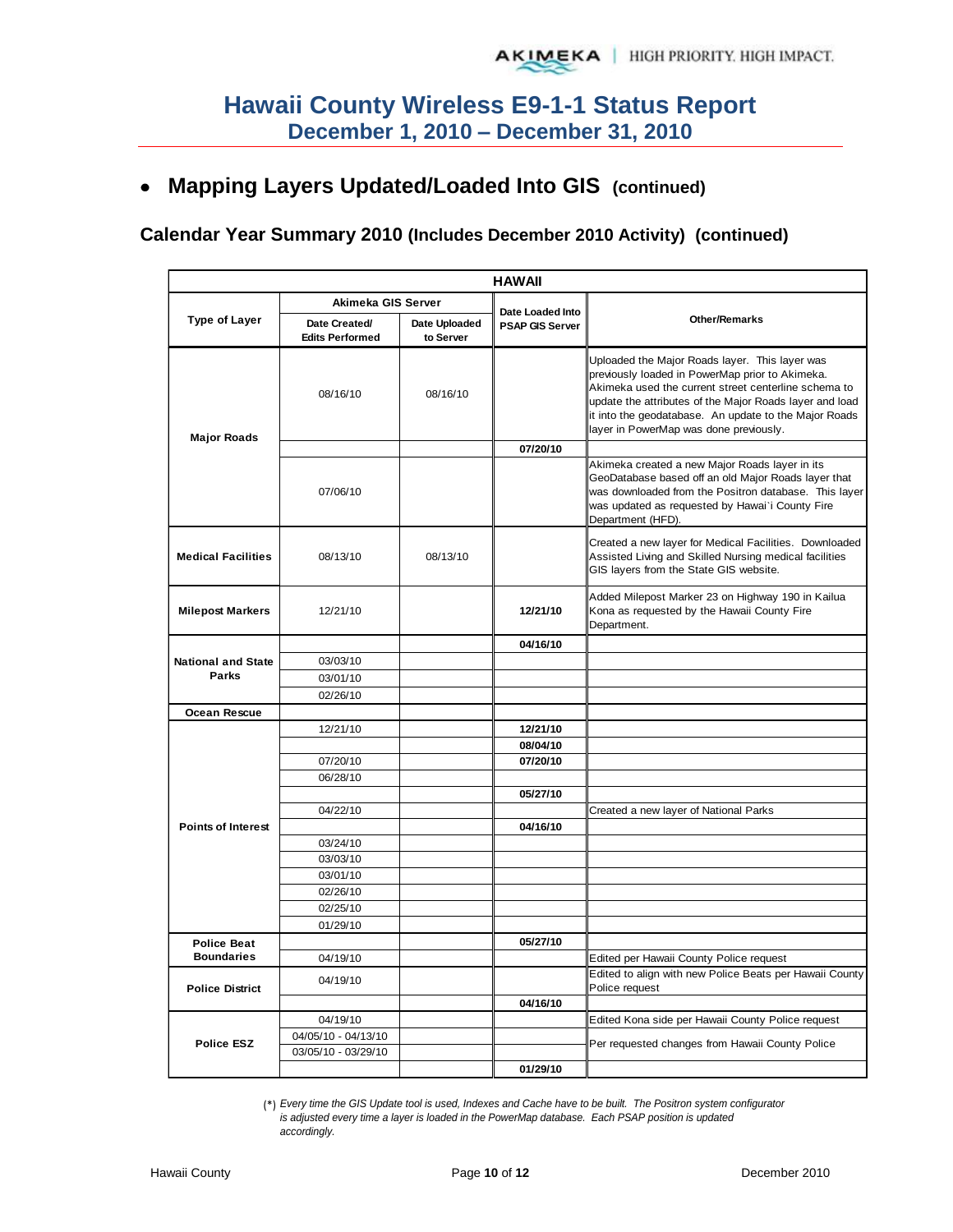# Hawaii County Wireless E9-1-1 Status Report
## December 1, 2010 – December 31, 2010

- **Mapping Layers Updated/Loaded Into GIS (continued)**

### Calendar Year Summary 2010 (Includes December 2010 Activity) (continued)

| HAWAII | | | | |
|---|---|---|---|---|
| **Type of Layer** | **Akimeka GIS Server** | | **Date Loaded Into PSAP GIS Server** | **Other/Remarks** |
| | **Date Created/ Edits Performed** | **Date Uploaded to Server** | | |
| **Major Roads** | 08/16/10 | 08/16/10 | | Uploaded the Major Roads layer. This layer was previously loaded in PowerMap prior to Akimeka. Akimeka used the current street centerline schema to update the attributes of the Major Roads layer and load it into the geodatabase. An update to the Major Roads layer in PowerMap was done previously. |
| | | | **07/20/10** | |
| | 07/06/10 | | | Akimeka created a new Major Roads layer in its GeoDatabase based off an old Major Roads layer that was downloaded from the Positron database. This layer was updated as requested by Hawai`i County Fire Department (HFD). |
| **Medical Facilities** | 08/13/10 | 08/13/10 | | Created a new layer for Medical Facilities. Downloaded Assisted Living and Skilled Nursing medical facilities GIS layers from the State GIS website. |
| **Milepost Markers** | 12/21/10 | | **12/21/10** | Added Milepost Marker 23 on Highway 190 in Kailua Kona as requested by the Hawaii County Fire Department. |
| **National and State Parks** | | | **04/16/10** | |
| | 03/03/10 | | | |
| | 03/01/10 | | | |
| | 02/26/10 | | | |
| **Ocean Rescue** | | | | |
| **Points of Interest** | 12/21/10 | | **12/21/10** | |
| | | | **08/04/10** | |
| | 07/20/10 | | **07/20/10** | |
| | 06/28/10 | | | |
| | | | **05/27/10** | |
| | 04/22/10 | | | Created a new layer of National Parks |
| | | | **04/16/10** | |
| | 03/24/10 | | | |
| | 03/03/10 | | | |
| | 03/01/10 | | | |
| | 02/26/10 | | | |
| | 02/25/10 | | | |
| | 01/29/10 | | | |
| **Police Beat Boundaries** | | | **05/27/10** | |
| | 04/19/10 | | | Edited per Hawaii County Police request |
| **Police District** | 04/19/10 | | | Edited to align with new Police Beats per Hawaii County Police request |
| | | | **04/16/10** | |
| **Police ESZ** | 04/19/10 | | | Edited Kona side per Hawaii County Police request |
| | 04/05/10 - 04/13/10 | | | Per requested changes from Hawaii County Police |
| | 03/05/10 - 03/29/10 | | | |
| | | | **01/29/10** | |

(*) *Every time the GIS Update tool is used, Indexes and Cache have to be built. The Positron system configurator is adjusted every time a layer is loaded in the PowerMap database. Each PSAP position is updated accordingly.*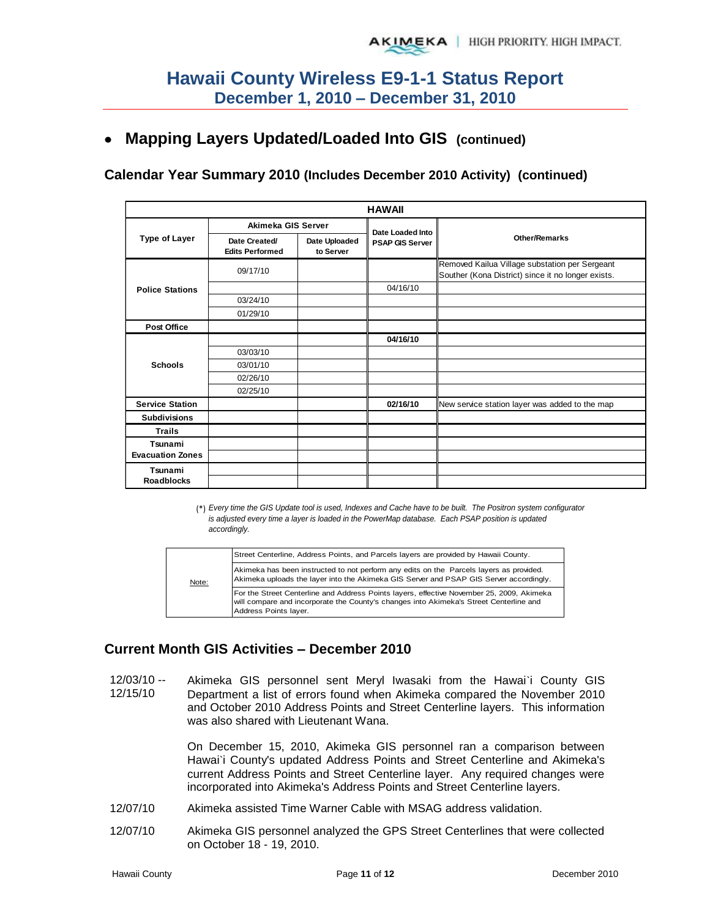# Hawaii County Wireless E9-1-1 Status Report
## December 1, 2010 – December 31, 2010

- **Mapping Layers Updated/Loaded Into GIS (continued)**

### Calendar Year Summary 2010 (Includes December 2010 Activity) (continued)

| HAWAII | | | | |
|---|---|---|---|---|
| **Type of Layer** | **Akimeka GIS Server** | | **Date Loaded Into PSAP GIS Server** | **Other/Remarks** |
| | **Date Created/ Edits Performed** | **Date Uploaded to Server** | | |
| **Police Stations** | 09/17/10 | | | Removed Kailua Village substation per Sergeant Souther (Kona District) since it no longer exists. |
| | | | 04/16/10 | |
| | 03/24/10 | | | |
| | 01/29/10 | | | |
| **Post Office** | | | | |
| **Schools** | | | **04/16/10** | |
| | 03/03/10 | | | |
| | 03/01/10 | | | |
| | 02/26/10 | | | |
| | 02/25/10 | | | |
| **Service Station** | | | **02/16/10** | New service station layer was added to the map |
| **Subdivisions** | | | | |
| **Trails** | | | | |
| **Tsunami Evacuation Zones** | | | | |
| | | | | |
| **Tsunami Roadblocks** | | | | |
| | | | | |

(*) *Every time the GIS Update tool is used, Indexes and Cache have to be built. The Positron system configurator is adjusted every time a layer is loaded in the PowerMap database. Each PSAP position is updated accordingly.*

| Note: | |
|---|---|
| | Street Centerline, Address Points, and Parcels layers are provided by Hawaii County. |
| | Akimeka has been instructed to not perform any edits on the Parcels layers as provided. Akimeka uploads the layer into the Akimeka GIS Server and PSAP GIS Server accordingly. |
| | For the Street Centerline and Address Points layers, effective November 25, 2009, Akimeka will compare and incorporate the County's changes into Akimeka's Street Centerline and Address Points layer. |

## Current Month GIS Activities – December 2010

12/03/10 -- 12/15/10 — Akimeka GIS personnel sent Meryl Iwasaki from the Hawai`i County GIS Department a list of errors found when Akimeka compared the November 2010 and October 2010 Address Points and Street Centerline layers. This information was also shared with Lieutenant Wana.

On December 15, 2010, Akimeka GIS personnel ran a comparison between Hawai`i County's updated Address Points and Street Centerline and Akimeka's current Address Points and Street Centerline layer. Any required changes were incorporated into Akimeka's Address Points and Street Centerline layers.

12/07/10 — Akimeka assisted Time Warner Cable with MSAG address validation.

12/07/10 — Akimeka GIS personnel analyzed the GPS Street Centerlines that were collected on October 18 - 19, 2010.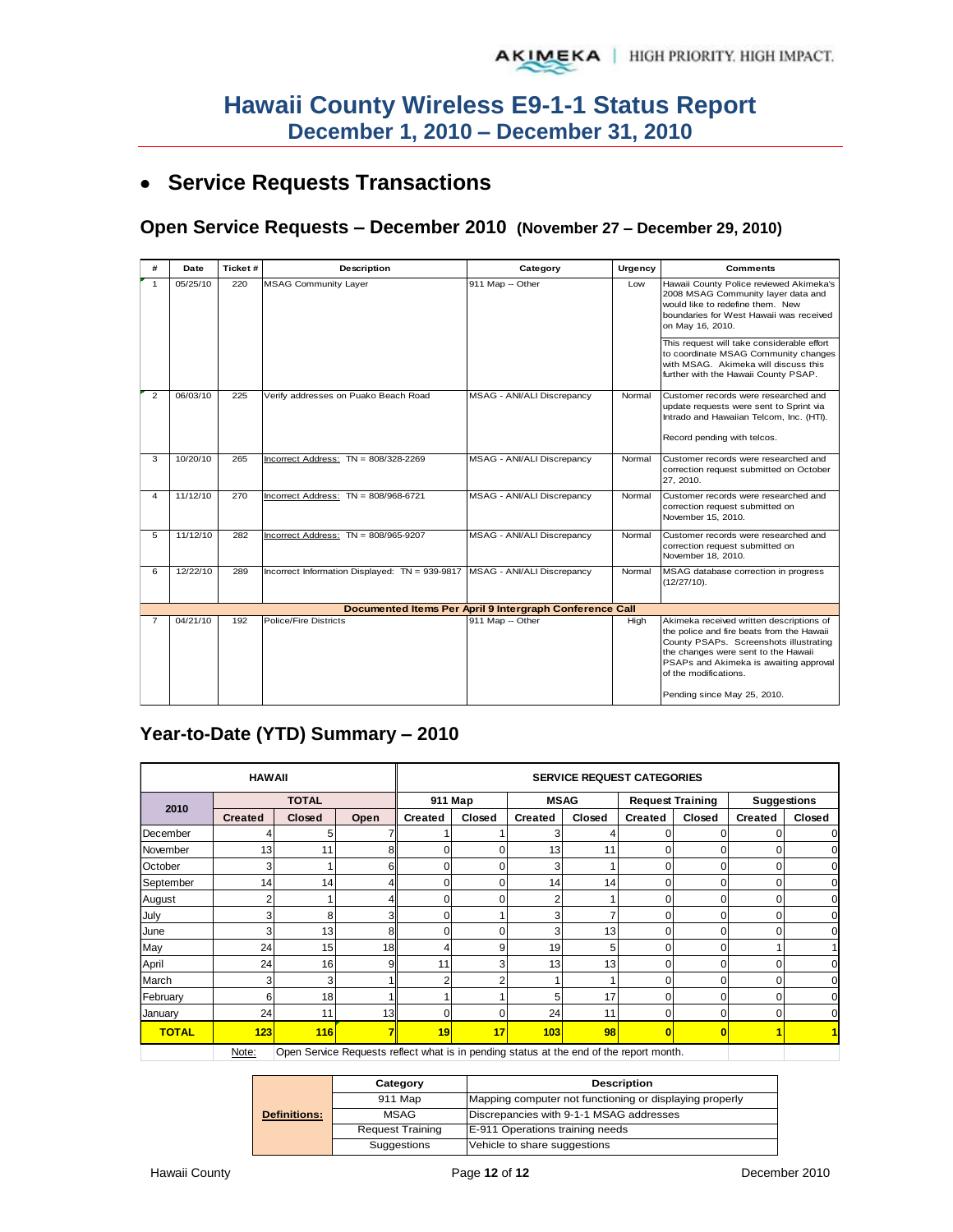# Hawaii County Wireless E9-1-1 Status Report

## December 1, 2010 – December 31, 2010

- **Service Requests Transactions**

### Open Service Requests – December 2010 (November 27 – December 29, 2010)

| # | Date | Ticket # | Description | Category | Urgency | Comments |
|---|---|---|---|---|---|---|
| 1 | 05/25/10 | 220 | MSAG Community Layer | 911 Map -- Other | Low | Hawaii County Police reviewed Akimeka's 2008 MSAG Community layer data and would like to redefine them. New boundaries for West Hawaii was received on May 16, 2010. This request will take considerable effort to coordinate MSAG Community changes with MSAG. Akimeka will discuss this further with the Hawaii County PSAP. |
| 2 | 06/03/10 | 225 | Verify addresses on Puako Beach Road | MSAG - ANI/ALI Discrepancy | Normal | Customer records were researched and update requests were sent to Sprint via Intrado and Hawaiian Telcom, Inc. (HTI). Record pending with telcos. |
| 3 | 10/20/10 | 265 | Incorrect Address: TN = 808/328-2269 | MSAG - ANI/ALI Discrepancy | Normal | Customer records were researched and correction request submitted on October 27, 2010. |
| 4 | 11/12/10 | 270 | Incorrect Address: TN = 808/968-6721 | MSAG - ANI/ALI Discrepancy | Normal | Customer records were researched and correction request submitted on November 15, 2010. |
| 5 | 11/12/10 | 282 | Incorrect Address: TN = 808/965-9207 | MSAG - ANI/ALI Discrepancy | Normal | Customer records were researched and correction request submitted on November 18, 2010. |
| 6 | 12/22/10 | 289 | Incorrect Information Displayed: TN = 939-9817 | MSAG - ANI/ALI Discrepancy | Normal | MSAG database correction in progress (12/27/10). |
| | | | **Documented Items Per April 9 Intergraph Conference Call** | | | |
| 7 | 04/21/10 | 192 | Police/Fire Districts | 911 Map -- Other | High | Akimeka received written descriptions of the police and fire beats from the Hawaii County PSAPs. Screenshots illustrating the changes were sent to the Hawaii PSAPs and Akimeka is awaiting approval of the modifications. Pending since May 25, 2010. |

### Year-to-Date (YTD) Summary – 2010

| HAWAII | | | | SERVICE REQUEST CATEGORIES | | | | | | | |
|---|---|---|---|---|---|---|---|---|---|---|---|
| 2010 | TOTAL | | | 911 Map | | MSAG | | Request Training | | Suggestions | |
| | Created | Closed | Open | Created | Closed | Created | Closed | Created | Closed | Created | Closed |
| December | 4 | 5 | 7 | 1 | 1 | 3 | 4 | 0 | 0 | 0 | 0 |
| November | 13 | 11 | 8 | 0 | 0 | 13 | 11 | 0 | 0 | 0 | 0 |
| October | 3 | 1 | 6 | 0 | 0 | 3 | 1 | 0 | 0 | 0 | 0 |
| September | 14 | 14 | 4 | 0 | 0 | 14 | 14 | 0 | 0 | 0 | 0 |
| August | 2 | 1 | 4 | 0 | 0 | 2 | 1 | 0 | 0 | 0 | 0 |
| July | 3 | 8 | 3 | 0 | 1 | 3 | 7 | 0 | 0 | 0 | 0 |
| June | 3 | 13 | 8 | 0 | 0 | 3 | 13 | 0 | 0 | 0 | 0 |
| May | 24 | 15 | 18 | 4 | 9 | 19 | 5 | 0 | 0 | 1 | 1 |
| April | 24 | 16 | 9 | 11 | 3 | 13 | 13 | 0 | 0 | 0 | 0 |
| March | 3 | 3 | 1 | 2 | 2 | 1 | 1 | 0 | 0 | 0 | 0 |
| February | 6 | 18 | 1 | 1 | 1 | 5 | 17 | 0 | 0 | 0 | 0 |
| January | 24 | 11 | 13 | 0 | 0 | 24 | 11 | 0 | 0 | 0 | 0 |
| **TOTAL** | **123** | **116** | **7** | **19** | **17** | **103** | **98** | **0** | **0** | **1** | **1** |

Note: Open Service Requests reflect what is in pending status at the end of the report month.

| Definitions: | Category | Description |
|---|---|---|
| | 911 Map | Mapping computer not functioning or displaying properly |
| | MSAG | Discrepancies with 9-1-1 MSAG addresses |
| | Request Training | E-911 Operations training needs |
| | Suggestions | Vehicle to share suggestions |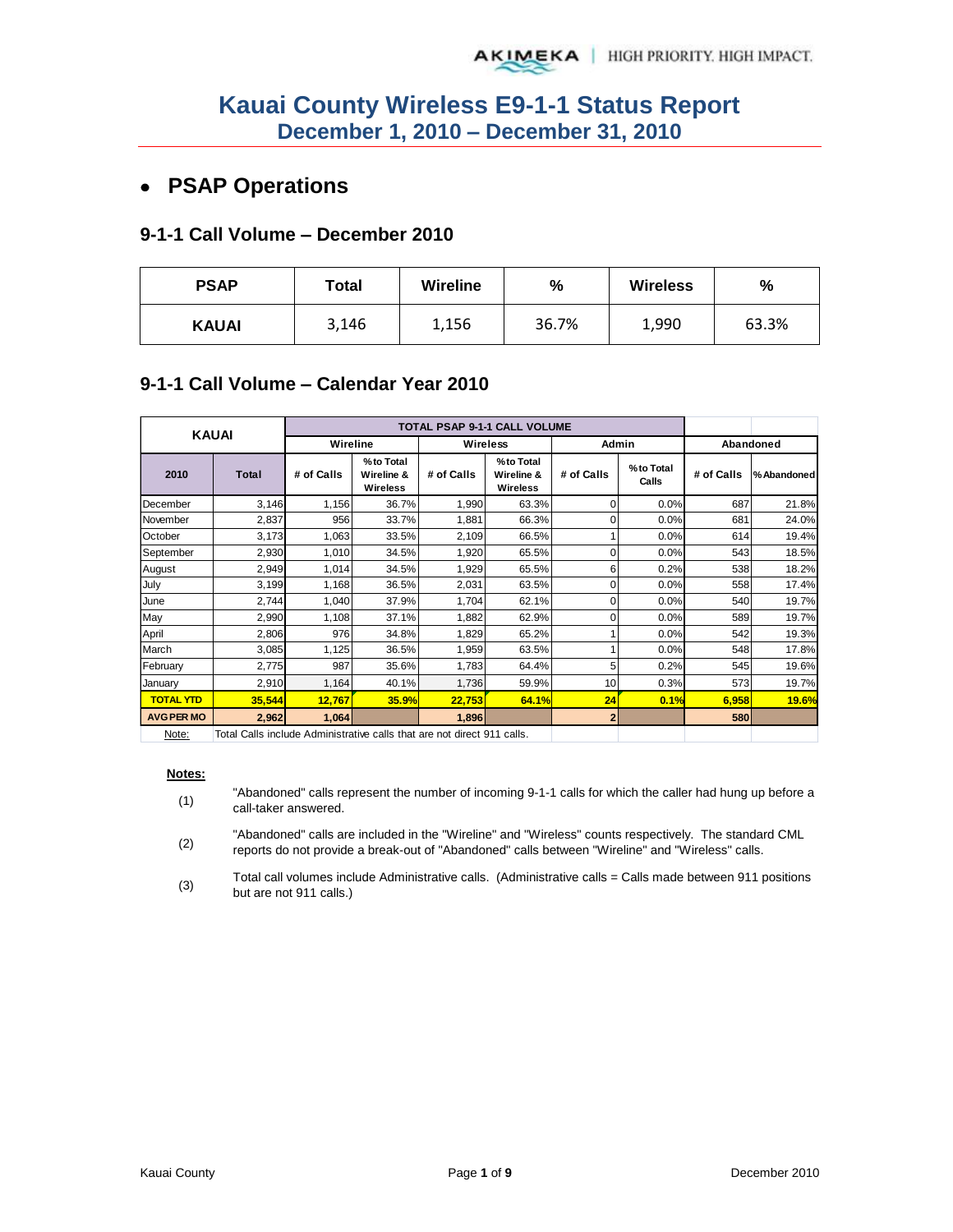# Kauai County Wireless E9-1-1 Status Report
## December 1, 2010 – December 31, 2010

- **PSAP Operations**

### 9-1-1 Call Volume – December 2010

| PSAP | Total | Wireline | % | Wireless | % |
|---|---|---|---|---|---|
| **KAUAI** | 3,146 | 1,156 | 36.7% | 1,990 | 63.3% |

### 9-1-1 Call Volume – Calendar Year 2010

| KAUAI | | TOTAL PSAP 9-1-1 CALL VOLUME | | | | | | | |
|---|---|---|---|---|---|---|---|---|---|
| | | Wireline | | Wireless | | Admin | | Abandoned | |
| 2010 | Total | # of Calls | % to Total Wireline & Wireless | # of Calls | % to Total Wireline & Wireless | # of Calls | % to Total Calls | # of Calls | % Abandoned |
| December | 3,146 | 1,156 | 36.7% | 1,990 | 63.3% | 0 | 0.0% | 687 | 21.8% |
| November | 2,837 | 956 | 33.7% | 1,881 | 66.3% | 0 | 0.0% | 681 | 24.0% |
| October | 3,173 | 1,063 | 33.5% | 2,109 | 66.5% | 1 | 0.0% | 614 | 19.4% |
| September | 2,930 | 1,010 | 34.5% | 1,920 | 65.5% | 0 | 0.0% | 543 | 18.5% |
| August | 2,949 | 1,014 | 34.5% | 1,929 | 65.5% | 6 | 0.2% | 538 | 18.2% |
| July | 3,199 | 1,168 | 36.5% | 2,031 | 63.5% | 0 | 0.0% | 558 | 17.4% |
| June | 2,744 | 1,040 | 37.9% | 1,704 | 62.1% | 0 | 0.0% | 540 | 19.7% |
| May | 2,990 | 1,108 | 37.1% | 1,882 | 62.9% | 0 | 0.0% | 589 | 19.7% |
| April | 2,806 | 976 | 34.8% | 1,829 | 65.2% | 1 | 0.0% | 542 | 19.3% |
| March | 3,085 | 1,125 | 36.5% | 1,959 | 63.5% | 1 | 0.0% | 548 | 17.8% |
| February | 2,775 | 987 | 35.6% | 1,783 | 64.4% | 5 | 0.2% | 545 | 19.6% |
| January | 2,910 | 1,164 | 40.1% | 1,736 | 59.9% | 10 | 0.3% | 573 | 19.7% |
| **TOTAL YTD** | **35,544** | **12,767** | **35.9%** | **22,753** | **64.1%** | **24** | **0.1%** | **6,958** | **19.6%** |
| **AVG PER MO** | **2,962** | **1,064** | | **1,896** | | **2** | | **580** | |
| Note: | Total Calls include Administrative calls that are not direct 911 calls. | | | | | | | | |

**Notes:**

(1) "Abandoned" calls represent the number of incoming 9-1-1 calls for which the caller had hung up before a call-taker answered.

(2) "Abandoned" calls are included in the "Wireline" and "Wireless" counts respectively. The standard CML reports do not provide a break-out of "Abandoned" calls between "Wireline" and "Wireless" calls.

(3) Total call volumes include Administrative calls. (Administrative calls = Calls made between 911 positions but are not 911 calls.)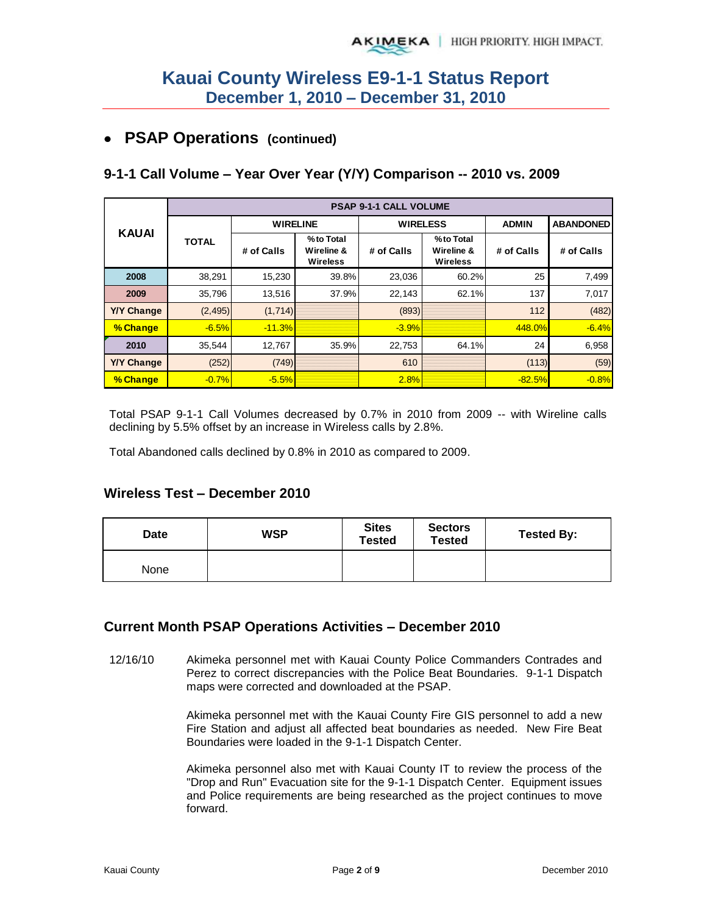# Kauai County Wireless E9-1-1 Status Report
## December 1, 2010 – December 31, 2010

- **PSAP Operations (continued)**

### 9-1-1 Call Volume – Year Over Year (Y/Y) Comparison -- 2010 vs. 2009

| KAUAI | PSAP 9-1-1 CALL VOLUME | | | | | | |
|---|---|---|---|---|---|---|---|
| | TOTAL | WIRELINE | | WIRELESS | | ADMIN | ABANDONED |
| | | # of Calls | % to Total Wireline & Wireless | # of Calls | % to Total Wireline & Wireless | # of Calls | # of Calls |
| 2008 | 38,291 | 15,230 | 39.8% | 23,036 | 60.2% | 25 | 7,499 |
| 2009 | 35,796 | 13,516 | 37.9% | 22,143 | 62.1% | 137 | 7,017 |
| Y/Y Change | (2,495) | (1,714) | | (893) | | 112 | (482) |
| % Change | -6.5% | -11.3% | | -3.9% | | 448.0% | -6.4% |
| 2010 | 35,544 | 12,767 | 35.9% | 22,753 | 64.1% | 24 | 6,958 |
| Y/Y Change | (252) | (749) | | 610 | | (113) | (59) |
| % Change | -0.7% | -5.5% | | 2.8% | | -82.5% | -0.8% |

Total PSAP 9-1-1 Call Volumes decreased by 0.7% in 2010 from 2009 -- with Wireline calls declining by 5.5% offset by an increase in Wireless calls by 2.8%.

Total Abandoned calls declined by 0.8% in 2010 as compared to 2009.

### Wireless Test – December 2010

| Date | WSP | Sites Tested | Sectors Tested | Tested By: |
|---|---|---|---|---|
| None | | | | |

### Current Month PSAP Operations Activities – December 2010

12/16/10 Akimeka personnel met with Kauai County Police Commanders Contrades and Perez to correct discrepancies with the Police Beat Boundaries. 9-1-1 Dispatch maps were corrected and downloaded at the PSAP.

Akimeka personnel met with the Kauai County Fire GIS personnel to add a new Fire Station and adjust all affected beat boundaries as needed. New Fire Beat Boundaries were loaded in the 9-1-1 Dispatch Center.

Akimeka personnel also met with Kauai County IT to review the process of the "Drop and Run" Evacuation site for the 9-1-1 Dispatch Center. Equipment issues and Police requirements are being researched as the project continues to move forward.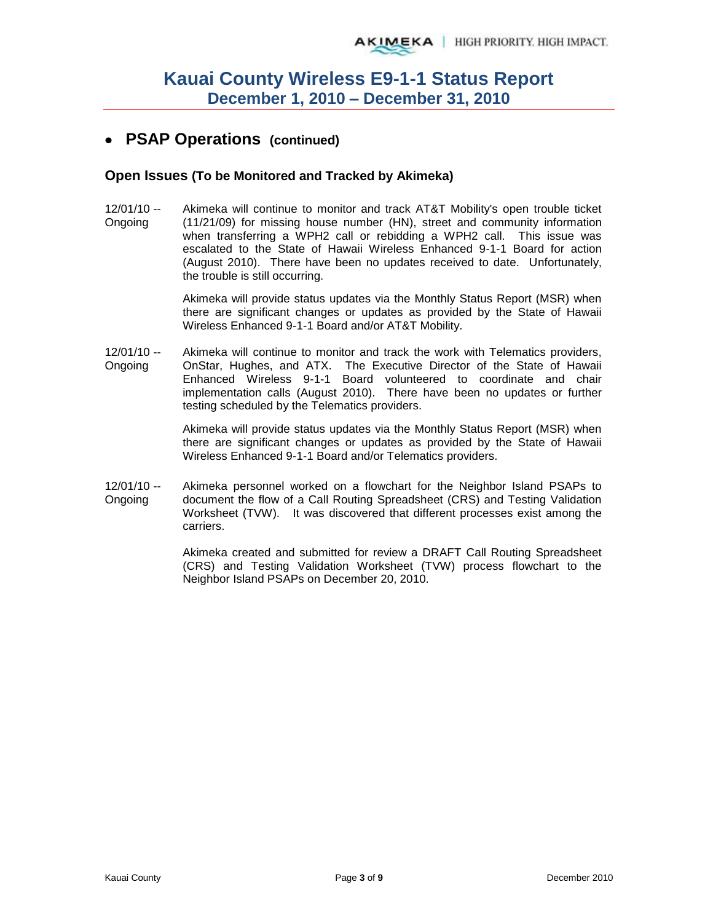# Kauai County Wireless E9-1-1 Status Report
## December 1, 2010 – December 31, 2010

- ## PSAP Operations (continued)

### Open Issues (To be Monitored and Tracked by Akimeka)

12/01/10 -- Ongoing

Akimeka will continue to monitor and track AT&T Mobility's open trouble ticket (11/21/09) for missing house number (HN), street and community information when transferring a WPH2 call or rebidding a WPH2 call. This issue was escalated to the State of Hawaii Wireless Enhanced 9-1-1 Board for action (August 2010). There have been no updates received to date. Unfortunately, the trouble is still occurring.

Akimeka will provide status updates via the Monthly Status Report (MSR) when there are significant changes or updates as provided by the State of Hawaii Wireless Enhanced 9-1-1 Board and/or AT&T Mobility.

12/01/10 -- Ongoing

Akimeka will continue to monitor and track the work with Telematics providers, OnStar, Hughes, and ATX. The Executive Director of the State of Hawaii Enhanced Wireless 9-1-1 Board volunteered to coordinate and chair implementation calls (August 2010). There have been no updates or further testing scheduled by the Telematics providers.

Akimeka will provide status updates via the Monthly Status Report (MSR) when there are significant changes or updates as provided by the State of Hawaii Wireless Enhanced 9-1-1 Board and/or Telematics providers.

12/01/10 -- Ongoing

Akimeka personnel worked on a flowchart for the Neighbor Island PSAPs to document the flow of a Call Routing Spreadsheet (CRS) and Testing Validation Worksheet (TVW). It was discovered that different processes exist among the carriers.

Akimeka created and submitted for review a DRAFT Call Routing Spreadsheet (CRS) and Testing Validation Worksheet (TVW) process flowchart to the Neighbor Island PSAPs on December 20, 2010.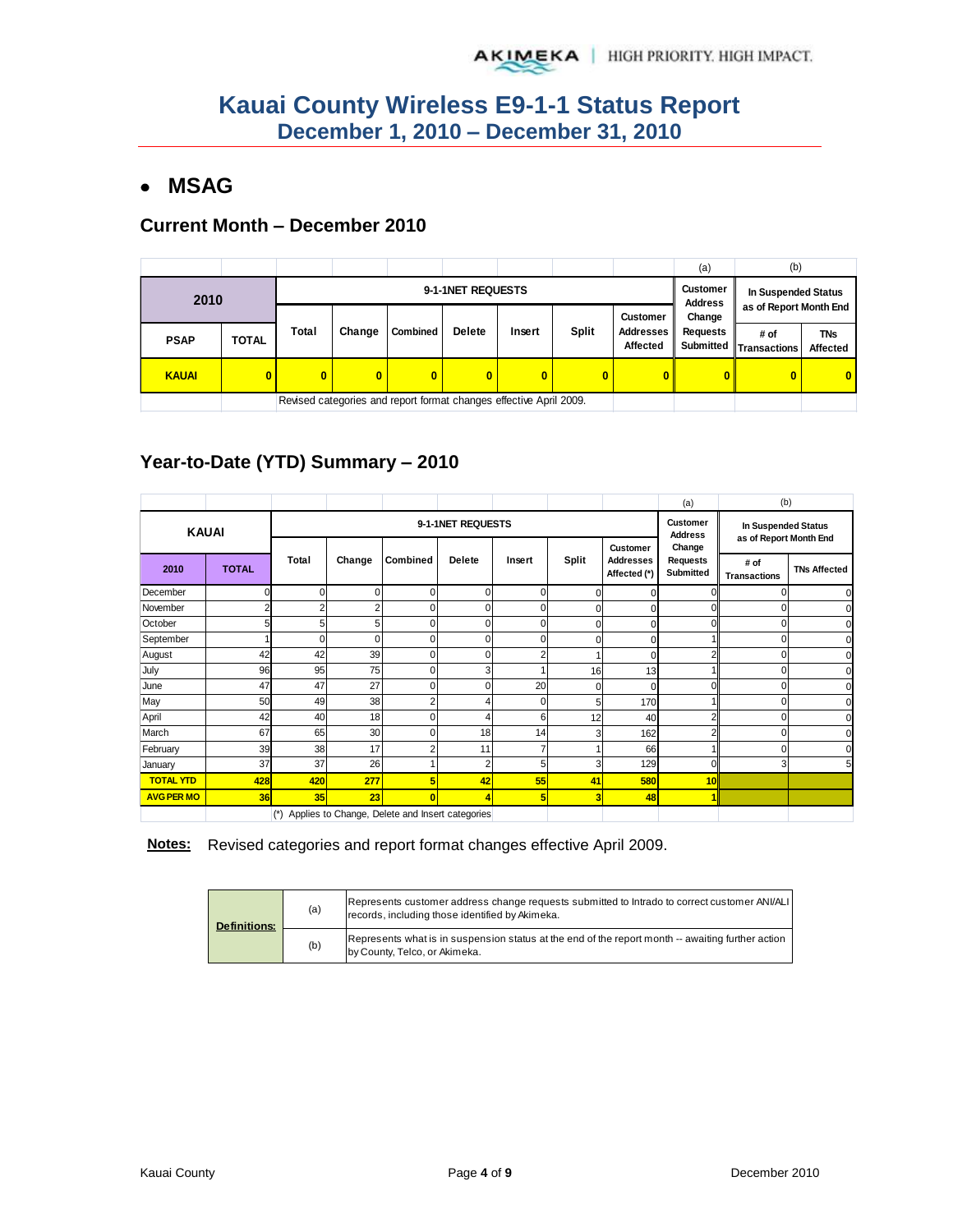# Kauai County Wireless E9-1-1 Status Report
## December 1, 2010 – December 31, 2010

- **MSAG**

### Current Month – December 2010

| 2010 | | 9-1-1NET REQUESTS | | | | | | | (a) Customer Address Change Requests Submitted | (b) In Suspended Status as of Report Month End | |
|---|---|---|---|---|---|---|---|---|---|---|---|
| PSAP | TOTAL | Total | Change | Combined | Delete | Insert | Split | Customer Addresses Affected | | # of Transactions | TNs Affected |
| KAUAI | 0 | 0 | 0 | 0 | 0 | 0 | 0 | 0 | 0 | 0 | 0 |

Revised categories and report format changes effective April 2009.

### Year-to-Date (YTD) Summary – 2010

| KAUAI | | 9-1-1NET REQUESTS | | | | | | | (a) Customer Address Change Requests Submitted | (b) In Suspended Status as of Report Month End | |
|---|---|---|---|---|---|---|---|---|---|---|---|
| 2010 | TOTAL | Total | Change | Combined | Delete | Insert | Split | Customer Addresses Affected (*) | | # of Transactions | TNs Affected |
| December | 0 | 0 | 0 | 0 | 0 | 0 | 0 | 0 | 0 | 0 | 0 |
| November | 2 | 2 | 2 | 0 | 0 | 0 | 0 | 0 | 0 | 0 | 0 |
| October | 5 | 5 | 5 | 0 | 0 | 0 | 0 | 0 | 0 | 0 | 0 |
| September | 1 | 0 | 0 | 0 | 0 | 0 | 0 | 0 | 1 | 0 | 0 |
| August | 42 | 42 | 39 | 0 | 0 | 2 | 1 | 0 | 2 | 0 | 0 |
| July | 96 | 95 | 75 | 0 | 3 | 1 | 16 | 13 | 1 | 0 | 0 |
| June | 47 | 47 | 27 | 0 | 0 | 20 | 0 | 0 | 0 | 0 | 0 |
| May | 50 | 49 | 38 | 2 | 4 | 0 | 5 | 170 | 1 | 0 | 0 |
| April | 42 | 40 | 18 | 0 | 4 | 6 | 12 | 40 | 2 | 0 | 0 |
| March | 67 | 65 | 30 | 0 | 18 | 14 | 3 | 162 | 2 | 0 | 0 |
| February | 39 | 38 | 17 | 2 | 11 | 7 | 1 | 66 | 1 | 0 | 0 |
| January | 37 | 37 | 26 | 1 | 2 | 5 | 3 | 129 | 0 | 3 | 5 |
| **TOTAL YTD** | **428** | **420** | **277** | **5** | **42** | **55** | **41** | **580** | **10** | | |
| **AVG PER MO** | **36** | **35** | **23** | **0** | **4** | **5** | **3** | **48** | **1** | | |

(*) Applies to Change, Delete and Insert categories

**Notes:** Revised categories and report format changes effective April 2009.

| **Definitions:** | | |
|---|---|---|
| | (a) | Represents customer address change requests submitted to Intrado to correct customer ANI/ALI records, including those identified by Akimeka. |
| | (b) | Represents what is in suspension status at the end of the report month -- awaiting further action by County, Telco, or Akimeka. |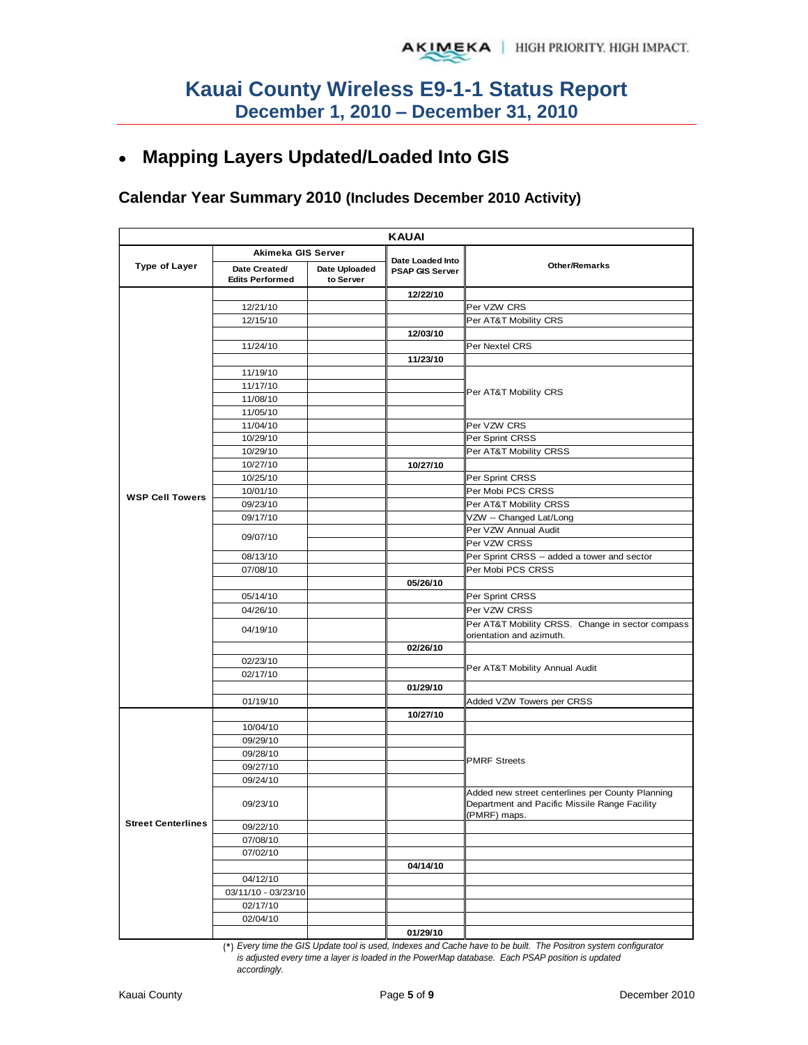# Kauai County Wireless E9-1-1 Status Report
## December 1, 2010 – December 31, 2010

- **Mapping Layers Updated/Loaded Into GIS**

### Calendar Year Summary 2010 (Includes December 2010 Activity)

| KAUAI | | | | |
|---|---|---|---|---|
| **Type of Layer** | **Akimeka GIS Server** | | **Date Loaded Into PSAP GIS Server** | **Other/Remarks** |
| | **Date Created/ Edits Performed** | **Date Uploaded to Server** | | |
| WSP Cell Towers | | | **12/22/10** | |
| | 12/21/10 | | | Per VZW CRS |
| | 12/15/10 | | | Per AT&T Mobility CRS |
| | | | **12/03/10** | |
| | 11/24/10 | | | Per Nextel CRS |
| | | | **11/23/10** | |
| | 11/19/10 | | | Per AT&T Mobility CRS |
| | 11/17/10 | | | |
| | 11/08/10 | | | |
| | 11/05/10 | | | |
| | 11/04/10 | | | Per VZW CRS |
| | 10/29/10 | | | Per Sprint CRSS |
| | 10/29/10 | | | Per AT&T Mobility CRSS |
| | 10/27/10 | | **10/27/10** | |
| | 10/25/10 | | | Per Sprint CRSS |
| | 10/01/10 | | | Per Mobi PCS CRSS |
| | 09/23/10 | | | Per AT&T Mobility CRSS |
| | 09/17/10 | | | VZW -- Changed Lat/Long |
| | 09/07/10 | | | Per VZW Annual Audit |
| | | | | Per VZW CRSS |
| | 08/13/10 | | | Per Sprint CRSS -- added a tower and sector |
| | 07/08/10 | | | Per Mobi PCS CRSS |
| | | | **05/26/10** | |
| | 05/14/10 | | | Per Sprint CRSS |
| | 04/26/10 | | | Per VZW CRSS |
| | 04/19/10 | | | Per AT&T Mobility CRSS. Change in sector compass orientation and azimuth. |
| | | | **02/26/10** | |
| | 02/23/10 | | | Per AT&T Mobility Annual Audit |
| | 02/17/10 | | | |
| | | | **01/29/10** | |
| | 01/19/10 | | | Added VZW Towers per CRSS |
| Street Centerlines | | | **10/27/10** | |
| | 10/04/10 | | | |
| | 09/29/10 | | | PMRF Streets |
| | 09/28/10 | | | |
| | 09/27/10 | | | |
| | 09/24/10 | | | |
| | 09/23/10 | | | Added new street centerlines per County Planning Department and Pacific Missile Range Facility (PMRF) maps. |
| | 09/22/10 | | | |
| | 07/08/10 | | | |
| | 07/02/10 | | | |
| | | | **04/14/10** | |
| | 04/12/10 | | | |
| | 03/11/10 - 03/23/10 | | | |
| | 02/17/10 | | | |
| | 02/04/10 | | | |
| | | | **01/29/10** | |

(*) *Every time the GIS Update tool is used, Indexes and Cache have to be built. The Positron system configurator is adjusted every time a layer is loaded in the PowerMap database. Each PSAP position is updated accordingly.*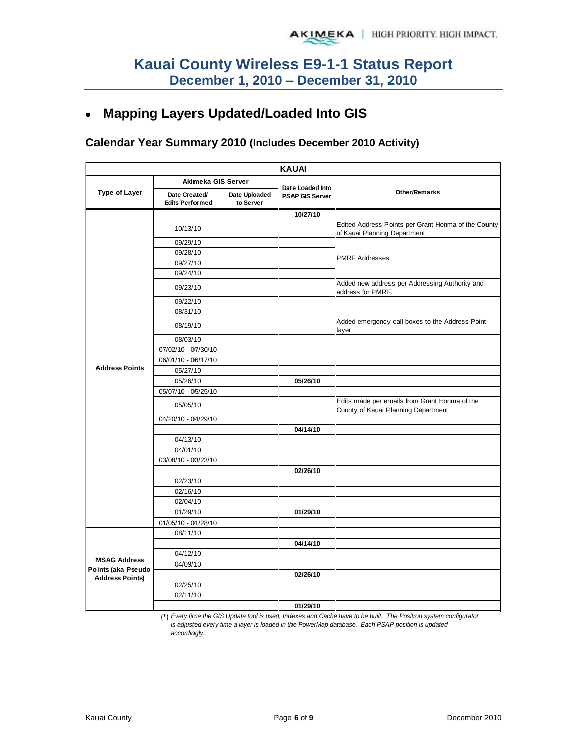# Kauai County Wireless E9-1-1 Status Report
## December 1, 2010 – December 31, 2010

- **Mapping Layers Updated/Loaded Into GIS**

### Calendar Year Summary 2010 (Includes December 2010 Activity)

| KAUAI | | | | |
|---|---|---|---|---|
| **Type of Layer** | **Akimeka GIS Server** | | **Date Loaded Into PSAP GIS Server** | **Other/Remarks** |
| | **Date Created/ Edits Performed** | **Date Uploaded to Server** | | |
| Address Points | | | **10/27/10** | |
| | 10/13/10 | | | Edited Address Points per Grant Honma of the County of Kauai Planning Department. |
| | 09/29/10 | | | PMRF Addresses |
| | 09/28/10 | | | |
| | 09/27/10 | | | |
| | 09/24/10 | | | |
| | 09/23/10 | | | Added new address per Addressing Authority and address for PMRF. |
| | 09/22/10 | | | |
| | 08/31/10 | | | |
| | 08/19/10 | | | Added emergency call boxes to the Address Point layer |
| | 08/03/10 | | | |
| | 07/02/10 - 07/30/10 | | | |
| | 06/01/10 - 06/17/10 | | | |
| | 05/27/10 | | | |
| | 05/26/10 | | **05/26/10** | |
| | 05/07/10 - 05/25/10 | | | |
| | 05/05/10 | | | Edits made per emails from Grant Honma of the County of Kauai Planning Department |
| | 04/20/10 - 04/29/10 | | | |
| | | | **04/14/10** | |
| | 04/13/10 | | | |
| | 04/01/10 | | | |
| | 03/08/10 - 03/23/10 | | | |
| | | | **02/26/10** | |
| | 02/23/10 | | | |
| | 02/16/10 | | | |
| | 02/04/10 | | | |
| | 01/29/10 | | **01/29/10** | |
| | 01/05/10 - 01/28/10 | | | |
| MSAG Address Points (aka Pseudo Address Points) | 08/11/10 | | | |
| | | | **04/14/10** | |
| | 04/12/10 | | | |
| | 04/09/10 | | | |
| | | | **02/26/10** | |
| | 02/25/10 | | | |
| | 02/11/10 | | | |
| | | | **01/29/10** | |

(*) *Every time the GIS Update tool is used, Indexes and Cache have to be built. The Positron system configurator is adjusted every time a layer is loaded in the PowerMap database. Each PSAP position is updated accordingly.*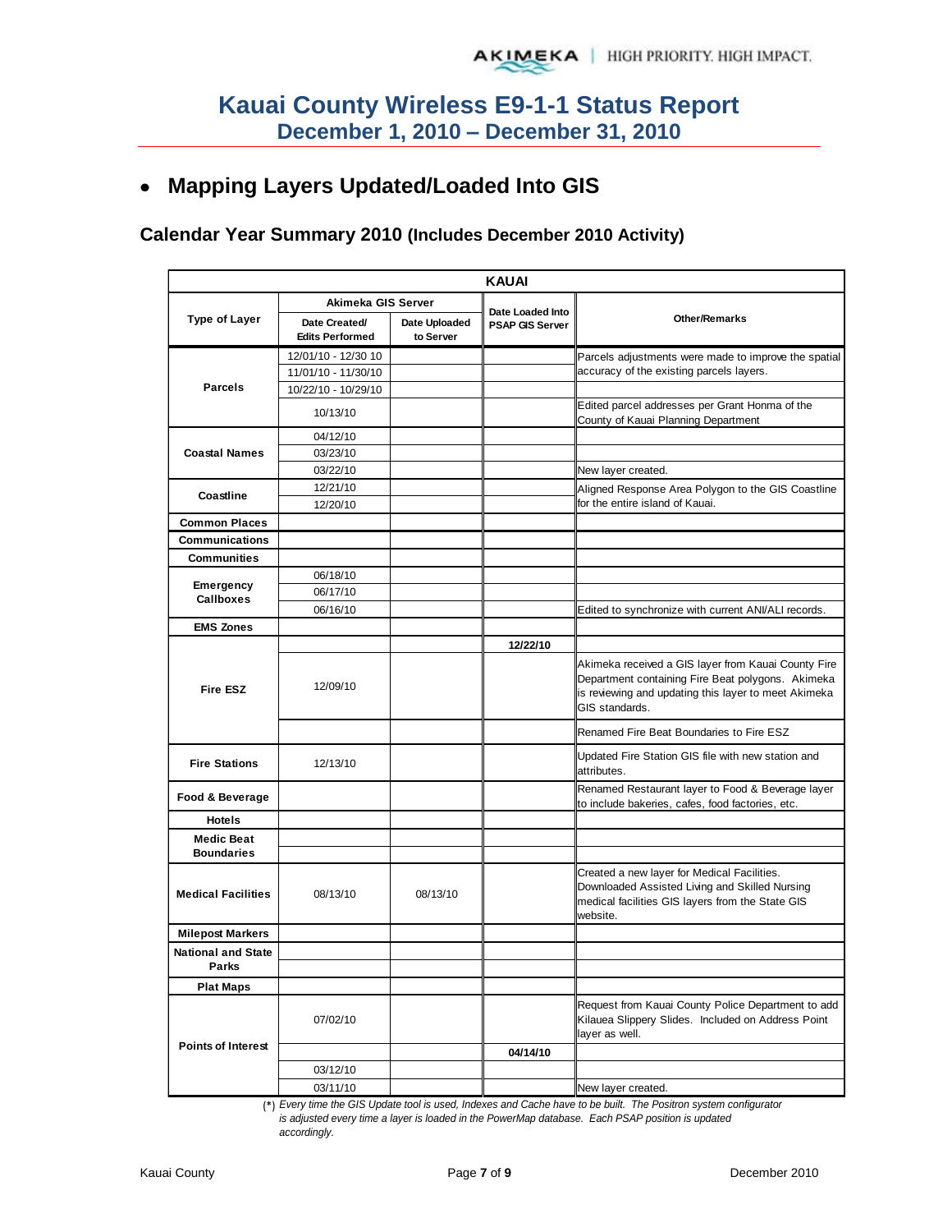# Kauai County Wireless E9-1-1 Status Report
## December 1, 2010 – December 31, 2010

- **Mapping Layers Updated/Loaded Into GIS**

### Calendar Year Summary 2010 (Includes December 2010 Activity)

| KAUAI | | | | |
|---|---|---|---|---|
| Type of Layer | Akimeka GIS Server | | Date Loaded Into PSAP GIS Server | Other/Remarks |
| | Date Created/ Edits Performed | Date Uploaded to Server | | |
| Parcels | 12/01/10 - 12/30 10 | | | Parcels adjustments were made to improve the spatial accuracy of the existing parcels layers. |
| | 11/01/10 - 11/30/10 | | | |
| | 10/22/10 - 10/29/10 | | | |
| | 10/13/10 | | | Edited parcel addresses per Grant Honma of the County of Kauai Planning Department |
| Coastal Names | 04/12/10 | | | |
| | 03/23/10 | | | |
| | 03/22/10 | | | New layer created. |
| Coastline | 12/21/10 | | | Aligned Response Area Polygon to the GIS Coastline for the entire island of Kauai. |
| | 12/20/10 | | | |
| Common Places | | | | |
| Communications | | | | |
| Communities | | | | |
| Emergency Callboxes | 06/18/10 | | | |
| | 06/17/10 | | | |
| | 06/16/10 | | | Edited to synchronize with current ANI/ALI records. |
| EMS Zones | | | | |
| Fire ESZ | | | 12/22/10 | |
| | 12/09/10 | | | Akimeka received a GIS layer from Kauai County Fire Department containing Fire Beat polygons. Akimeka is reviewing and updating this layer to meet Akimeka GIS standards. |
| | | | | Renamed Fire Beat Boundaries to Fire ESZ |
| Fire Stations | 12/13/10 | | | Updated Fire Station GIS file with new station and attributes. |
| Food & Beverage | | | | Renamed Restaurant layer to Food & Beverage layer to include bakeries, cafes, food factories, etc. |
| Hotels | | | | |
| Medic Beat Boundaries | | | | |
| Medical Facilities | 08/13/10 | 08/13/10 | | Created a new layer for Medical Facilities. Downloaded Assisted Living and Skilled Nursing medical facilities GIS layers from the State GIS website. |
| Milepost Markers | | | | |
| National and State Parks | | | | |
| Plat Maps | | | | |
| Points of Interest | 07/02/10 | | | Request from Kauai County Police Department to add Kilauea Slippery Slides. Included on Address Point layer as well. |
| | | | 04/14/10 | |
| | 03/12/10 | | | |
| | 03/11/10 | | | New layer created. |

(*) *Every time the GIS Update tool is used, Indexes and Cache have to be built. The Positron system configurator is adjusted every time a layer is loaded in the PowerMap database. Each PSAP position is updated accordingly.*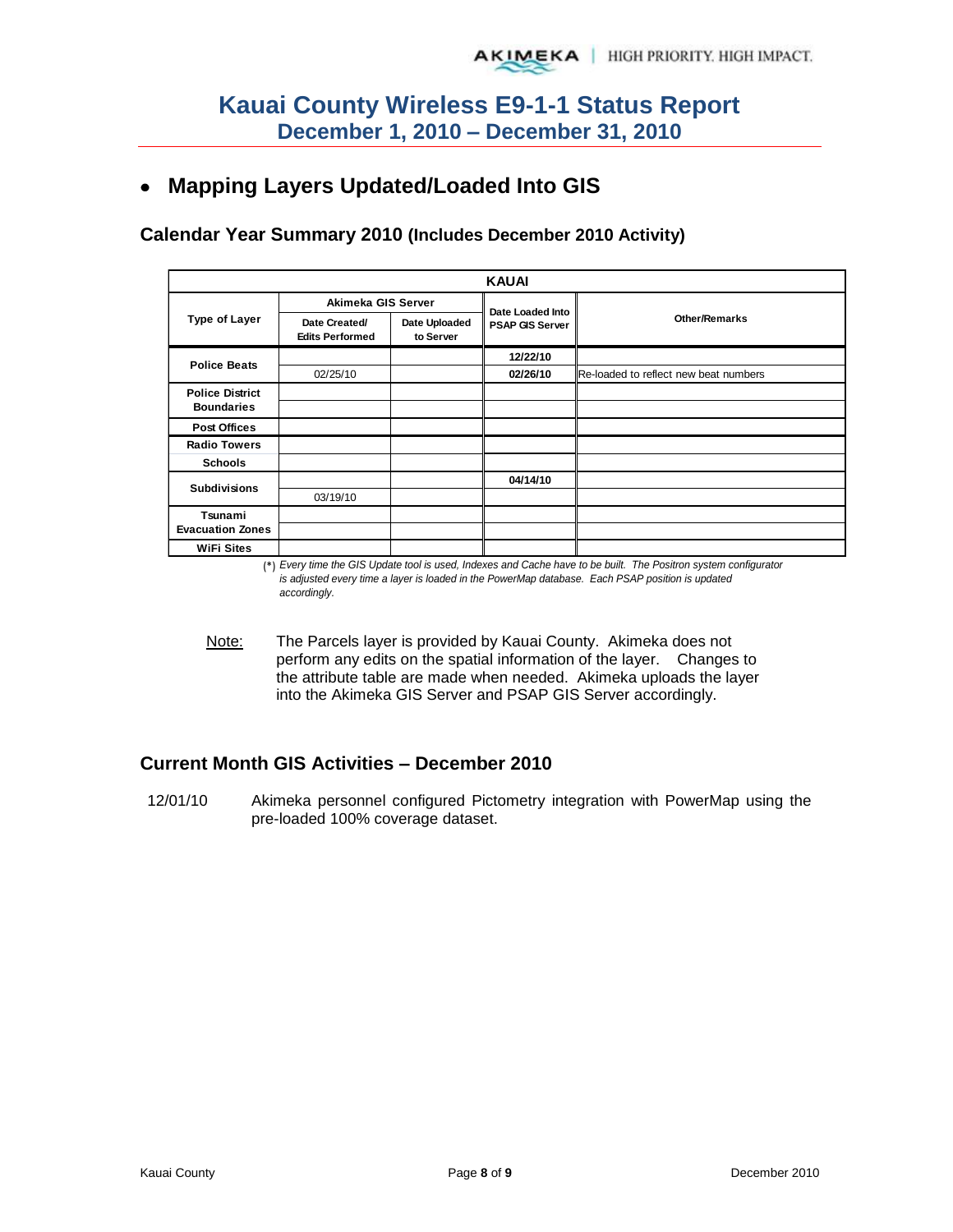# Kauai County Wireless E9-1-1 Status Report
## December 1, 2010 – December 31, 2010

- **Mapping Layers Updated/Loaded Into GIS**

### Calendar Year Summary 2010 (Includes December 2010 Activity)

| KAUAI | | | | |
|---|---|---|---|---|
| **Type of Layer** | **Akimeka GIS Server** | | **Date Loaded Into PSAP GIS Server** | **Other/Remarks** |
| | **Date Created/ Edits Performed** | **Date Uploaded to Server** | | |
| **Police Beats** | | | **12/22/10** | |
| | 02/25/10 | | **02/26/10** | Re-loaded to reflect new beat numbers |
| **Police District Boundaries** | | | | |
| | | | | |
| **Post Offices** | | | | |
| **Radio Towers** | | | | |
| **Schools** | | | | |
| **Subdivisions** | | | **04/14/10** | |
| | 03/19/10 | | | |
| **Tsunami Evacuation Zones** | | | | |
| | | | | |
| **WiFi Sites** | | | | |

(*) *Every time the GIS Update tool is used, Indexes and Cache have to be built. The Positron system configurator is adjusted every time a layer is loaded in the PowerMap database. Each PSAP position is updated accordingly.*

<u>Note:</u> The Parcels layer is provided by Kauai County. Akimeka does not perform any edits on the spatial information of the layer. Changes to the attribute table are made when needed. Akimeka uploads the layer into the Akimeka GIS Server and PSAP GIS Server accordingly.

### Current Month GIS Activities – December 2010

12/01/10 Akimeka personnel configured Pictometry integration with PowerMap using the pre-loaded 100% coverage dataset.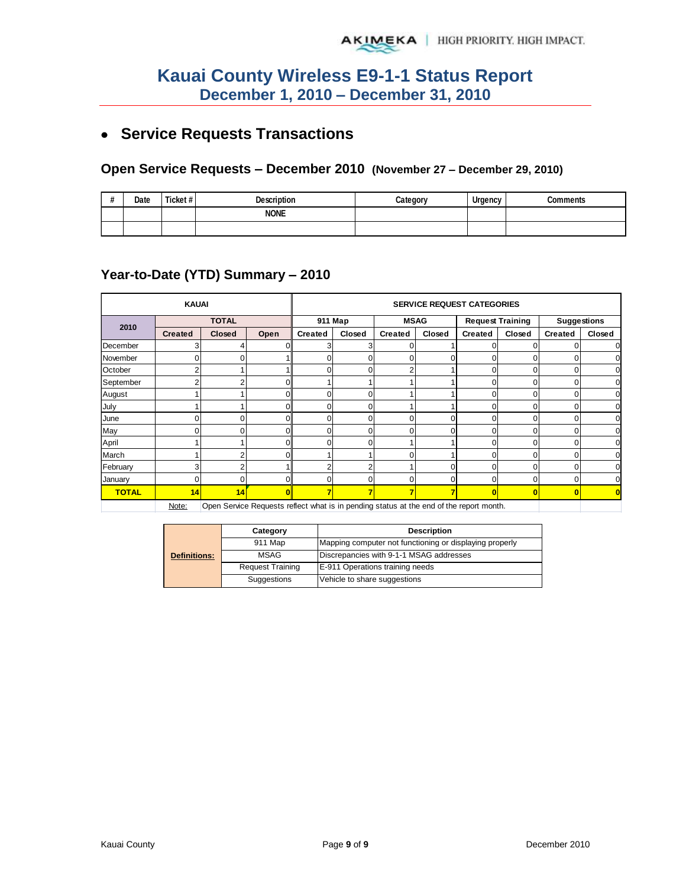# Kauai County Wireless E9-1-1 Status Report
## December 1, 2010 – December 31, 2010

- **Service Requests Transactions**

### Open Service Requests – December 2010 (November 27 – December 29, 2010)

| # | Date | Ticket # | Description | Category | Urgency | Comments |
|---|---|---|---|---|---|---|
| | | | NONE | | | |
| | | | | | | |

### Year-to-Date (YTD) Summary – 2010

| KAUAI | | | | SERVICE REQUEST CATEGORIES | | | | | | | |
|---|---|---|---|---|---|---|---|---|---|---|---|
| 2010 | TOTAL | | | 911 Map | | MSAG | | Request Training | | Suggestions | |
| | Created | Closed | Open | Created | Closed | Created | Closed | Created | Closed | Created | Closed |
| December | 3 | 4 | 0 | 3 | 3 | 0 | 1 | 0 | 0 | 0 | 0 |
| November | 0 | 0 | 1 | 0 | 0 | 0 | 0 | 0 | 0 | 0 | 0 |
| October | 2 | 1 | 1 | 0 | 0 | 2 | 1 | 0 | 0 | 0 | 0 |
| September | 2 | 2 | 0 | 1 | 1 | 1 | 1 | 0 | 0 | 0 | 0 |
| August | 1 | 1 | 0 | 0 | 0 | 1 | 1 | 0 | 0 | 0 | 0 |
| July | 1 | 1 | 0 | 0 | 0 | 1 | 1 | 0 | 0 | 0 | 0 |
| June | 0 | 0 | 0 | 0 | 0 | 0 | 0 | 0 | 0 | 0 | 0 |
| May | 0 | 0 | 0 | 0 | 0 | 0 | 0 | 0 | 0 | 0 | 0 |
| April | 1 | 1 | 0 | 0 | 0 | 1 | 1 | 0 | 0 | 0 | 0 |
| March | 1 | 2 | 0 | 1 | 1 | 0 | 1 | 0 | 0 | 0 | 0 |
| February | 3 | 2 | 1 | 2 | 2 | 1 | 0 | 0 | 0 | 0 | 0 |
| January | 0 | 0 | 0 | 0 | 0 | 0 | 0 | 0 | 0 | 0 | 0 |
| **TOTAL** | **14** | **14** | **0** | **7** | **7** | **7** | **7** | **0** | **0** | **0** | **0** |

Note: Open Service Requests reflect what is in pending status at the end of the report month.

| Definitions: | Category | Description |
|---|---|---|
| | 911 Map | Mapping computer not functioning or displaying properly |
| | MSAG | Discrepancies with 9-1-1 MSAG addresses |
| | Request Training | E-911 Operations training needs |
| | Suggestions | Vehicle to share suggestions |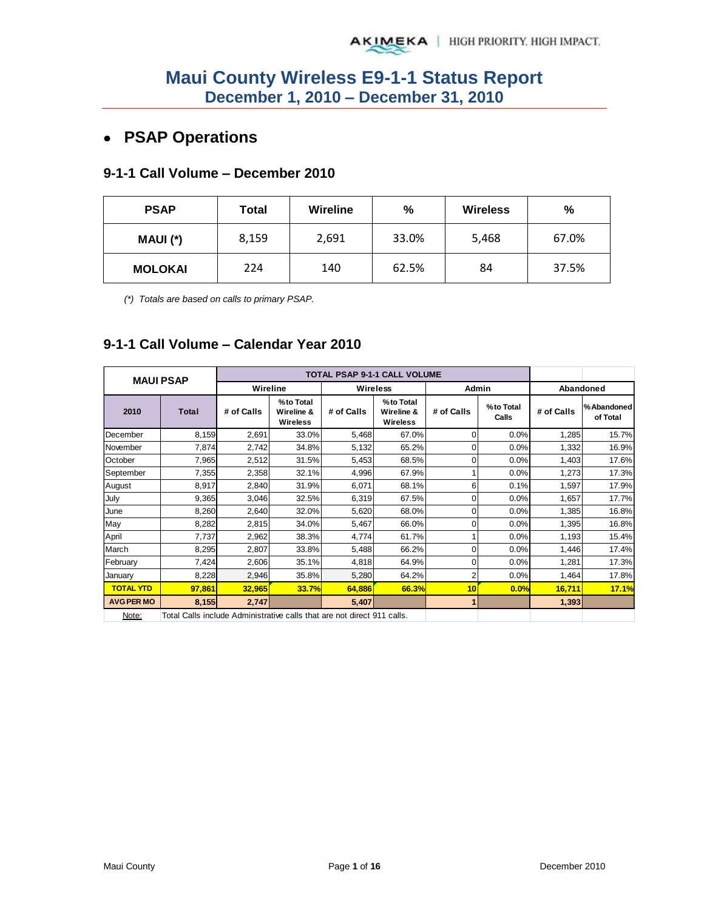# Maui County Wireless E9-1-1 Status Report
## December 1, 2010 – December 31, 2010

- **PSAP Operations**

### 9-1-1 Call Volume – December 2010

| PSAP | Total | Wireline | % | Wireless | % |
|---|---|---|---|---|---|
| MAUI (*) | 8,159 | 2,691 | 33.0% | 5,468 | 67.0% |
| MOLOKAI | 224 | 140 | 62.5% | 84 | 37.5% |

*(*) Totals are based on calls to primary PSAP.*

### 9-1-1 Call Volume – Calendar Year 2010

| MAUI PSAP | | TOTAL PSAP 9-1-1 CALL VOLUME | | | | | | | |
|---|---|---|---|---|---|---|---|---|---|
| | | Wireline | | Wireless | | Admin | | Abandoned | |
| 2010 | Total | # of Calls | % to Total Wireline & Wireless | # of Calls | % to Total Wireline & Wireless | # of Calls | % to Total Calls | # of Calls | % Abandoned of Total |
| December | 8,159 | 2,691 | 33.0% | 5,468 | 67.0% | 0 | 0.0% | 1,285 | 15.7% |
| November | 7,874 | 2,742 | 34.8% | 5,132 | 65.2% | 0 | 0.0% | 1,332 | 16.9% |
| October | 7,965 | 2,512 | 31.5% | 5,453 | 68.5% | 0 | 0.0% | 1,403 | 17.6% |
| September | 7,355 | 2,358 | 32.1% | 4,996 | 67.9% | 1 | 0.0% | 1,273 | 17.3% |
| August | 8,917 | 2,840 | 31.9% | 6,071 | 68.1% | 6 | 0.1% | 1,597 | 17.9% |
| July | 9,365 | 3,046 | 32.5% | 6,319 | 67.5% | 0 | 0.0% | 1,657 | 17.7% |
| June | 8,260 | 2,640 | 32.0% | 5,620 | 68.0% | 0 | 0.0% | 1,385 | 16.8% |
| May | 8,282 | 2,815 | 34.0% | 5,467 | 66.0% | 0 | 0.0% | 1,395 | 16.8% |
| April | 7,737 | 2,962 | 38.3% | 4,774 | 61.7% | 1 | 0.0% | 1,193 | 15.4% |
| March | 8,295 | 2,807 | 33.8% | 5,488 | 66.2% | 0 | 0.0% | 1,446 | 17.4% |
| February | 7,424 | 2,606 | 35.1% | 4,818 | 64.9% | 0 | 0.0% | 1,281 | 17.3% |
| January | 8,228 | 2,946 | 35.8% | 5,280 | 64.2% | 2 | 0.0% | 1,464 | 17.8% |
| **TOTAL YTD** | **97,861** | **32,965** | **33.7%** | **64,886** | **66.3%** | **10** | **0.0%** | **16,711** | **17.1%** |
| **AVG PER MO** | **8,155** | **2,747** | | **5,407** | | **1** | | **1,393** | |

Note: Total Calls include Administrative calls that are not direct 911 calls.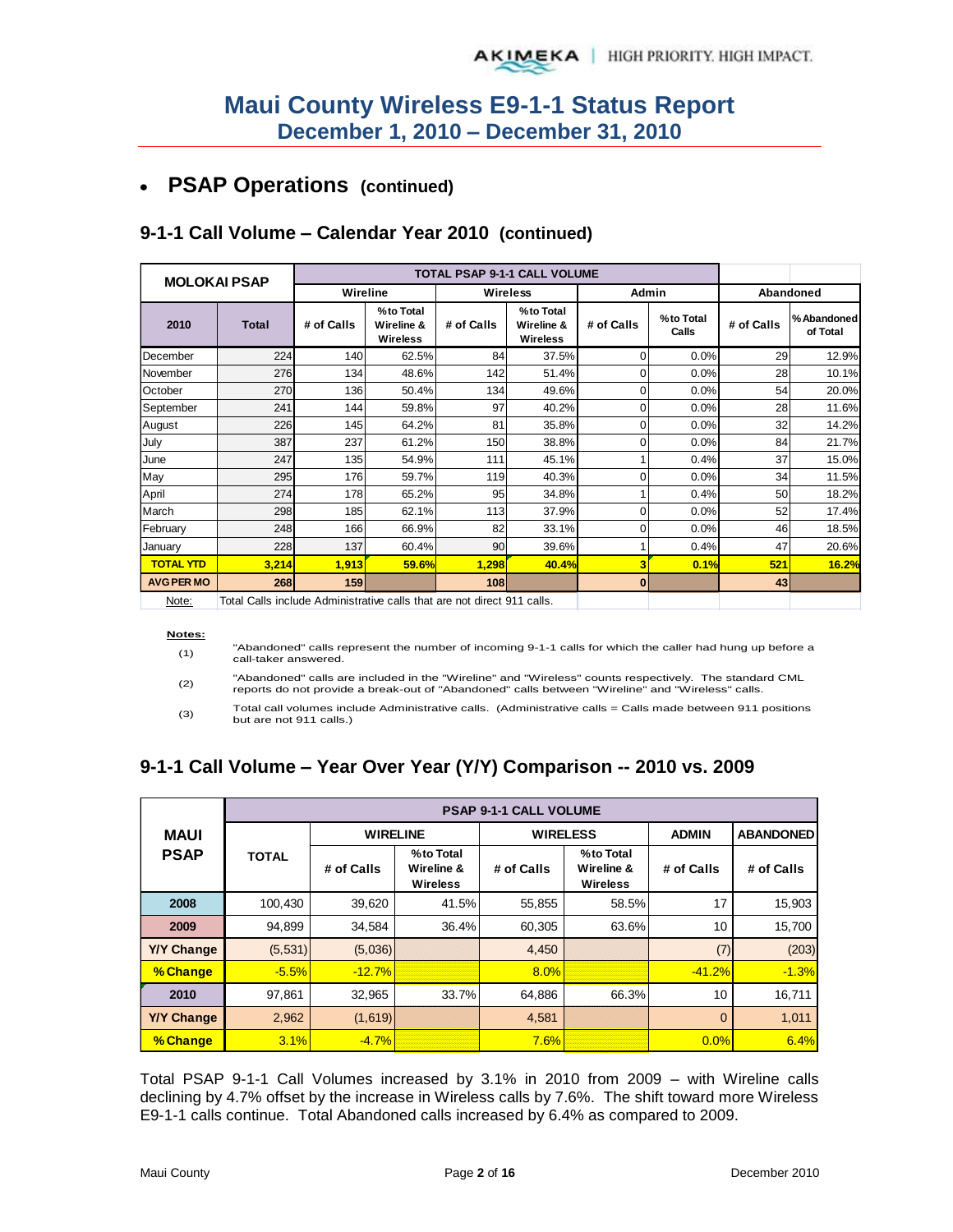# Maui County Wireless E9-1-1 Status Report
## December 1, 2010 – December 31, 2010

- **PSAP Operations** (continued)

### 9-1-1 Call Volume – Calendar Year 2010 (continued)

| MOLOKAI PSAP | | TOTAL PSAP 9-1-1 CALL VOLUME | | | | | | | |
|---|---|---|---|---|---|---|---|---|---|
| | | Wireline | | Wireless | | Admin | | Abandoned | |
| 2010 | Total | # of Calls | % to Total Wireline & Wireless | # of Calls | % to Total Wireline & Wireless | # of Calls | % to Total Calls | # of Calls | % Abandoned of Total |
| December | 224 | 140 | 62.5% | 84 | 37.5% | 0 | 0.0% | 29 | 12.9% |
| November | 276 | 134 | 48.6% | 142 | 51.4% | 0 | 0.0% | 28 | 10.1% |
| October | 270 | 136 | 50.4% | 134 | 49.6% | 0 | 0.0% | 54 | 20.0% |
| September | 241 | 144 | 59.8% | 97 | 40.2% | 0 | 0.0% | 28 | 11.6% |
| August | 226 | 145 | 64.2% | 81 | 35.8% | 0 | 0.0% | 32 | 14.2% |
| July | 387 | 237 | 61.2% | 150 | 38.8% | 0 | 0.0% | 84 | 21.7% |
| June | 247 | 135 | 54.9% | 111 | 45.1% | 1 | 0.4% | 37 | 15.0% |
| May | 295 | 176 | 59.7% | 119 | 40.3% | 0 | 0.0% | 34 | 11.5% |
| April | 274 | 178 | 65.2% | 95 | 34.8% | 1 | 0.4% | 50 | 18.2% |
| March | 298 | 185 | 62.1% | 113 | 37.9% | 0 | 0.0% | 52 | 17.4% |
| February | 248 | 166 | 66.9% | 82 | 33.1% | 0 | 0.0% | 46 | 18.5% |
| January | 228 | 137 | 60.4% | 90 | 39.6% | 1 | 0.4% | 47 | 20.6% |
| **TOTAL YTD** | **3,214** | **1,913** | **59.6%** | **1,298** | **40.4%** | **3** | **0.1%** | **521** | **16.2%** |
| **AVG PER MO** | **268** | **159** | | **108** | | **0** | | **43** | |

Note: Total Calls include Administrative calls that are not direct 911 calls.

**Notes:**

(1) "Abandoned" calls represent the number of incoming 9-1-1 calls for which the caller had hung up before a call-taker answered.

(2) "Abandoned" calls are included in the "Wireline" and "Wireless" counts respectively. The standard CML reports do not provide a break-out of "Abandoned" calls between "Wireline" and "Wireless" calls.

(3) Total call volumes include Administrative calls. (Administrative calls = Calls made between 911 positions but are not 911 calls.)

### 9-1-1 Call Volume – Year Over Year (Y/Y) Comparison -- 2010 vs. 2009

| MAUI PSAP | PSAP 9-1-1 CALL VOLUME | | | | | | |
|---|---|---|---|---|---|---|---|
| | TOTAL | WIRELINE | | WIRELESS | | ADMIN | ABANDONED |
| | | # of Calls | % to Total Wireline & Wireless | # of Calls | % to Total Wireline & Wireless | # of Calls | # of Calls |
| **2008** | 100,430 | 39,620 | 41.5% | 55,855 | 58.5% | 17 | 15,903 |
| **2009** | 94,899 | 34,584 | 36.4% | 60,305 | 63.6% | 10 | 15,700 |
| **Y/Y Change** | (5,531) | (5,036) | | 4,450 | | (7) | (203) |
| **% Change** | -5.5% | -12.7% | | 8.0% | | -41.2% | -1.3% |
| **2010** | 97,861 | 32,965 | 33.7% | 64,886 | 66.3% | 10 | 16,711 |
| **Y/Y Change** | 2,962 | (1,619) | | 4,581 | | 0 | 1,011 |
| **% Change** | 3.1% | -4.7% | | 7.6% | | 0.0% | 6.4% |

Total PSAP 9-1-1 Call Volumes increased by 3.1% in 2010 from 2009 – with Wireline calls declining by 4.7% offset by the increase in Wireless calls by 7.6%. The shift toward more Wireless E9-1-1 calls continue. Total Abandoned calls increased by 6.4% as compared to 2009.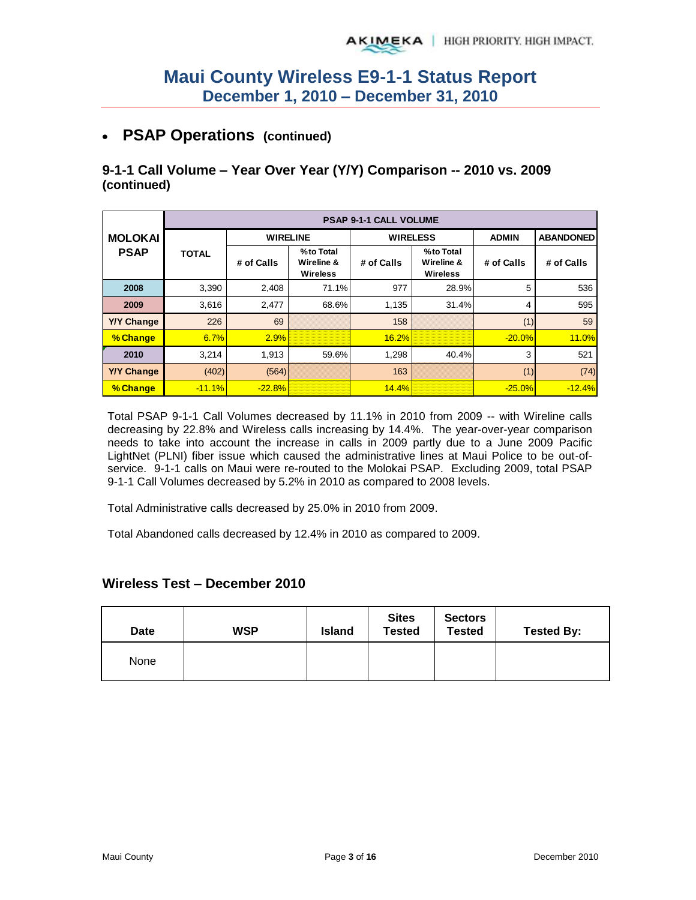# Maui County Wireless E9-1-1 Status Report
## December 1, 2010 – December 31, 2010

- **PSAP Operations (continued)**

### 9-1-1 Call Volume – Year Over Year (Y/Y) Comparison -- 2010 vs. 2009 (continued)

| MOLOKAI PSAP | PSAP 9-1-1 CALL VOLUME | | | | | | |
|---|---|---|---|---|---|---|---|
| | TOTAL | WIRELINE | | WIRELESS | | ADMIN | ABANDONED |
| | | # of Calls | %to Total Wireline & Wireless | # of Calls | %to Total Wireline & Wireless | # of Calls | # of Calls |
| 2008 | 3,390 | 2,408 | 71.1% | 977 | 28.9% | 5 | 536 |
| 2009 | 3,616 | 2,477 | 68.6% | 1,135 | 31.4% | 4 | 595 |
| Y/Y Change | 226 | 69 | | 158 | | (1) | 59 |
| %Change | 6.7% | 2.9% | | 16.2% | | -20.0% | 11.0% |
| 2010 | 3,214 | 1,913 | 59.6% | 1,298 | 40.4% | 3 | 521 |
| Y/Y Change | (402) | (564) | | 163 | | (1) | (74) |
| %Change | -11.1% | -22.8% | | 14.4% | | -25.0% | -12.4% |

Total PSAP 9-1-1 Call Volumes decreased by 11.1% in 2010 from 2009 -- with Wireline calls decreasing by 22.8% and Wireless calls increasing by 14.4%. The year-over-year comparison needs to take into account the increase in calls in 2009 partly due to a June 2009 Pacific LightNet (PLNI) fiber issue which caused the administrative lines at Maui Police to be out-of-service. 9-1-1 calls on Maui were re-routed to the Molokai PSAP. Excluding 2009, total PSAP 9-1-1 Call Volumes decreased by 5.2% in 2010 as compared to 2008 levels.

Total Administrative calls decreased by 25.0% in 2010 from 2009.

Total Abandoned calls decreased by 12.4% in 2010 as compared to 2009.

### Wireless Test – December 2010

| Date | WSP | Island | Sites Tested | Sectors Tested | Tested By: |
|---|---|---|---|---|---|
| None | | | | | |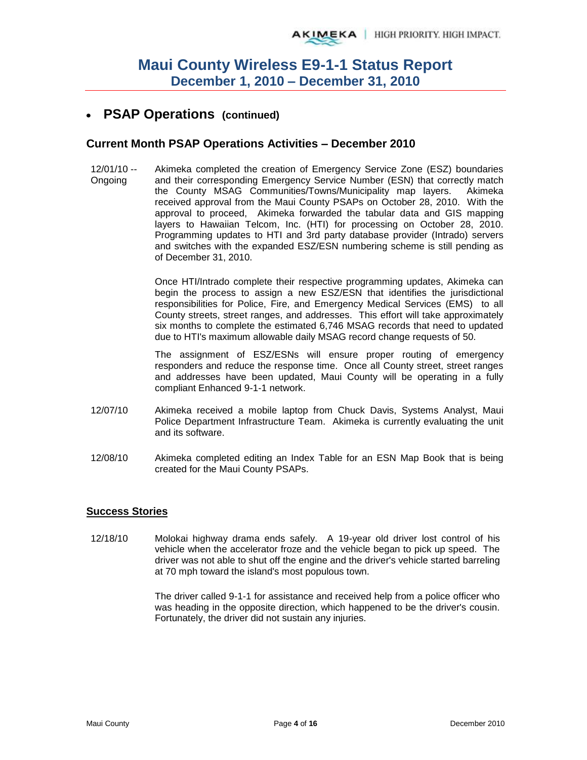- **PSAP Operations** (continued)

## Current Month PSAP Operations Activities – December 2010

12/01/10 -- Ongoing
: Akimeka completed the creation of Emergency Service Zone (ESZ) boundaries and their corresponding Emergency Service Number (ESN) that correctly match the County MSAG Communities/Towns/Municipality map layers. Akimeka received approval from the Maui County PSAPs on October 28, 2010. With the approval to proceed, Akimeka forwarded the tabular data and GIS mapping layers to Hawaiian Telcom, Inc. (HTI) for processing on October 28, 2010. Programming updates to HTI and 3rd party database provider (Intrado) servers and switches with the expanded ESZ/ESN numbering scheme is still pending as of December 31, 2010.

Once HTI/Intrado complete their respective programming updates, Akimeka can begin the process to assign a new ESZ/ESN that identifies the jurisdictional responsibilities for Police, Fire, and Emergency Medical Services (EMS) to all County streets, street ranges, and addresses. This effort will take approximately six months to complete the estimated 6,746 MSAG records that need to updated due to HTI's maximum allowable daily MSAG record change requests of 50.

The assignment of ESZ/ESNs will ensure proper routing of emergency responders and reduce the response time. Once all County street, street ranges and addresses have been updated, Maui County will be operating in a fully compliant Enhanced 9-1-1 network.

12/07/10
: Akimeka received a mobile laptop from Chuck Davis, Systems Analyst, Maui Police Department Infrastructure Team. Akimeka is currently evaluating the unit and its software.

12/08/10
: Akimeka completed editing an Index Table for an ESN Map Book that is being created for the Maui County PSAPs.

### Success Stories

12/18/10
: Molokai highway drama ends safely. A 19-year old driver lost control of his vehicle when the accelerator froze and the vehicle began to pick up speed. The driver was not able to shut off the engine and the driver's vehicle started barreling at 70 mph toward the island's most populous town.

The driver called 9-1-1 for assistance and received help from a police officer who was heading in the opposite direction, which happened to be the driver's cousin. Fortunately, the driver did not sustain any injuries.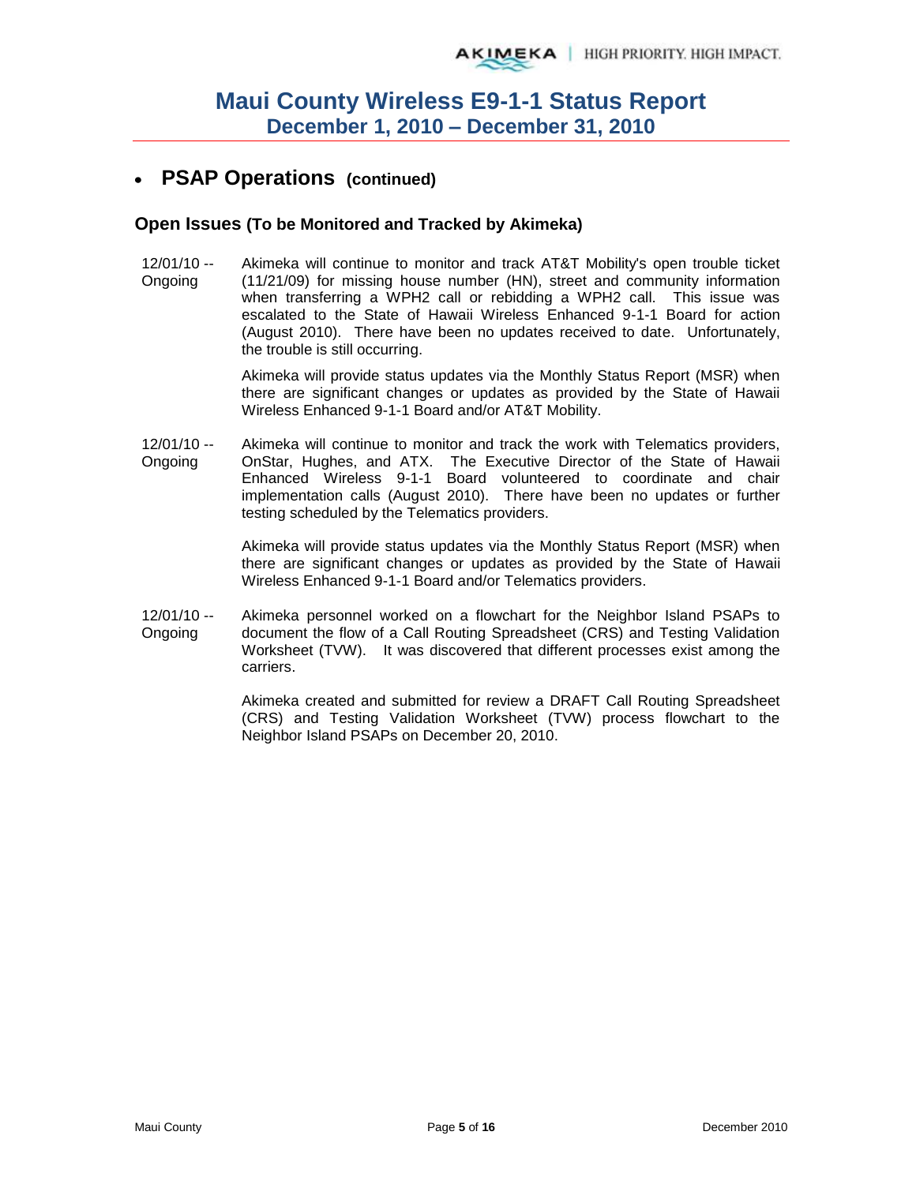- **PSAP Operations (continued)**

### Open Issues (To be Monitored and Tracked by Akimeka)

| | |
|---|---|
| 12/01/10 -- Ongoing | Akimeka will continue to monitor and track AT&T Mobility's open trouble ticket (11/21/09) for missing house number (HN), street and community information when transferring a WPH2 call or rebidding a WPH2 call. This issue was escalated to the State of Hawaii Wireless Enhanced 9-1-1 Board for action (August 2010). There have been no updates received to date. Unfortunately, the trouble is still occurring.<br><br>Akimeka will provide status updates via the Monthly Status Report (MSR) when there are significant changes or updates as provided by the State of Hawaii Wireless Enhanced 9-1-1 Board and/or AT&T Mobility. |
| 12/01/10 -- Ongoing | Akimeka will continue to monitor and track the work with Telematics providers, OnStar, Hughes, and ATX. The Executive Director of the State of Hawaii Enhanced Wireless 9-1-1 Board volunteered to coordinate and chair implementation calls (August 2010). There have been no updates or further testing scheduled by the Telematics providers.<br><br>Akimeka will provide status updates via the Monthly Status Report (MSR) when there are significant changes or updates as provided by the State of Hawaii Wireless Enhanced 9-1-1 Board and/or Telematics providers. |
| 12/01/10 -- Ongoing | Akimeka personnel worked on a flowchart for the Neighbor Island PSAPs to document the flow of a Call Routing Spreadsheet (CRS) and Testing Validation Worksheet (TVW). It was discovered that different processes exist among the carriers.<br><br>Akimeka created and submitted for review a DRAFT Call Routing Spreadsheet (CRS) and Testing Validation Worksheet (TVW) process flowchart to the Neighbor Island PSAPs on December 20, 2010. |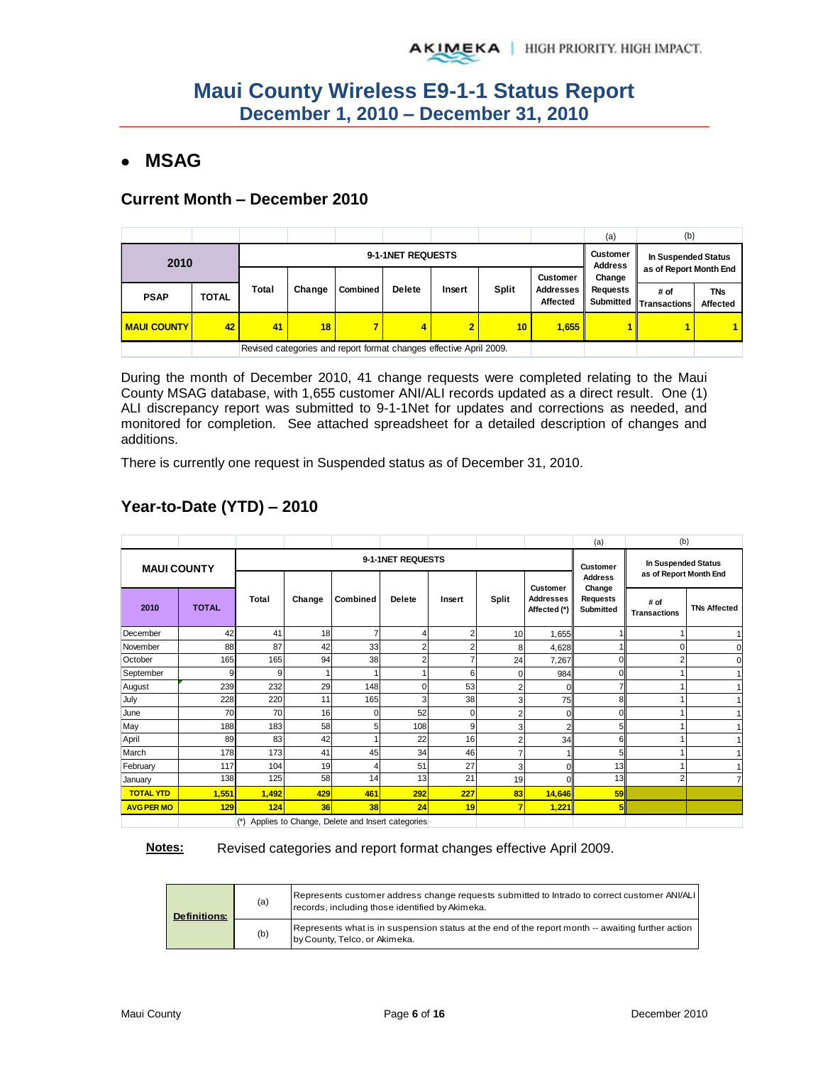# Maui County Wireless E9-1-1 Status Report
## December 1, 2010 – December 31, 2010

- **MSAG**

### Current Month – December 2010

| 2010 | | 9-1-1NET REQUESTS | | | | | | | (a) Customer Address Change Requests Submitted | (b) In Suspended Status as of Report Month End | |
|---|---|---|---|---|---|---|---|---|---|---|---|
| PSAP | TOTAL | Total | Change | Combined | Delete | Insert | Split | Customer Addresses Affected | | # of Transactions | TNs Affected |
| MAUI COUNTY | 42 | 41 | 18 | 7 | 4 | 2 | 10 | 1,655 | 1 | 1 | 1 |
| | | Revised categories and report format changes effective April 2009. | | | | | | | | | |

During the month of December 2010, 41 change requests were completed relating to the Maui County MSAG database, with 1,655 customer ANI/ALI records updated as a direct result. One (1) ALI discrepancy report was submitted to 9-1-1Net for updates and corrections as needed, and monitored for completion. See attached spreadsheet for a detailed description of changes and additions.

There is currently one request in Suspended status as of December 31, 2010.

### Year-to-Date (YTD) – 2010

| MAUI COUNTY | | 9-1-1NET REQUESTS | | | | | | | (a) Customer Address Change Requests Submitted | (b) In Suspended Status as of Report Month End | |
|---|---|---|---|---|---|---|---|---|---|---|---|
| 2010 | TOTAL | Total | Change | Combined | Delete | Insert | Split | Customer Addresses Affected (*) | | # of Transactions | TNs Affected |
| December | 42 | 41 | 18 | 7 | 4 | 2 | 10 | 1,655 | 1 | 1 | 1 |
| November | 88 | 87 | 42 | 33 | 2 | 2 | 8 | 4,628 | 1 | 0 | 0 |
| October | 165 | 165 | 94 | 38 | 2 | 7 | 24 | 7,267 | 0 | 2 | 0 |
| September | 9 | 9 | 1 | 1 | 1 | 6 | 0 | 984 | 0 | 1 | 1 |
| August | 239 | 232 | 29 | 148 | 0 | 53 | 2 | 0 | 7 | 1 | 1 |
| July | 228 | 220 | 11 | 165 | 3 | 38 | 3 | 75 | 8 | 1 | 1 |
| June | 70 | 70 | 16 | 0 | 52 | 0 | 2 | 0 | 0 | 1 | 1 |
| May | 188 | 183 | 58 | 5 | 108 | 9 | 3 | 2 | 5 | 1 | 1 |
| April | 89 | 83 | 42 | 1 | 22 | 16 | 2 | 34 | 6 | 1 | 1 |
| March | 178 | 173 | 41 | 45 | 34 | 46 | 7 | 1 | 5 | 1 | 1 |
| February | 117 | 104 | 19 | 4 | 51 | 27 | 3 | 0 | 13 | 1 | 1 |
| January | 138 | 125 | 58 | 14 | 13 | 21 | 19 | 0 | 13 | 2 | 7 |
| TOTAL YTD | 1,551 | 1,492 | 429 | 461 | 292 | 227 | 83 | 14,646 | 59 | | |
| AVG PER MO | 129 | 124 | 36 | 38 | 24 | 19 | 7 | 1,221 | 5 | | |
| | | (*) Applies to Change, Delete and Insert categories | | | | | | | | | |

**Notes:** Revised categories and report format changes effective April 2009.

| Definitions: | | |
|---|---|---|
| | (a) | Represents customer address change requests submitted to Intrado to correct customer ANI/ALI records, including those identified by Akimeka. |
| | (b) | Represents what is in suspension status at the end of the report month -- awaiting further action by County, Telco, or Akimeka. |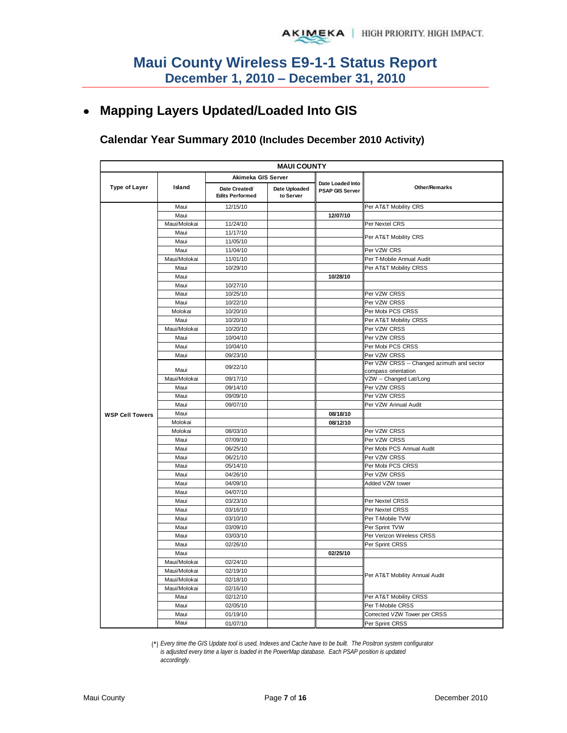# Maui County Wireless E9-1-1 Status Report
## December 1, 2010 – December 31, 2010

- **Mapping Layers Updated/Loaded Into GIS**

### Calendar Year Summary 2010 (Includes December 2010 Activity)

| MAUI COUNTY | | | | | |
|---|---|---|---|---|---|
| Type of Layer | Island | Akimeka GIS Server | | Date Loaded Into PSAP GIS Server | Other/Remarks |
| | | Date Created/ Edits Performed | Date Uploaded to Server | | |
| WSP Cell Towers | Maui | 12/15/10 | | | Per AT&T Mobility CRS |
| | Maui | | | **12/07/10** | |
| | Maui/Molokai | 11/24/10 | | | Per Nextel CRS |
| | Maui | 11/17/10 | | | Per AT&T Mobility CRS |
| | Maui | 11/05/10 | | | |
| | Maui | 11/04/10 | | | Per VZW CRS |
| | Maui/Molokai | 11/01/10 | | | Per T-Mobile Annual Audit |
| | Maui | 10/29/10 | | | Per AT&T Mobility CRSS |
| | Maui | | | **10/28/10** | |
| | Maui | 10/27/10 | | | |
| | Maui | 10/25/10 | | | Per VZW CRSS |
| | Maui | 10/22/10 | | | Per VZW CRSS |
| | Molokai | 10/20/10 | | | Per Mobi PCS CRSS |
| | Maui | 10/20/10 | | | Per AT&T Mobility CRSS |
| | Maui/Molokai | 10/20/10 | | | Per VZW CRSS |
| | Maui | 10/04/10 | | | Per VZW CRSS |
| | Maui | 10/04/10 | | | Per Mobi PCS CRSS |
| | Maui | 09/23/10 | | | Per VZW CRSS |
| | Maui | 09/22/10 | | | Per VZW CRSS -- Changed azimuth and sector compass orientation |
| | Maui/Molokai | 09/17/10 | | | VZW -- Changed Lat/Long |
| | Maui | 09/14/10 | | | Per VZW CRSS |
| | Maui | 09/09/10 | | | Per VZW CRSS |
| | Maui | 09/07/10 | | | Per VZW Annual Audit |
| | Maui | | | **08/18/10** | |
| | Molokai | | | **08/12/10** | |
| | Molokai | 08/03/10 | | | Per VZW CRSS |
| | Maui | 07/09/10 | | | Per VZW CRSS |
| | Maui | 06/25/10 | | | Per Mobi PCS Annual Audit |
| | Maui | 06/21/10 | | | Per VZW CRSS |
| | Maui | 05/14/10 | | | Per Mobi PCS CRSS |
| | Maui | 04/26/10 | | | Per VZW CRSS |
| | Maui | 04/09/10 | | | Added VZW tower |
| | Maui | 04/07/10 | | | |
| | Maui | 03/23/10 | | | Per Nextel CRSS |
| | Maui | 03/16/10 | | | Per Nextel CRSS |
| | Maui | 03/10/10 | | | Per T-Mobile TVW |
| | Maui | 03/09/10 | | | Per Sprint TVW |
| | Maui | 03/03/10 | | | Per Verizon Wireless CRSS |
| | Maui | 02/26/10 | | | Per Sprint CRSS |
| | Maui | | | **02/25/10** | |
| | Maui/Molokai | 02/24/10 | | | Per AT&T Mobility Annual Audit |
| | Maui/Molokai | 02/19/10 | | | |
| | Maui/Molokai | 02/18/10 | | | |
| | Maui/Molokai | 02/16/10 | | | |
| | Maui | 02/12/10 | | | Per AT&T Mobility CRSS |
| | Maui | 02/05/10 | | | Per T-Mobile CRSS |
| | Maui | 01/19/10 | | | Corrected VZW Tower per CRSS |
| | Maui | 01/07/10 | | | Per Sprint CRSS |

(*) *Every time the GIS Update tool is used, Indexes and Cache have to be built. The Positron system configurator is adjusted every time a layer is loaded in the PowerMap database. Each PSAP position is updated accordingly.*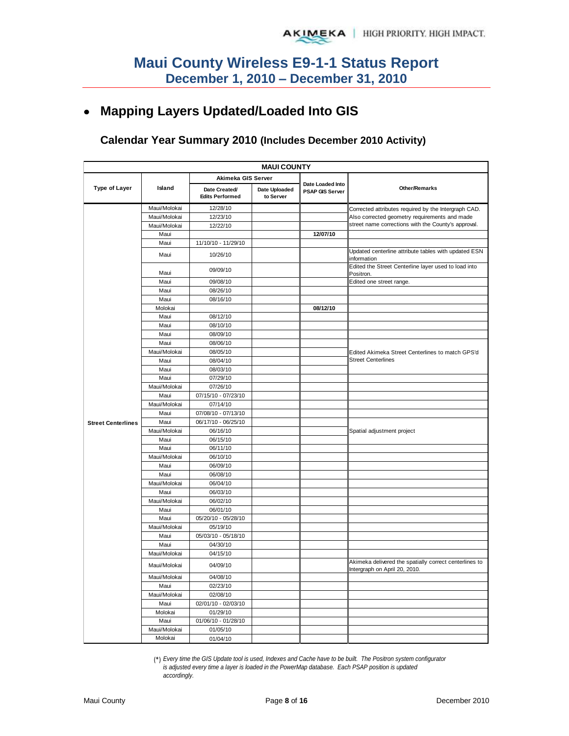# Maui County Wireless E9-1-1 Status Report
## December 1, 2010 – December 31, 2010

- **Mapping Layers Updated/Loaded Into GIS**

### Calendar Year Summary 2010 (Includes December 2010 Activity)

| MAUI COUNTY | | | | | |
|---|---|---|---|---|---|
| Type of Layer | Island | Akimeka GIS Server | | Date Loaded Into PSAP GIS Server | Other/Remarks |
| | | Date Created/ Edits Performed | Date Uploaded to Server | | |
| Street Centerlines | Maui/Molokai | 12/28/10 | | | Corrected attributes required by the Intergraph CAD. Also corrected geometry requirements and made street name corrections with the County's approval. |
| | Maui/Molokai | 12/23/10 | | | |
| | Maui/Molokai | 12/22/10 | | | |
| | Maui | | | 12/07/10 | |
| | Maui | 11/10/10 - 11/29/10 | | | |
| | Maui | 10/26/10 | | | Updated centerline attribute tables with updated ESN information |
| | Maui | 09/09/10 | | | Edited the Street Centerline layer used to load into Positron. |
| | Maui | 09/08/10 | | | Edited one street range. |
| | Maui | 08/26/10 | | | |
| | Maui | 08/16/10 | | | |
| | Molokai | | | 08/12/10 | |
| | Maui | 08/12/10 | | | |
| | Maui | 08/10/10 | | | |
| | Maui | 08/09/10 | | | |
| | Maui | 08/06/10 | | | |
| | Maui/Molokai | 08/05/10 | | | Edited Akimeka Street Centerlines to match GPS'd Street Centerlines |
| | Maui | 08/04/10 | | | |
| | Maui | 08/03/10 | | | |
| | Maui | 07/29/10 | | | |
| | Maui/Molokai | 07/26/10 | | | |
| | Maui | 07/15/10 - 07/23/10 | | | |
| | Maui/Molokai | 07/14/10 | | | |
| | Maui | 07/08/10 - 07/13/10 | | | |
| | Maui | 06/17/10 - 06/25/10 | | | |
| | Maui/Molokai | 06/16/10 | | | Spatial adjustment project |
| | Maui | 06/15/10 | | | |
| | Maui | 06/11/10 | | | |
| | Maui/Molokai | 06/10/10 | | | |
| | Maui | 06/09/10 | | | |
| | Maui | 06/08/10 | | | |
| | Maui/Molokai | 06/04/10 | | | |
| | Maui | 06/03/10 | | | |
| | Maui/Molokai | 06/02/10 | | | |
| | Maui | 06/01/10 | | | |
| | Maui | 05/20/10 - 05/28/10 | | | |
| | Maui/Molokai | 05/19/10 | | | |
| | Maui | 05/03/10 - 05/18/10 | | | |
| | Maui | 04/30/10 | | | |
| | Maui/Molokai | 04/15/10 | | | |
| | Maui/Molokai | 04/09/10 | | | Akimeka delivered the spatially correct centerlines to Intergraph on April 20, 2010. |
| | Maui/Molokai | 04/08/10 | | | |
| | Maui | 02/23/10 | | | |
| | Maui/Molokai | 02/08/10 | | | |
| | Maui | 02/01/10 - 02/03/10 | | | |
| | Molokai | 01/29/10 | | | |
| | Maui | 01/06/10 - 01/28/10 | | | |
| | Maui/Molokai | 01/05/10 | | | |
| | Molokai | 01/04/10 | | | |

(*) *Every time the GIS Update tool is used, Indexes and Cache have to be built. The Positron system configurator is adjusted every time a layer is loaded in the PowerMap database. Each PSAP position is updated accordingly.*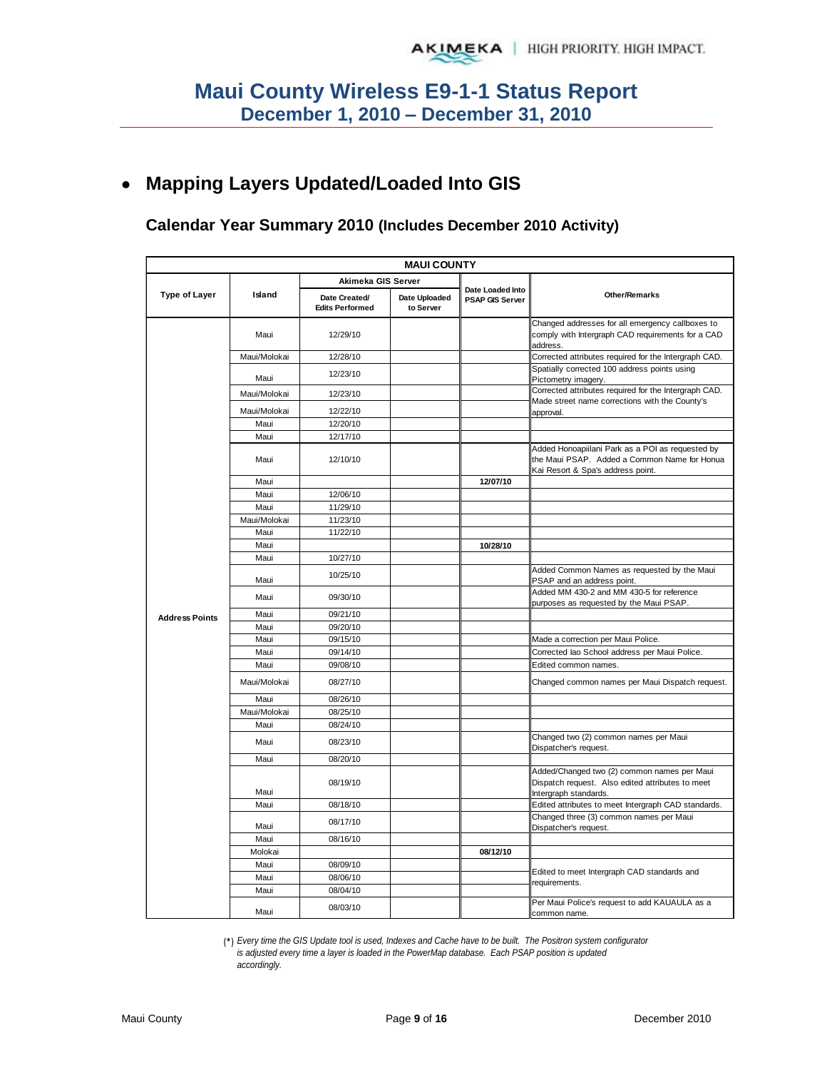# Maui County Wireless E9-1-1 Status Report
## December 1, 2010 – December 31, 2010

- ## Mapping Layers Updated/Loaded Into GIS

### Calendar Year Summary 2010 (Includes December 2010 Activity)

| MAUI COUNTY | | | | | |
|---|---|---|---|---|---|
| Type of Layer | Island | Akimeka GIS Server | | Date Loaded Into PSAP GIS Server | Other/Remarks |
| | | Date Created/ Edits Performed | Date Uploaded to Server | | |
| Address Points | Maui | 12/29/10 | | | Changed addresses for all emergency callboxes to comply with Intergraph CAD requirements for a CAD address. |
| | Maui/Molokai | 12/28/10 | | | Corrected attributes required for the Intergraph CAD. |
| | Maui | 12/23/10 | | | Spatially corrected 100 address points using Pictometry imagery. |
| | Maui/Molokai | 12/23/10 | | | Corrected attributes required for the Intergraph CAD. |
| | Maui/Molokai | 12/22/10 | | | Made street name corrections with the County's approval. |
| | Maui | 12/20/10 | | | |
| | Maui | 12/17/10 | | | |
| | Maui | 12/10/10 | | | Added Honoapiilani Park as a POI as requested by the Maui PSAP. Added a Common Name for Honua Kai Resort & Spa's address point. |
| | Maui | | | **12/07/10** | |
| | Maui | 12/06/10 | | | |
| | Maui | 11/29/10 | | | |
| | Maui/Molokai | 11/23/10 | | | |
| | Maui | 11/22/10 | | | |
| | Maui | | | **10/28/10** | |
| | Maui | 10/27/10 | | | |
| | Maui | 10/25/10 | | | Added Common Names as requested by the Maui PSAP and an address point. |
| | Maui | 09/30/10 | | | Added MM 430-2 and MM 430-5 for reference purposes as requested by the Maui PSAP. |
| | Maui | 09/21/10 | | | |
| | Maui | 09/20/10 | | | |
| | Maui | 09/15/10 | | | Made a correction per Maui Police. |
| | Maui | 09/14/10 | | | Corrected Iao School address per Maui Police. |
| | Maui | 09/08/10 | | | Edited common names. |
| | Maui/Molokai | 08/27/10 | | | Changed common names per Maui Dispatch request. |
| | Maui | 08/26/10 | | | |
| | Maui/Molokai | 08/25/10 | | | |
| | Maui | 08/24/10 | | | |
| | Maui | 08/23/10 | | | Changed two (2) common names per Maui Dispatcher's request. |
| | Maui | 08/20/10 | | | |
| | Maui | 08/19/10 | | | Added/Changed two (2) common names per Maui Dispatch request. Also edited attributes to meet Intergraph standards. |
| | Maui | 08/18/10 | | | Edited attributes to meet Intergraph CAD standards. |
| | Maui | 08/17/10 | | | Changed three (3) common names per Maui Dispatcher's request. |
| | Maui | 08/16/10 | | | |
| | Molokai | | | **08/12/10** | |
| | Maui | 08/09/10 | | | Edited to meet Intergraph CAD standards and requirements. |
| | Maui | 08/06/10 | | | |
| | Maui | 08/04/10 | | | |
| | Maui | 08/03/10 | | | Per Maui Police's request to add KAUAULA as a common name. |

(*) *Every time the GIS Update tool is used, Indexes and Cache have to be built. The Positron system configurator is adjusted every time a layer is loaded in the PowerMap database. Each PSAP position is updated accordingly.*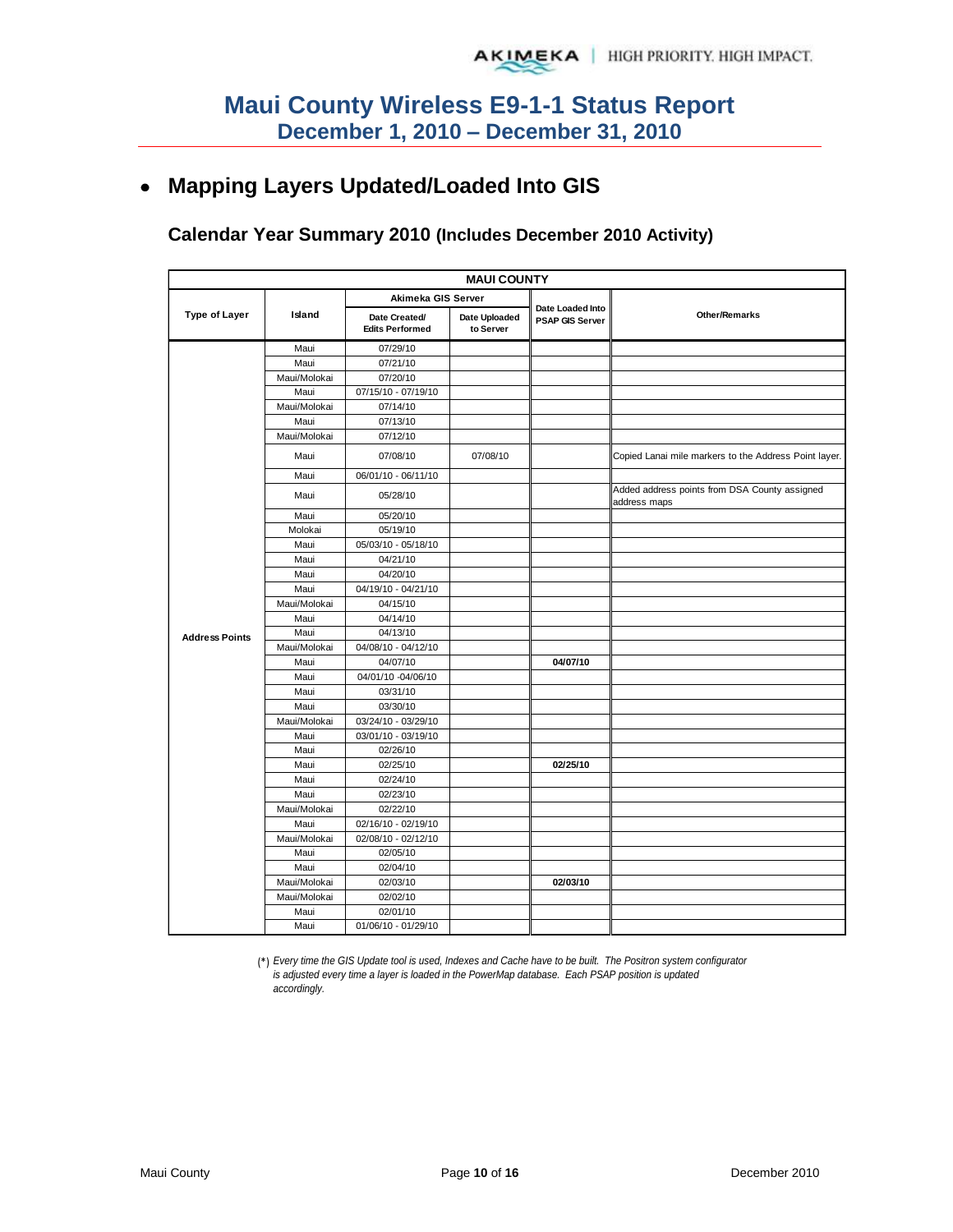# Maui County Wireless E9-1-1 Status Report
## December 1, 2010 – December 31, 2010

- ## Mapping Layers Updated/Loaded Into GIS

### Calendar Year Summary 2010 (Includes December 2010 Activity)

| MAUI COUNTY | | | | | |
|---|---|---|---|---|---|
| Type of Layer | Island | Akimeka GIS Server | | Date Loaded Into PSAP GIS Server | Other/Remarks |
| | | Date Created/ Edits Performed | Date Uploaded to Server | | |
| Address Points | Maui | 07/29/10 | | | |
| | Maui | 07/21/10 | | | |
| | Maui/Molokai | 07/20/10 | | | |
| | Maui | 07/15/10 - 07/19/10 | | | |
| | Maui/Molokai | 07/14/10 | | | |
| | Maui | 07/13/10 | | | |
| | Maui/Molokai | 07/12/10 | | | |
| | Maui | 07/08/10 | 07/08/10 | | Copied Lanai mile markers to the Address Point layer. |
| | Maui | 06/01/10 - 06/11/10 | | | |
| | Maui | 05/28/10 | | | Added address points from DSA County assigned address maps |
| | Maui | 05/20/10 | | | |
| | Molokai | 05/19/10 | | | |
| | Maui | 05/03/10 - 05/18/10 | | | |
| | Maui | 04/21/10 | | | |
| | Maui | 04/20/10 | | | |
| | Maui | 04/19/10 - 04/21/10 | | | |
| | Maui/Molokai | 04/15/10 | | | |
| | Maui | 04/14/10 | | | |
| | Maui | 04/13/10 | | | |
| | Maui/Molokai | 04/08/10 - 04/12/10 | | | |
| | Maui | 04/07/10 | | **04/07/10** | |
| | Maui | 04/01/10 -04/06/10 | | | |
| | Maui | 03/31/10 | | | |
| | Maui | 03/30/10 | | | |
| | Maui/Molokai | 03/24/10 - 03/29/10 | | | |
| | Maui | 03/01/10 - 03/19/10 | | | |
| | Maui | 02/26/10 | | | |
| | Maui | 02/25/10 | | **02/25/10** | |
| | Maui | 02/24/10 | | | |
| | Maui | 02/23/10 | | | |
| | Maui/Molokai | 02/22/10 | | | |
| | Maui | 02/16/10 - 02/19/10 | | | |
| | Maui/Molokai | 02/08/10 - 02/12/10 | | | |
| | Maui | 02/05/10 | | | |
| | Maui | 02/04/10 | | | |
| | Maui/Molokai | 02/03/10 | | **02/03/10** | |
| | Maui/Molokai | 02/02/10 | | | |
| | Maui | 02/01/10 | | | |
| | Maui | 01/06/10 - 01/29/10 | | | |

(*) *Every time the GIS Update tool is used, Indexes and Cache have to be built. The Positron system configurator is adjusted every time a layer is loaded in the PowerMap database. Each PSAP position is updated accordingly.*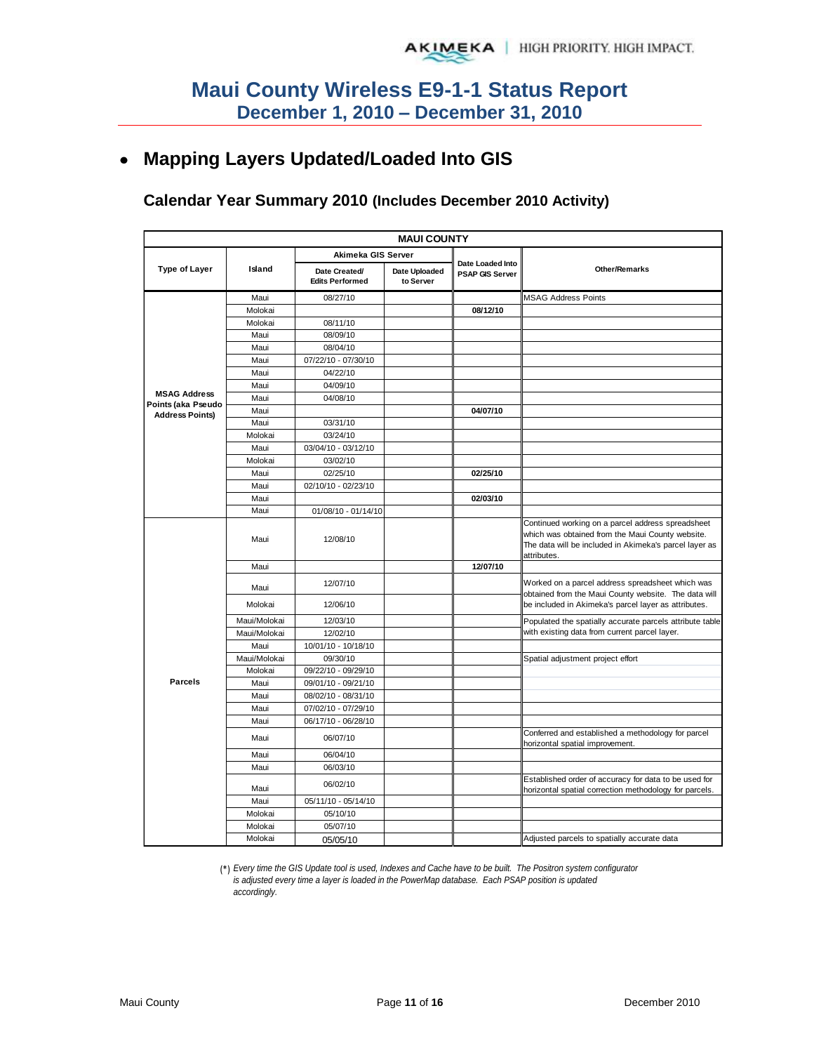# Maui County Wireless E9-1-1 Status Report
## December 1, 2010 – December 31, 2010

- **Mapping Layers Updated/Loaded Into GIS**

### Calendar Year Summary 2010 (Includes December 2010 Activity)

| MAUI COUNTY | | | | | |
|---|---|---|---|---|---|
| Type of Layer | Island | Akimeka GIS Server: Date Created/ Edits Performed | Akimeka GIS Server: Date Uploaded to Server | Date Loaded Into PSAP GIS Server | Other/Remarks |
| MSAG Address Points (aka Pseudo Address Points) | Maui | 08/27/10 | | | MSAG Address Points |
| | Molokai | | | **08/12/10** | |
| | Molokai | 08/11/10 | | | |
| | Maui | 08/09/10 | | | |
| | Maui | 08/04/10 | | | |
| | Maui | 07/22/10 - 07/30/10 | | | |
| | Maui | 04/22/10 | | | |
| | Maui | 04/09/10 | | | |
| | Maui | 04/08/10 | | | |
| | Maui | | | **04/07/10** | |
| | Maui | 03/31/10 | | | |
| | Molokai | 03/24/10 | | | |
| | Maui | 03/04/10 - 03/12/10 | | | |
| | Molokai | 03/02/10 | | | |
| | Maui | 02/25/10 | | **02/25/10** | |
| | Maui | 02/10/10 - 02/23/10 | | | |
| | Maui | | | **02/03/10** | |
| | Maui | 01/08/10 - 01/14/10 | | | |
| Parcels | Maui | 12/08/10 | | | Continued working on a parcel address spreadsheet which was obtained from the Maui County website. The data will be included in Akimeka's parcel layer as attributes. |
| | Maui | | | **12/07/10** | |
| | Maui | 12/07/10 | | | Worked on a parcel address spreadsheet which was obtained from the Maui County website. The data will be included in Akimeka's parcel layer as attributes. |
| | Molokai | 12/06/10 | | | |
| | Maui/Molokai | 12/03/10 | | | Populated the spatially accurate parcels attribute table with existing data from current parcel layer. |
| | Maui/Molokai | 12/02/10 | | | |
| | Maui | 10/01/10 - 10/18/10 | | | |
| | Maui/Molokai | 09/30/10 | | | Spatial adjustment project effort |
| | Molokai | 09/22/10 - 09/29/10 | | | |
| | Maui | 09/01/10 - 09/21/10 | | | |
| | Maui | 08/02/10 - 08/31/10 | | | |
| | Maui | 07/02/10 - 07/29/10 | | | |
| | Maui | 06/17/10 - 06/28/10 | | | |
| | Maui | 06/07/10 | | | Conferred and established a methodology for parcel horizontal spatial improvement. |
| | Maui | 06/04/10 | | | |
| | Maui | 06/03/10 | | | |
| | Maui | 06/02/10 | | | Established order of accuracy for data to be used for horizontal spatial correction methodology for parcels. |
| | Maui | 05/11/10 - 05/14/10 | | | |
| | Molokai | 05/10/10 | | | |
| | Molokai | 05/07/10 | | | |
| | Molokai | 05/05/10 | | | Adjusted parcels to spatially accurate data |

(*) *Every time the GIS Update tool is used, Indexes and Cache have to be built. The Positron system configurator is adjusted every time a layer is loaded in the PowerMap database. Each PSAP position is updated accordingly.*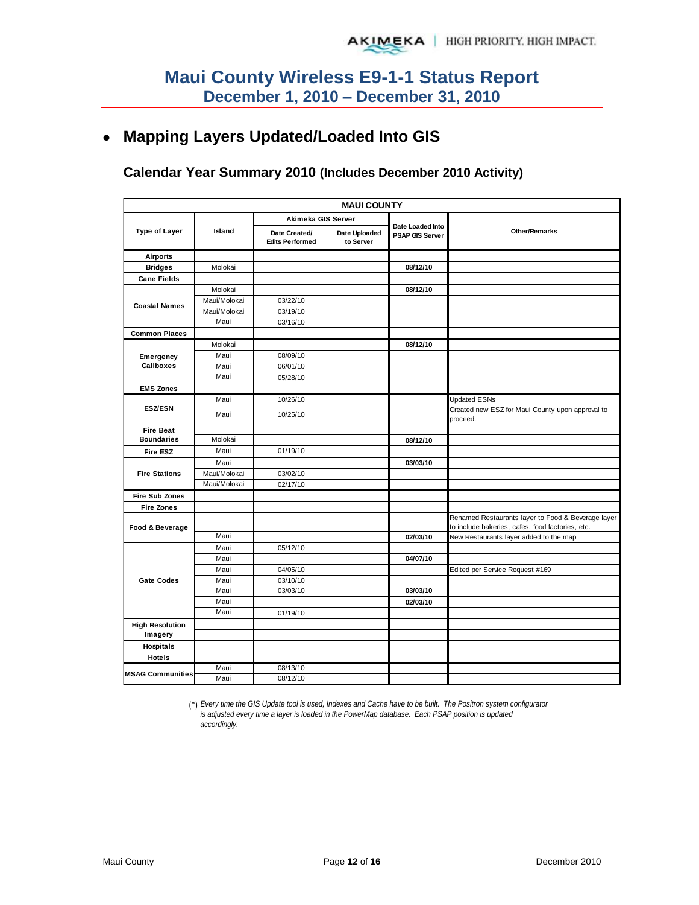# Maui County Wireless E9-1-1 Status Report
## December 1, 2010 – December 31, 2010

- **Mapping Layers Updated/Loaded Into GIS**

### Calendar Year Summary 2010 (Includes December 2010 Activity)

| MAUI COUNTY | | | | | |
|---|---|---|---|---|---|
| **Type of Layer** | **Island** | **Akimeka GIS Server** | | **Date Loaded Into PSAP GIS Server** | **Other/Remarks** |
| | | **Date Created/ Edits Performed** | **Date Uploaded to Server** | | |
| **Airports** | | | | | |
| **Bridges** | Molokai | | | **08/12/10** | |
| **Cane Fields** | | | | | |
| **Coastal Names** | Molokai | | | **08/12/10** | |
| | Maui/Molokai | 03/22/10 | | | |
| | Maui/Molokai | 03/19/10 | | | |
| | Maui | 03/16/10 | | | |
| **Common Places** | | | | | |
| **Emergency Callboxes** | Molokai | | | **08/12/10** | |
| | Maui | 08/09/10 | | | |
| | Maui | 06/01/10 | | | |
| | Maui | 05/28/10 | | | |
| **EMS Zones** | | | | | |
| **ESZ/ESN** | Maui | 10/26/10 | | | Updated ESNs |
| | Maui | 10/25/10 | | | Created new ESZ for Maui County upon approval to proceed. |
| **Fire Beat Boundaries** | | | | | |
| | Molokai | | | **08/12/10** | |
| **Fire ESZ** | Maui | 01/19/10 | | | |
| **Fire Stations** | Maui | | | **03/03/10** | |
| | Maui/Molokai | 03/02/10 | | | |
| | Maui/Molokai | 02/17/10 | | | |
| **Fire Sub Zones** | | | | | |
| **Fire Zones** | | | | | |
| **Food & Beverage** | | | | | Renamed Restaurants layer to Food & Beverage layer to include bakeries, cafes, food factories, etc. |
| | Maui | | | **02/03/10** | New Restaurants layer added to the map |
| **Gate Codes** | Maui | 05/12/10 | | | |
| | Maui | | | **04/07/10** | |
| | Maui | 04/05/10 | | | Edited per Service Request #169 |
| | Maui | 03/10/10 | | | |
| | Maui | 03/03/10 | | **03/03/10** | |
| | Maui | | | **02/03/10** | |
| | Maui | 01/19/10 | | | |
| **High Resolution Imagery** | | | | | |
| | | | | | |
| **Hospitals** | | | | | |
| **Hotels** | | | | | |
| **MSAG Communities** | Maui | 08/13/10 | | | |
| | Maui | 08/12/10 | | | |

(*) *Every time the GIS Update tool is used, Indexes and Cache have to be built. The Positron system configurator is adjusted every time a layer is loaded in the PowerMap database. Each PSAP position is updated accordingly.*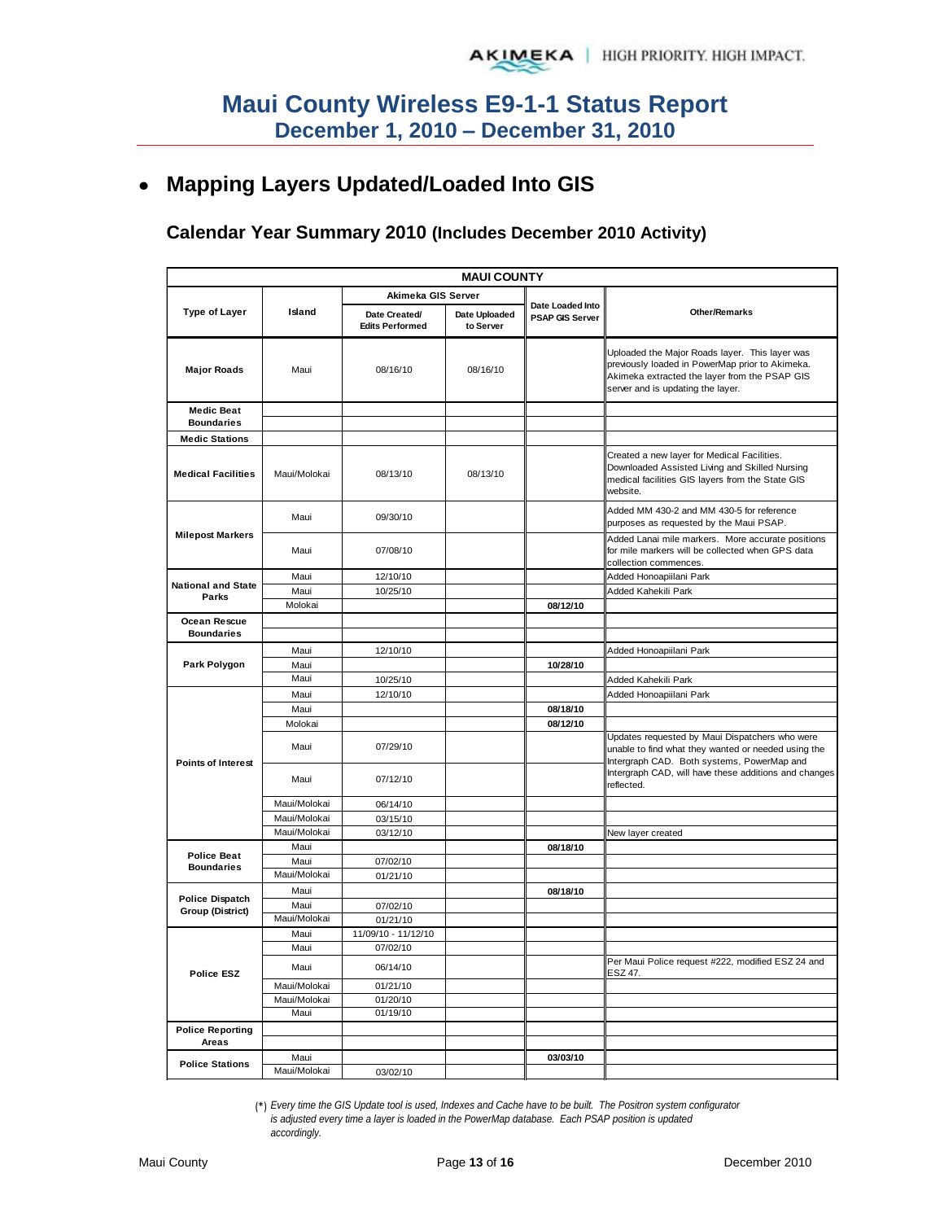# Maui County Wireless E9-1-1 Status Report
## December 1, 2010 – December 31, 2010

- **Mapping Layers Updated/Loaded Into GIS**

### Calendar Year Summary 2010 (Includes December 2010 Activity)

| MAUI COUNTY | | | | | |
|---|---|---|---|---|---|
| **Type of Layer** | **Island** | **Akimeka GIS Server** | | **Date Loaded Into PSAP GIS Server** | **Other/Remarks** |
| | | **Date Created/ Edits Performed** | **Date Uploaded to Server** | | |
| **Major Roads** | Maui | 08/16/10 | 08/16/10 | | Uploaded the Major Roads layer. This layer was previously loaded in PowerMap prior to Akimeka. Akimeka extracted the layer from the PSAP GIS server and is updating the layer. |
| **Medic Beat Boundaries** | | | | | |
| | | | | | |
| **Medic Stations** | | | | | |
| **Medical Facilities** | Maui/Molokai | 08/13/10 | 08/13/10 | | Created a new layer for Medical Facilities. Downloaded Assisted Living and Skilled Nursing medical facilities GIS layers from the State GIS website. |
| **Milepost Markers** | Maui | 09/30/10 | | | Added MM 430-2 and MM 430-5 for reference purposes as requested by the Maui PSAP. |
| | Maui | 07/08/10 | | | Added Lanai mile markers. More accurate positions for mile markers will be collected when GPS data collection commences. |
| **National and State Parks** | Maui | 12/10/10 | | | Added Honoapiilani Park |
| | Maui | 10/25/10 | | | Added Kahekili Park |
| | Molokai | | | **08/12/10** | |
| **Ocean Rescue Boundaries** | | | | | |
| | | | | | |
| **Park Polygon** | Maui | 12/10/10 | | | Added Honoapiilani Park |
| | Maui | | | **10/28/10** | |
| | Maui | 10/25/10 | | | Added Kahekili Park |
| **Points of Interest** | Maui | 12/10/10 | | | Added Honoapiilani Park |
| | Maui | | | **08/18/10** | |
| | Molokai | | | **08/12/10** | |
| | Maui | 07/29/10 | | | Updates requested by Maui Dispatchers who were unable to find what they wanted or needed using the Intergraph CAD. Both systems, PowerMap and Intergraph CAD, will have these additions and changes reflected. |
| | Maui | 07/12/10 | | | |
| | Maui/Molokai | 06/14/10 | | | |
| | Maui/Molokai | 03/15/10 | | | |
| | Maui/Molokai | 03/12/10 | | | New layer created |
| **Police Beat Boundaries** | Maui | | | **08/18/10** | |
| | Maui | 07/02/10 | | | |
| | Maui/Molokai | 01/21/10 | | | |
| **Police Dispatch Group (District)** | Maui | | | **08/18/10** | |
| | Maui | 07/02/10 | | | |
| | Maui/Molokai | 01/21/10 | | | |
| **Police ESZ** | Maui | 11/09/10 - 11/12/10 | | | |
| | Maui | 07/02/10 | | | |
| | Maui | 06/14/10 | | | Per Maui Police request #222, modified ESZ 24 and ESZ 47. |
| | Maui/Molokai | 01/21/10 | | | |
| | Maui/Molokai | 01/20/10 | | | |
| | Maui | 01/19/10 | | | |
| **Police Reporting Areas** | | | | | |
| | | | | | |
| **Police Stations** | Maui | | | **03/03/10** | |
| | Maui/Molokai | 03/02/10 | | | |

(*) *Every time the GIS Update tool is used, Indexes and Cache have to be built. The Positron system configurator is adjusted every time a layer is loaded in the PowerMap database. Each PSAP position is updated accordingly.*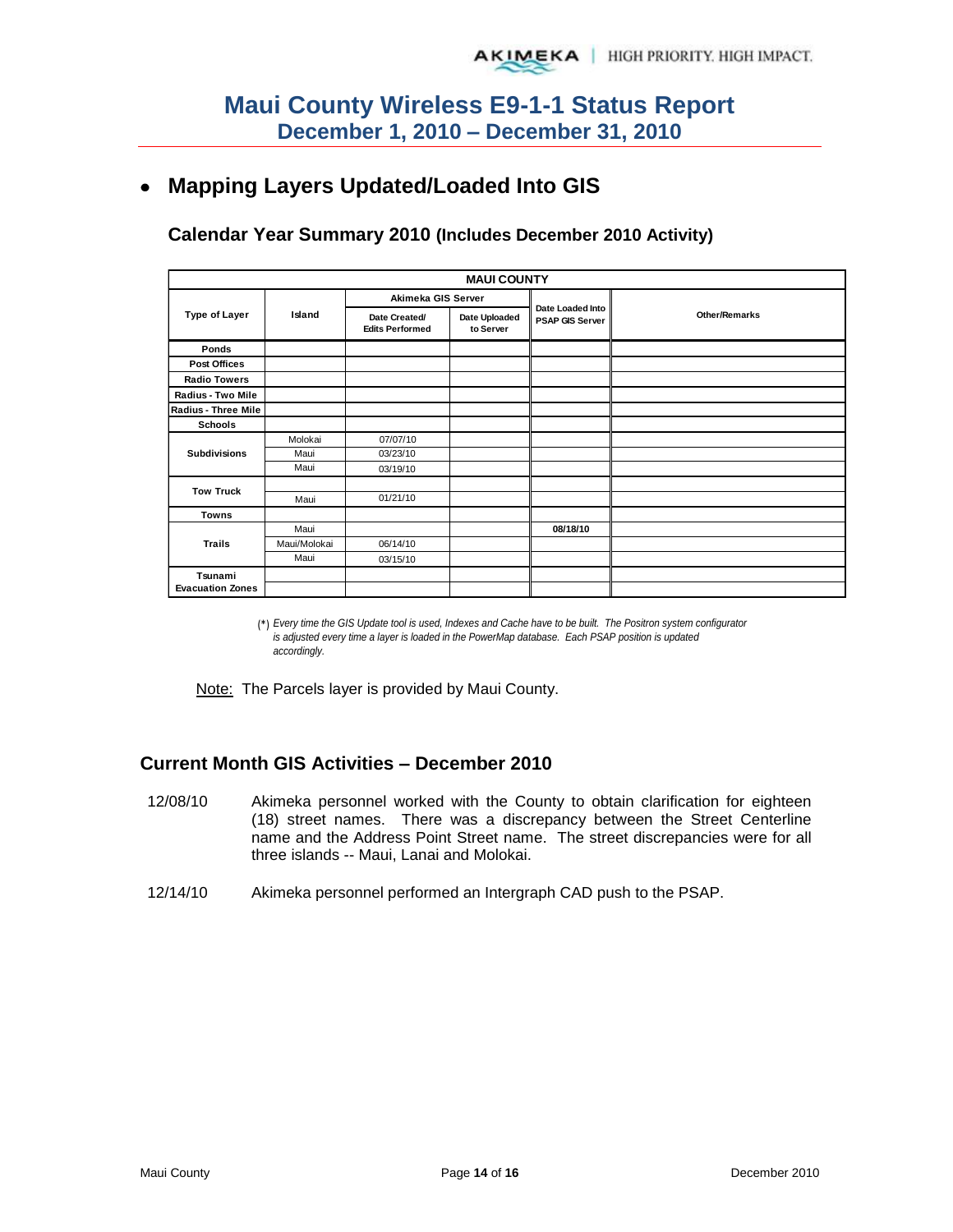# Maui County Wireless E9-1-1 Status Report
## December 1, 2010 – December 31, 2010

- **Mapping Layers Updated/Loaded Into GIS**

### Calendar Year Summary 2010 (Includes December 2010 Activity)

| MAUI COUNTY | | | | | |
|---|---|---|---|---|---|
| Type of Layer | Island | Akimeka GIS Server | | Date Loaded Into PSAP GIS Server | Other/Remarks |
| | | Date Created/ Edits Performed | Date Uploaded to Server | | |
| Ponds | | | | | |
| Post Offices | | | | | |
| Radio Towers | | | | | |
| Radius - Two Mile | | | | | |
| Radius - Three Mile | | | | | |
| Schools | | | | | |
| Subdivisions | Molokai | 07/07/10 | | | |
| | Maui | 03/23/10 | | | |
| | Maui | 03/19/10 | | | |
| Tow Truck | | | | | |
| | Maui | 01/21/10 | | | |
| Towns | | | | | |
| Trails | Maui | | | 08/18/10 | |
| | Maui/Molokai | 06/14/10 | | | |
| | Maui | 03/15/10 | | | |
| Tsunami Evacuation Zones | | | | | |
| | | | | | |

(*) *Every time the GIS Update tool is used, Indexes and Cache have to be built. The Positron system configurator is adjusted every time a layer is loaded in the PowerMap database. Each PSAP position is updated accordingly.*

Note: The Parcels layer is provided by Maui County.

### Current Month GIS Activities – December 2010

12/08/10 Akimeka personnel worked with the County to obtain clarification for eighteen (18) street names. There was a discrepancy between the Street Centerline name and the Address Point Street name. The street discrepancies were for all three islands -- Maui, Lanai and Molokai.

12/14/10 Akimeka personnel performed an Intergraph CAD push to the PSAP.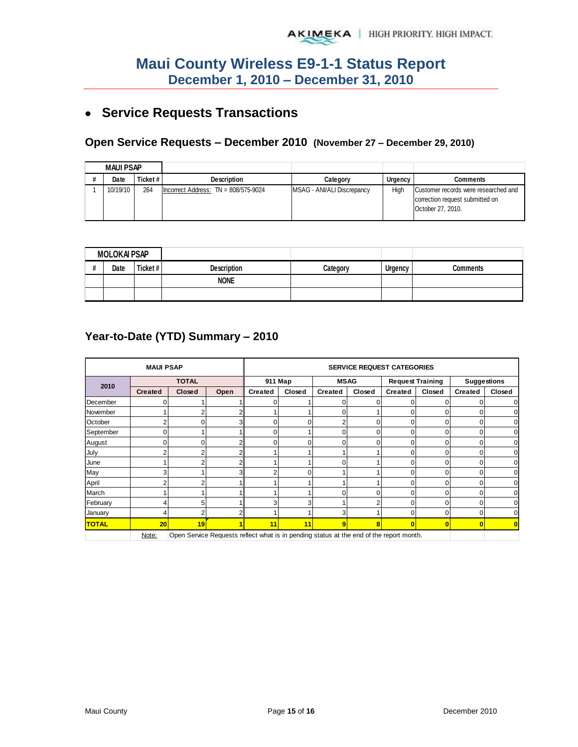# Maui County Wireless E9-1-1 Status Report
## December 1, 2010 – December 31, 2010

- **Service Requests Transactions**

### Open Service Requests – December 2010 (November 27 – December 29, 2010)

| MAUI PSAP | | | | | | |
|---|---|---|---|---|---|---|
| # | Date | Ticket # | Description | Category | Urgency | Comments |
| 1 | 10/19/10 | 264 | Incorrect Address: TN = 808/575-9024 | MSAG - ANI/ALI Discrepancy | High | Customer records were researched and correction request submitted on October 27, 2010. |

| MOLOKAI PSAP | | | | | | |
|---|---|---|---|---|---|---|
| # | Date | Ticket # | Description | Category | Urgency | Comments |
| | | | NONE | | | |
| | | | | | | |

### Year-to-Date (YTD) Summary – 2010

| MAUI PSAP | | | | SERVICE REQUEST CATEGORIES | | | | | | | |
|---|---|---|---|---|---|---|---|---|---|---|---|
| 2010 | TOTAL | | | 911 Map | | MSAG | | Request Training | | Suggestions | |
| | Created | Closed | Open | Created | Closed | Created | Closed | Created | Closed | Created | Closed |
| December | 0 | 1 | 1 | 0 | 1 | 0 | 0 | 0 | 0 | 0 | 0 |
| November | 1 | 2 | 2 | 1 | 1 | 0 | 1 | 0 | 0 | 0 | 0 |
| October | 2 | 0 | 3 | 0 | 0 | 2 | 0 | 0 | 0 | 0 | 0 |
| September | 0 | 1 | 1 | 0 | 1 | 0 | 0 | 0 | 0 | 0 | 0 |
| August | 0 | 0 | 2 | 0 | 0 | 0 | 0 | 0 | 0 | 0 | 0 |
| July | 2 | 2 | 2 | 1 | 1 | 1 | 1 | 0 | 0 | 0 | 0 |
| June | 1 | 2 | 2 | 1 | 1 | 0 | 1 | 0 | 0 | 0 | 0 |
| May | 3 | 1 | 3 | 2 | 0 | 1 | 1 | 0 | 0 | 0 | 0 |
| April | 2 | 2 | 1 | 1 | 1 | 1 | 1 | 0 | 0 | 0 | 0 |
| March | 1 | 1 | 1 | 1 | 1 | 0 | 0 | 0 | 0 | 0 | 0 |
| February | 4 | 5 | 1 | 3 | 3 | 1 | 2 | 0 | 0 | 0 | 0 |
| January | 4 | 2 | 2 | 1 | 1 | 3 | 1 | 0 | 0 | 0 | 0 |
| **TOTAL** | **20** | **19** | **1** | **11** | **11** | **9** | **8** | **0** | **0** | **0** | **0** |

Note: Open Service Requests reflect what is in pending status at the end of the report month.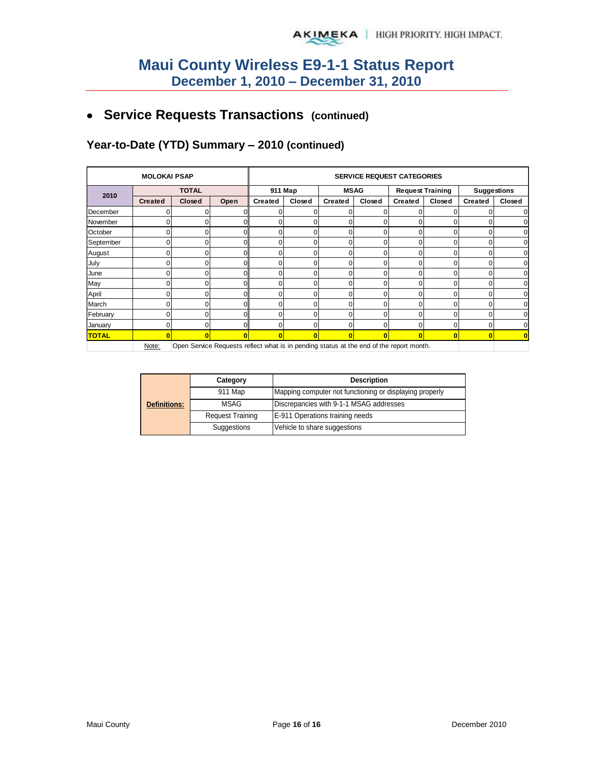# Maui County Wireless E9-1-1 Status Report
## December 1, 2010 – December 31, 2010

- ## Service Requests Transactions (continued)

### Year-to-Date (YTD) Summary – 2010 (continued)

| MOLOKAI PSAP | | | | SERVICE REQUEST CATEGORIES | | | | | | | |
|---|---|---|---|---|---|---|---|---|---|---|---|
| 2010 | TOTAL | | | 911 Map | | MSAG | | Request Training | | Suggestions | |
| | Created | Closed | Open | Created | Closed | Created | Closed | Created | Closed | Created | Closed |
| December | 0 | 0 | 0 | 0 | 0 | 0 | 0 | 0 | 0 | 0 | 0 |
| November | 0 | 0 | 0 | 0 | 0 | 0 | 0 | 0 | 0 | 0 | 0 |
| October | 0 | 0 | 0 | 0 | 0 | 0 | 0 | 0 | 0 | 0 | 0 |
| September | 0 | 0 | 0 | 0 | 0 | 0 | 0 | 0 | 0 | 0 | 0 |
| August | 0 | 0 | 0 | 0 | 0 | 0 | 0 | 0 | 0 | 0 | 0 |
| July | 0 | 0 | 0 | 0 | 0 | 0 | 0 | 0 | 0 | 0 | 0 |
| June | 0 | 0 | 0 | 0 | 0 | 0 | 0 | 0 | 0 | 0 | 0 |
| May | 0 | 0 | 0 | 0 | 0 | 0 | 0 | 0 | 0 | 0 | 0 |
| April | 0 | 0 | 0 | 0 | 0 | 0 | 0 | 0 | 0 | 0 | 0 |
| March | 0 | 0 | 0 | 0 | 0 | 0 | 0 | 0 | 0 | 0 | 0 |
| February | 0 | 0 | 0 | 0 | 0 | 0 | 0 | 0 | 0 | 0 | 0 |
| January | 0 | 0 | 0 | 0 | 0 | 0 | 0 | 0 | 0 | 0 | 0 |
| **TOTAL** | **0** | **0** | **0** | **0** | **0** | **0** | **0** | **0** | **0** | **0** | **0** |

Note: Open Service Requests reflect what is in pending status at the end of the report month.

| Definitions: | Category | Description |
|---|---|---|
| | 911 Map | Mapping computer not functioning or displaying properly |
| | MSAG | Discrepancies with 9-1-1 MSAG addresses |
| | Request Training | E-911 Operations training needs |
| | Suggestions | Vehicle to share suggestions |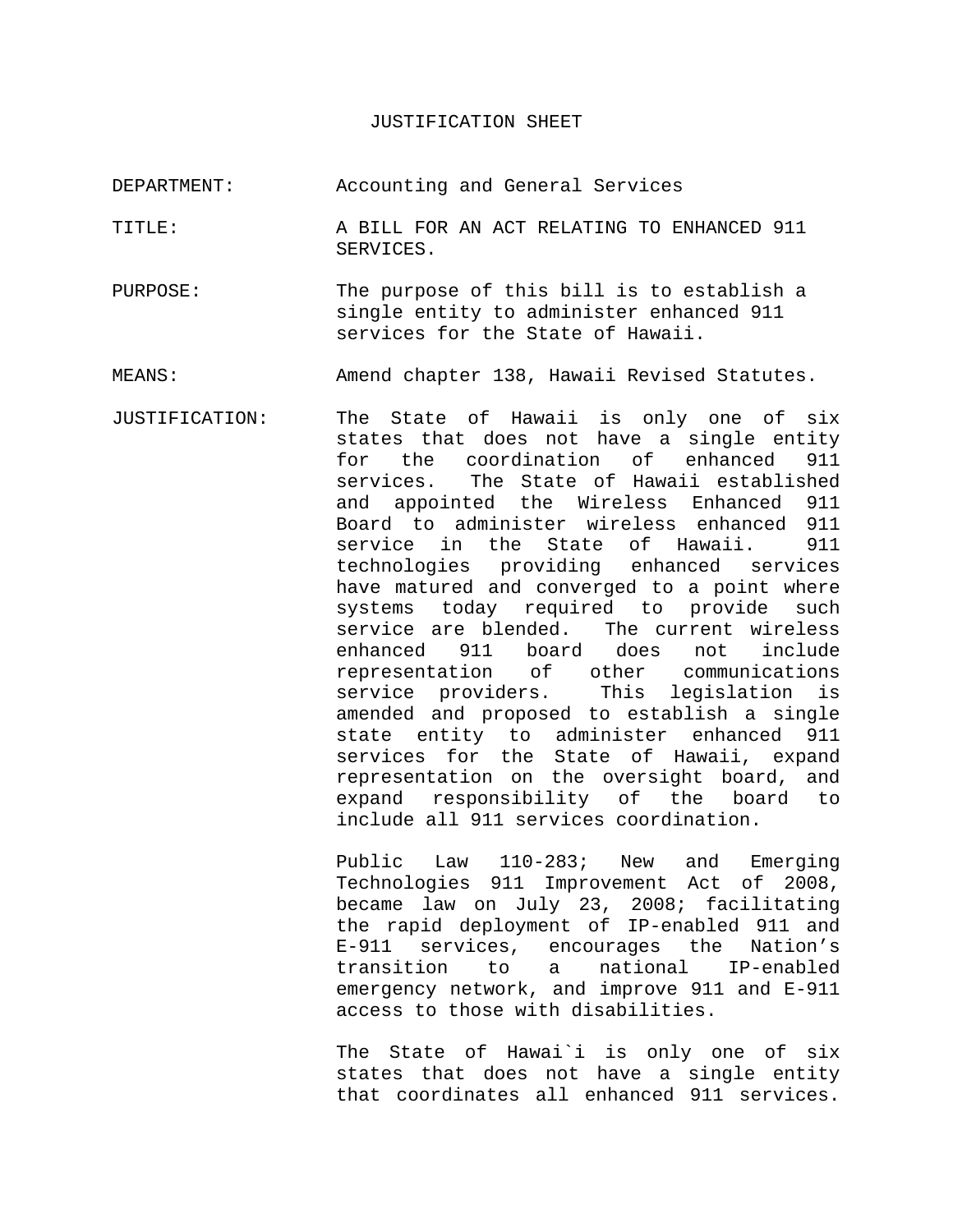# JUSTIFICATION SHEET

DEPARTMENT: Accounting and General Services

TITLE: A BILL FOR AN ACT RELATING TO ENHANCED 911 SERVICES.

PURPOSE: The purpose of this bill is to establish a single entity to administer enhanced 911 services for the State of Hawaii.

MEANS: Amend chapter 138, Hawaii Revised Statutes.

JUSTIFICATION: The State of Hawaii is only one of six states that does not have a single entity for the coordination of enhanced 911 services. The State of Hawaii established and appointed the Wireless Enhanced 911 Board to administer wireless enhanced 911 service in the State of Hawaii. 911 technologies providing enhanced services have matured and converged to a point where systems today required to provide such service are blended. The current wireless enhanced 911 board does not include representation of other communications service providers. This legislation is amended and proposed to establish a single state entity to administer enhanced 911 services for the State of Hawaii, expand representation on the oversight board, and expand responsibility of the board to include all 911 services coordination.

Public Law 110-283; New and Emerging Technologies 911 Improvement Act of 2008, became law on July 23, 2008; facilitating the rapid deployment of IP-enabled 911 and E-911 services, encourages the Nation's transition to a national IP-enabled emergency network, and improve 911 and E-911 access to those with disabilities.

The State of Hawai`i is only one of six states that does not have a single entity that coordinates all enhanced 911 services.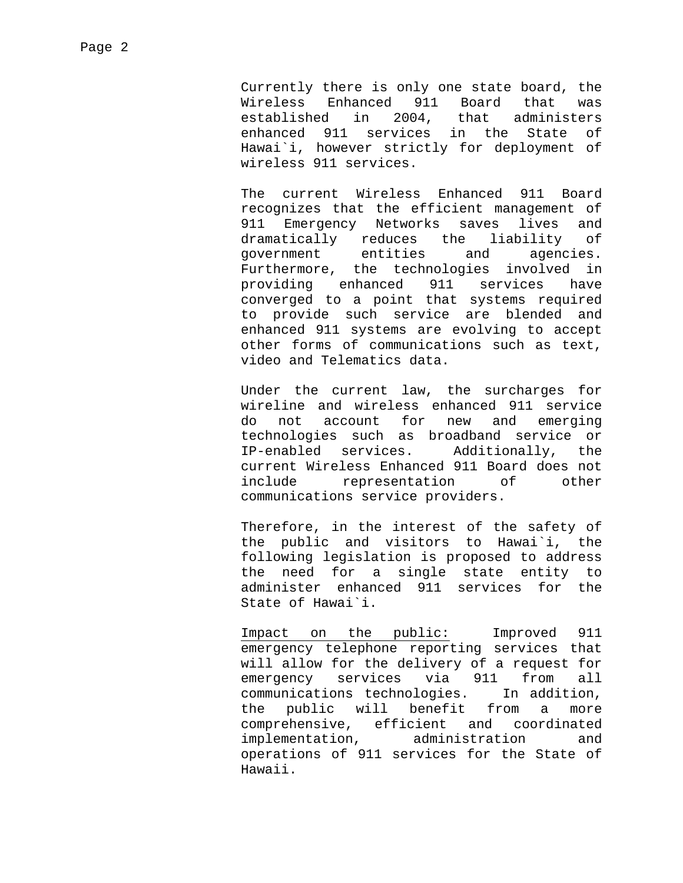Currently there is only one state board, the Wireless Enhanced 911 Board that was established in 2004, that administers enhanced 911 services in the State of Hawai`i, however strictly for deployment of wireless 911 services.

The current Wireless Enhanced 911 Board recognizes that the efficient management of 911 Emergency Networks saves lives and dramatically reduces the liability of government entities and agencies. Furthermore, the technologies involved in providing enhanced 911 services have converged to a point that systems required to provide such service are blended and enhanced 911 systems are evolving to accept other forms of communications such as text, video and Telematics data.

Under the current law, the surcharges for wireline and wireless enhanced 911 service do not account for new and emerging technologies such as broadband service or IP-enabled services. Additionally, the current Wireless Enhanced 911 Board does not include representation of other communications service providers.

Therefore, in the interest of the safety of the public and visitors to Hawai`i, the following legislation is proposed to address the need for a single state entity to administer enhanced 911 services for the State of Hawai`i.

<u>Impact on the public:</u> Improved 911 emergency telephone reporting services that will allow for the delivery of a request for emergency services via 911 from all communications technologies. In addition, the public will benefit from a more comprehensive, efficient and coordinated implementation, administration and operations of 911 services for the State of Hawaii.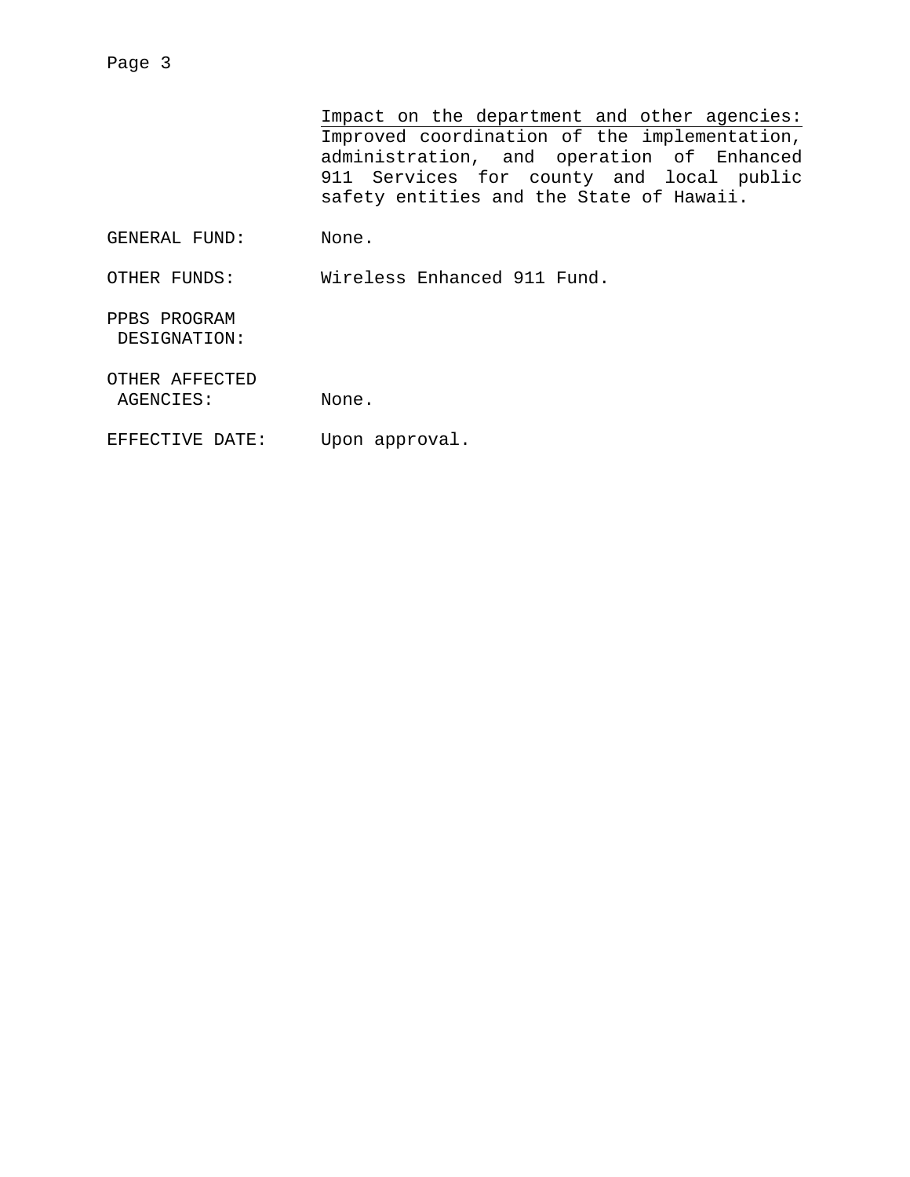<u>Impact on the department and other agencies:</u> Improved coordination of the implementation, administration, and operation of Enhanced 911 Services for county and local public safety entities and the State of Hawaii.

| | |
|---|---|
| GENERAL FUND: | None. |
| OTHER FUNDS: | Wireless Enhanced 911 Fund. |
| PPBS PROGRAM DESIGNATION: | |
| OTHER AFFECTED AGENCIES: | None. |
| EFFECTIVE DATE: | Upon approval. |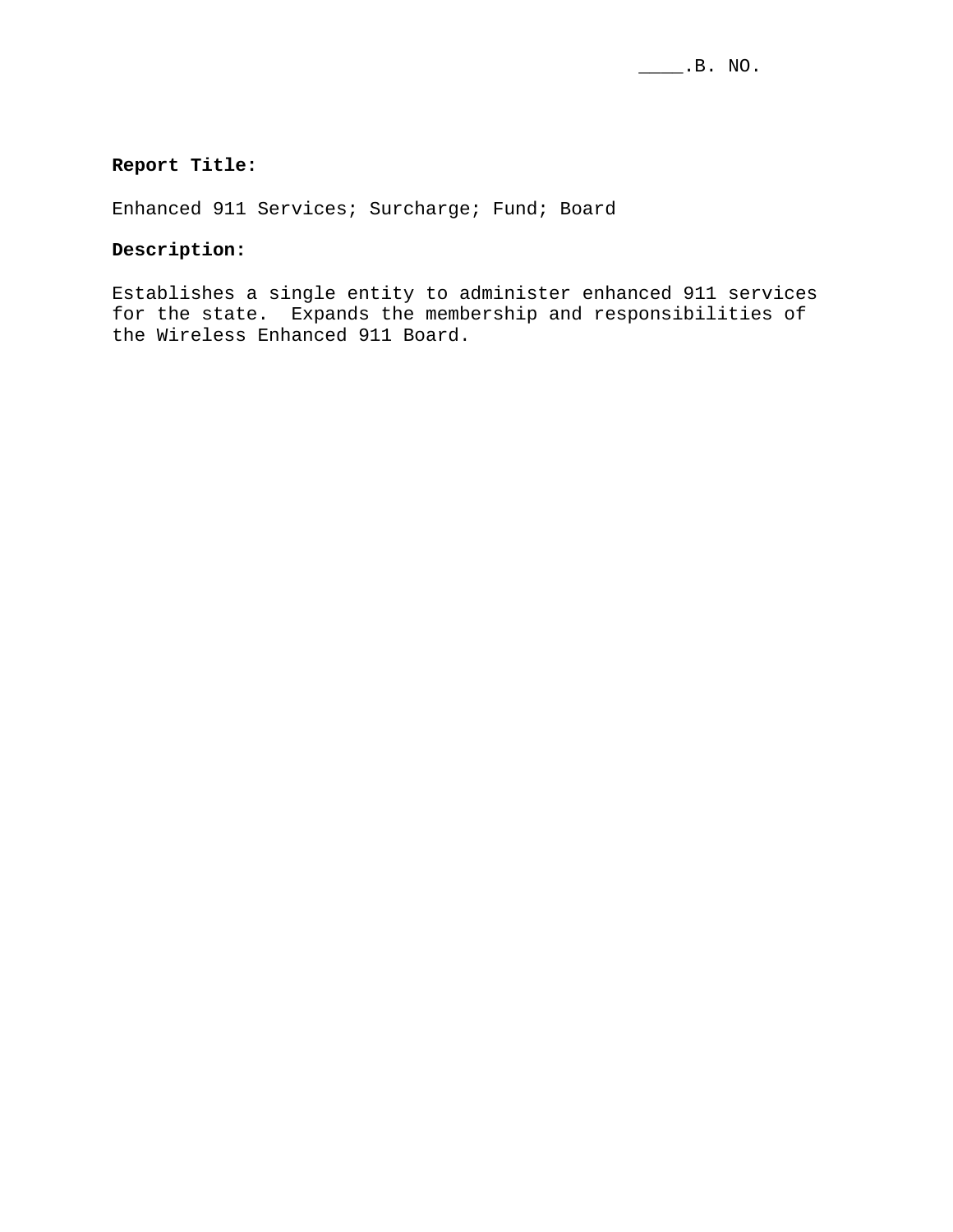____.B. NO.

**Report Title:**

Enhanced 911 Services; Surcharge; Fund; Board

**Description:**

Establishes a single entity to administer enhanced 911 services for the state. Expands the membership and responsibilities of the Wireless Enhanced 911 Board.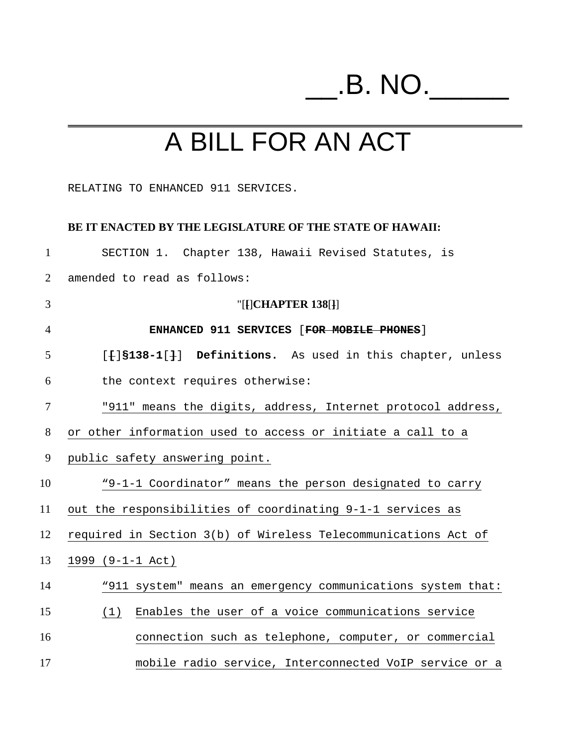# __.B. NO._____

# A BILL FOR AN ACT

RELATING TO ENHANCED 911 SERVICES.

**BE IT ENACTED BY THE LEGISLATURE OF THE STATE OF HAWAII:**

SECTION 1. Chapter 138, Hawaii Revised Statutes, is amended to read as follows:

"[[]**CHAPTER 138**[]]

**ENHANCED 911 SERVICES** [~~**FOR MOBILE PHONES**~~]

[[]**§138-1**[]] **Definitions.** As used in this chapter, unless the context requires otherwise:

"911" means the digits, address, Internet protocol address, or other information used to access or initiate a call to a public safety answering point.

"9-1-1 Coordinator" means the person designated to carry out the responsibilities of coordinating 9-1-1 services as required in Section 3(b) of Wireless Telecommunications Act of 1999 (9-1-1 Act)

"911 system" means an emergency communications system that:

(1) Enables the user of a voice communications service connection such as telephone, computer, or commercial mobile radio service, Interconnected VoIP service or a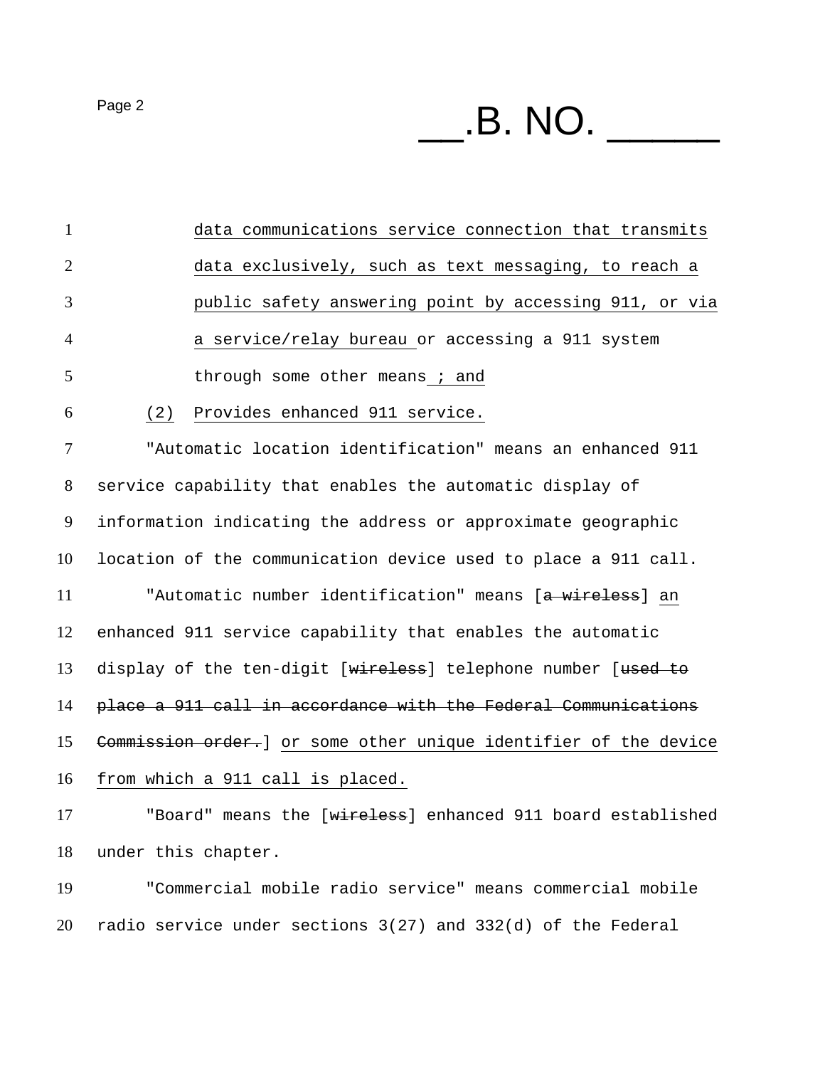data communications service connection that transmits data exclusively, such as text messaging, to reach a public safety answering point by accessing 911, or via a service/relay bureau or accessing a 911 system through some other means ; and

(2) Provides enhanced 911 service.

"Automatic location identification" means an enhanced 911 service capability that enables the automatic display of information indicating the address or approximate geographic location of the communication device used to place a 911 call.

"Automatic number identification" means [a wireless] an enhanced 911 service capability that enables the automatic display of the ten-digit [wireless] telephone number [used to place a 911 call in accordance with the Federal Communications Commission order.] or some other unique identifier of the device from which a 911 call is placed.

"Board" means the [wireless] enhanced 911 board established under this chapter.

"Commercial mobile radio service" means commercial mobile radio service under sections 3(27) and 332(d) of the Federal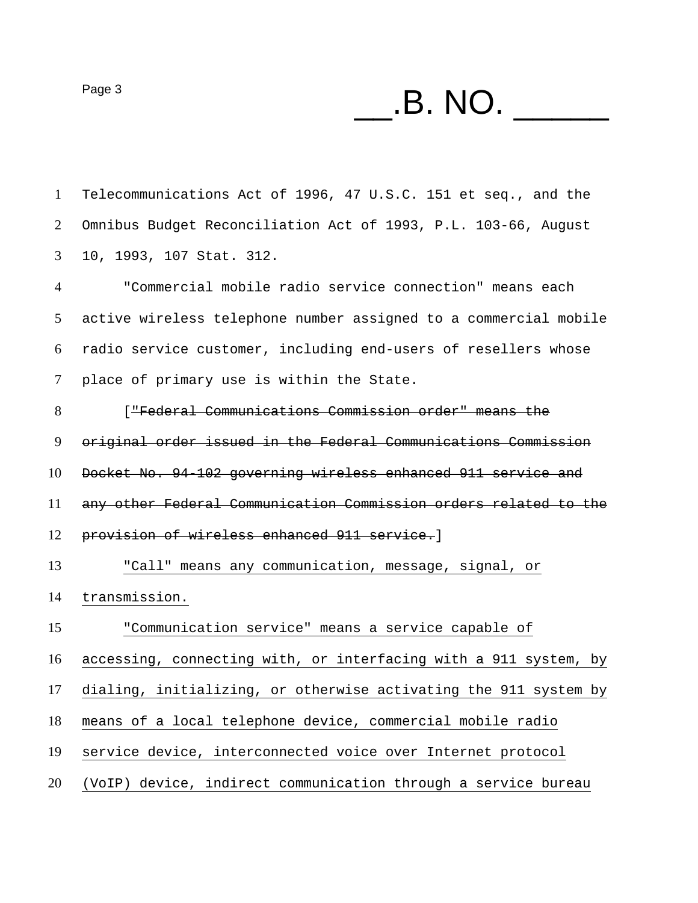Telecommunications Act of 1996, 47 U.S.C. 151 et seq., and the Omnibus Budget Reconciliation Act of 1993, P.L. 103-66, August 10, 1993, 107 Stat. 312.

"Commercial mobile radio service connection" means each active wireless telephone number assigned to a commercial mobile radio service customer, including end-users of resellers whose place of primary use is within the State.

[~~"Federal Communications Commission order" means the original order issued in the Federal Communications Commission Docket No. 94-102 governing wireless enhanced 911 service and any other Federal Communication Commission orders related to the provision of wireless enhanced 911 service.~~]

<u>"Call" means any communication, message, signal, or transmission.</u>

<u>"Communication service" means a service capable of accessing, connecting with, or interfacing with a 911 system, by dialing, initializing, or otherwise activating the 911 system by means of a local telephone device, commercial mobile radio service device, interconnected voice over Internet protocol (VoIP) device, indirect communication through a service bureau</u>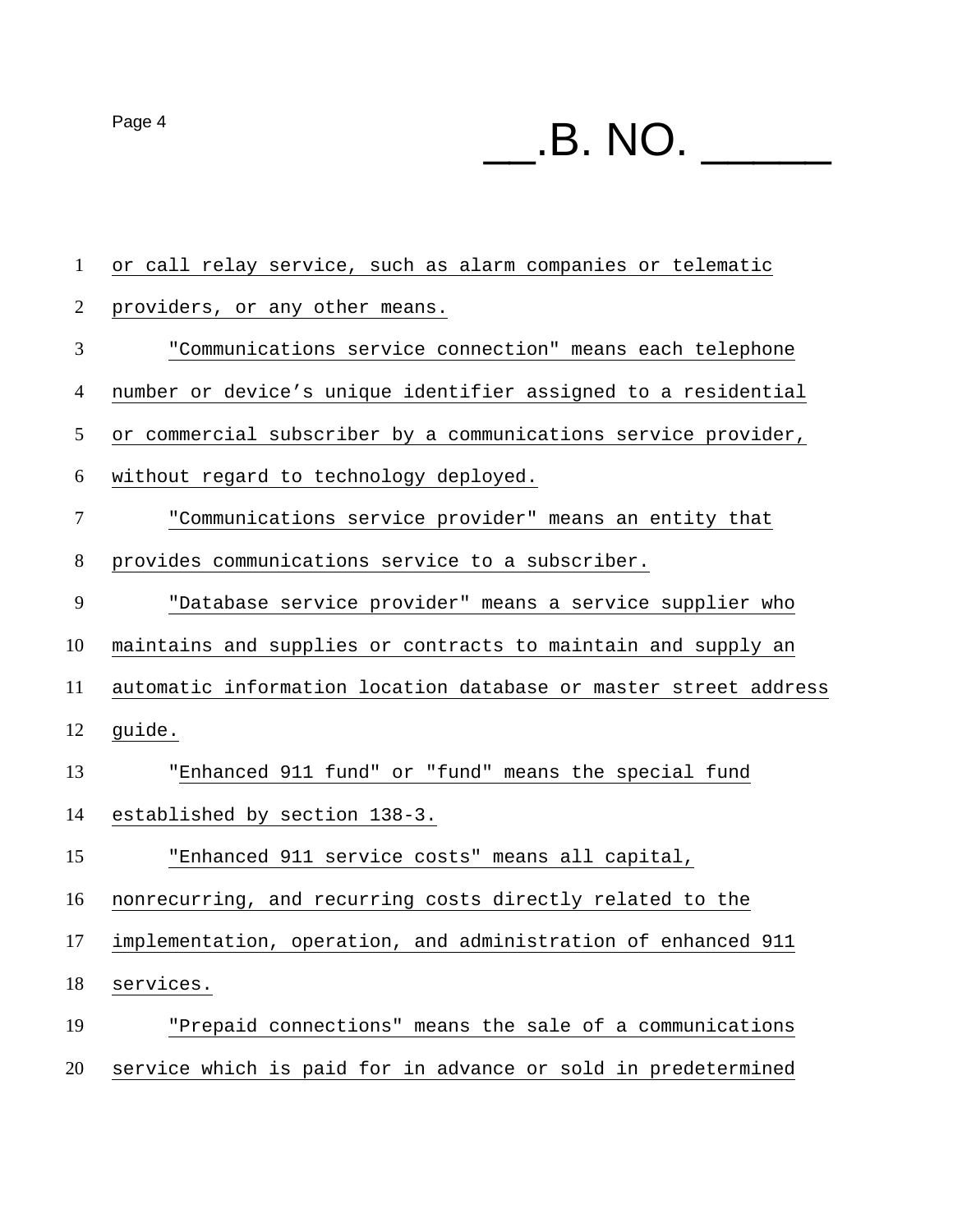or call relay service, such as alarm companies or telematic providers, or any other means.

"Communications service connection" means each telephone number or device's unique identifier assigned to a residential or commercial subscriber by a communications service provider, without regard to technology deployed.

"Communications service provider" means an entity that provides communications service to a subscriber.

"Database service provider" means a service supplier who maintains and supplies or contracts to maintain and supply an automatic information location database or master street address guide.

"Enhanced 911 fund" or "fund" means the special fund established by section 138-3.

"Enhanced 911 service costs" means all capital, nonrecurring, and recurring costs directly related to the implementation, operation, and administration of enhanced 911 services.

"Prepaid connections" means the sale of a communications service which is paid for in advance or sold in predetermined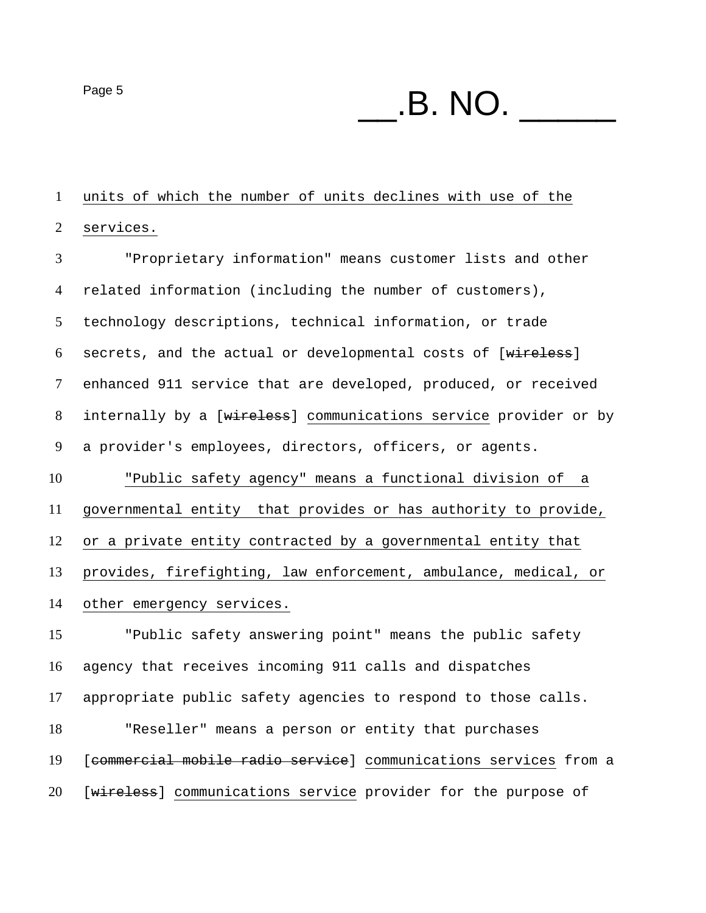units of which the number of units declines with use of the services.

"Proprietary information" means customer lists and other related information (including the number of customers), technology descriptions, technical information, or trade secrets, and the actual or developmental costs of [~~wireless~~] enhanced 911 service that are developed, produced, or received internally by a [~~wireless~~] communications service provider or by a provider's employees, directors, officers, or agents.

"Public safety agency" means a functional division of a governmental entity that provides or has authority to provide, or a private entity contracted by a governmental entity that provides, firefighting, law enforcement, ambulance, medical, or other emergency services.

"Public safety answering point" means the public safety agency that receives incoming 911 calls and dispatches appropriate public safety agencies to respond to those calls.

"Reseller" means a person or entity that purchases [~~commercial mobile radio service~~] communications services from a [~~wireless~~] communications service provider for the purpose of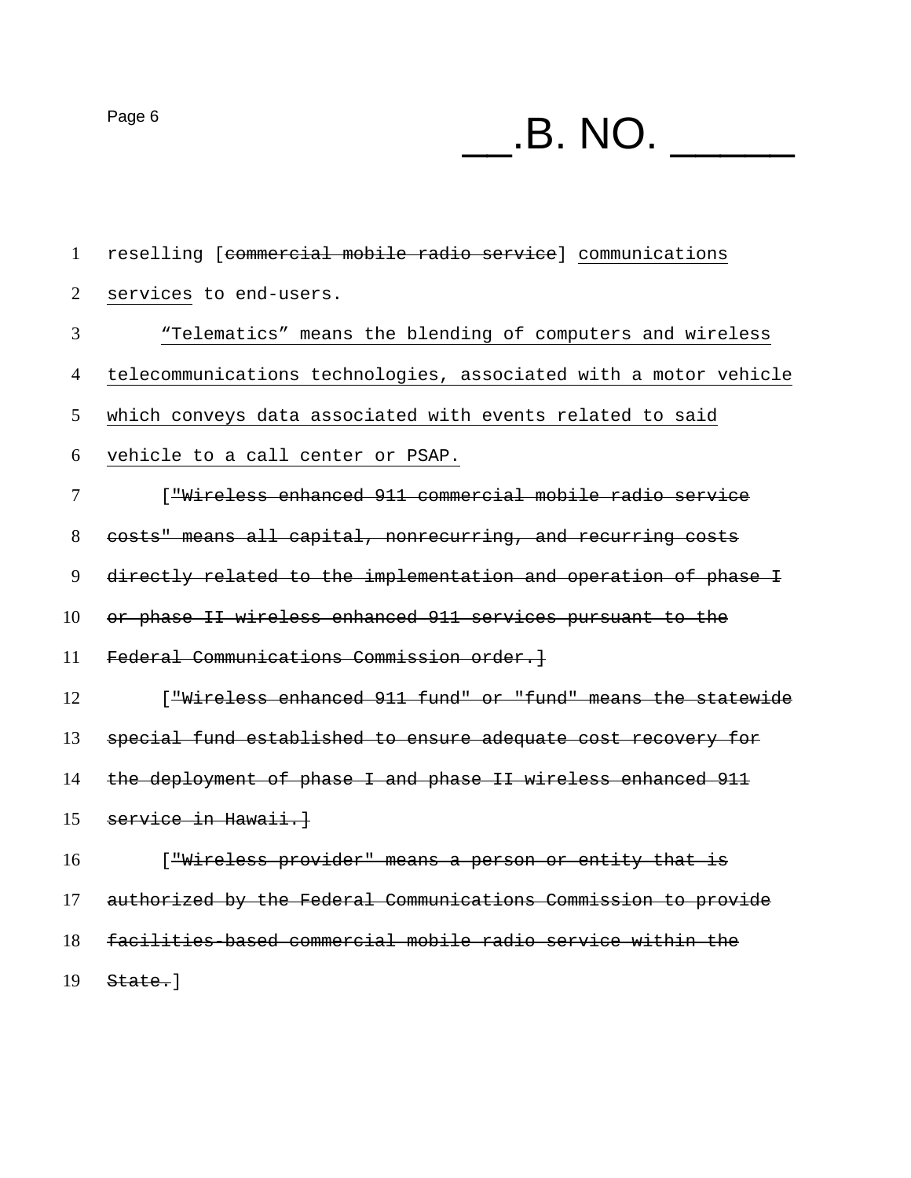reselling [~~commercial mobile radio service~~] <u>communications services</u> to end-users.

<u>"Telematics" means the blending of computers and wireless telecommunications technologies, associated with a motor vehicle which conveys data associated with events related to said vehicle to a call center or PSAP.</u>

[~~"Wireless enhanced 911 commercial mobile radio service costs" means all capital, nonrecurring, and recurring costs directly related to the implementation and operation of phase I or phase II wireless enhanced 911 services pursuant to the Federal Communications Commission order.~~]

[~~"Wireless enhanced 911 fund" or "fund" means the statewide special fund established to ensure adequate cost recovery for the deployment of phase I and phase II wireless enhanced 911 service in Hawaii.~~]

[~~"Wireless provider" means a person or entity that is authorized by the Federal Communications Commission to provide facilities-based commercial mobile radio service within the State.~~]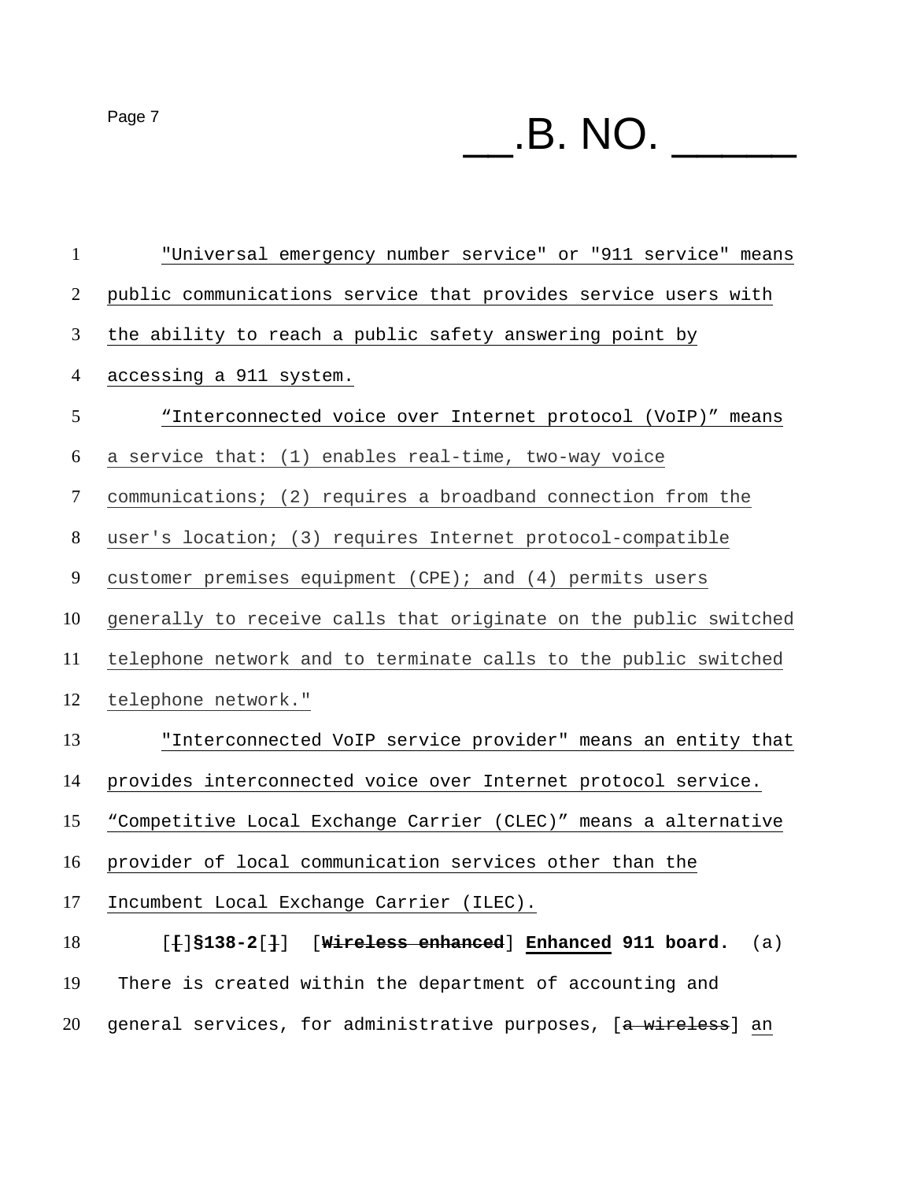"Universal emergency number service" or "911 service" means public communications service that provides service users with the ability to reach a public safety answering point by accessing a 911 system.

"Interconnected voice over Internet protocol (VoIP)" means a service that: (1) enables real-time, two-way voice communications; (2) requires a broadband connection from the user's location; (3) requires Internet protocol-compatible customer premises equipment (CPE); and (4) permits users generally to receive calls that originate on the public switched telephone network and to terminate calls to the public switched telephone network."

"Interconnected VoIP service provider" means an entity that provides interconnected voice over Internet protocol service.

"Competitive Local Exchange Carrier (CLEC)" means a alternative provider of local communication services other than the Incumbent Local Exchange Carrier (ILEC).

[~~[~~]**§138-2**[~~]~~] [~~**Wireless enhanced**~~] **Enhanced 911 board.** (a) There is created within the department of accounting and general services, for administrative purposes, [~~a wireless~~] an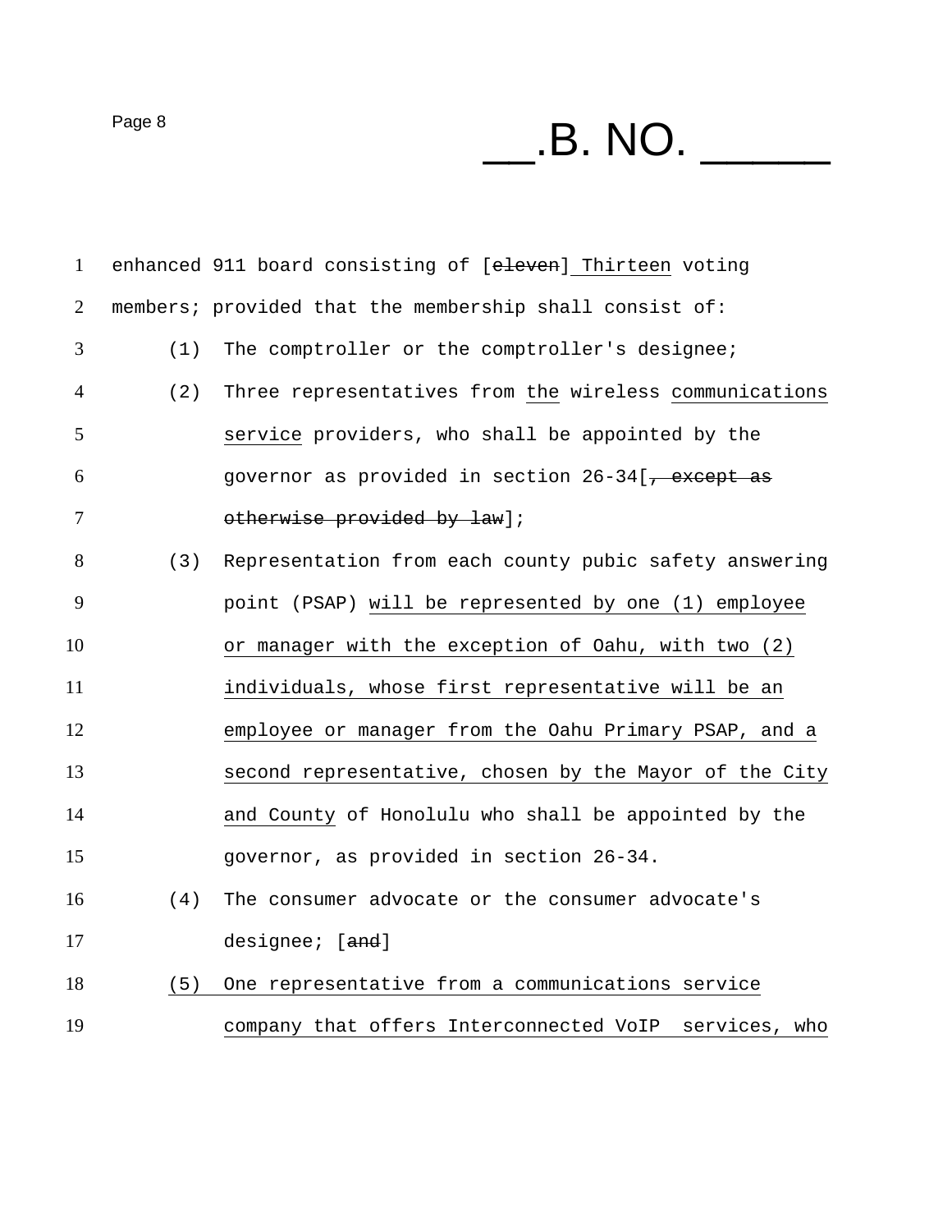enhanced 911 board consisting of [~~eleven~~] Thirteen voting members; provided that the membership shall consist of:

(1) The comptroller or the comptroller's designee;

(2) Three representatives from the wireless communications service providers, who shall be appointed by the governor as provided in section 26-34[~~, except as otherwise provided by law~~];

(3) Representation from each county pubic safety answering point (PSAP) will be represented by one (1) employee or manager with the exception of Oahu, with two (2) individuals, whose first representative will be an employee or manager from the Oahu Primary PSAP, and a second representative, chosen by the Mayor of the City and County of Honolulu who shall be appointed by the governor, as provided in section 26-34.

(4) The consumer advocate or the consumer advocate's designee; [~~and~~]

(5) One representative from a communications service company that offers Interconnected VoIP services, who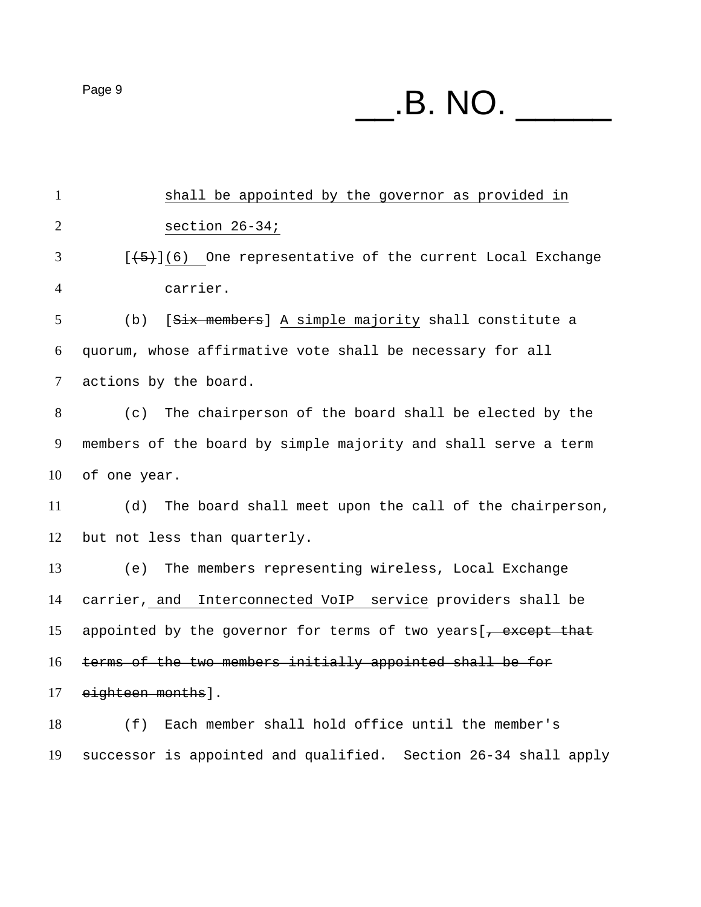shall be appointed by the governor as provided in section 26-34;

[~~(5)~~](6) One representative of the current Local Exchange carrier.

(b) [~~Six members~~] A simple majority shall constitute a quorum, whose affirmative vote shall be necessary for all actions by the board.

(c) The chairperson of the board shall be elected by the members of the board by simple majority and shall serve a term of one year.

(d) The board shall meet upon the call of the chairperson, but not less than quarterly.

(e) The members representing wireless, Local Exchange carrier, and Interconnected VoIP service providers shall be appointed by the governor for terms of two years[~~, except that terms of the two members initially appointed shall be for eighteen months~~].

(f) Each member shall hold office until the member's successor is appointed and qualified. Section 26-34 shall apply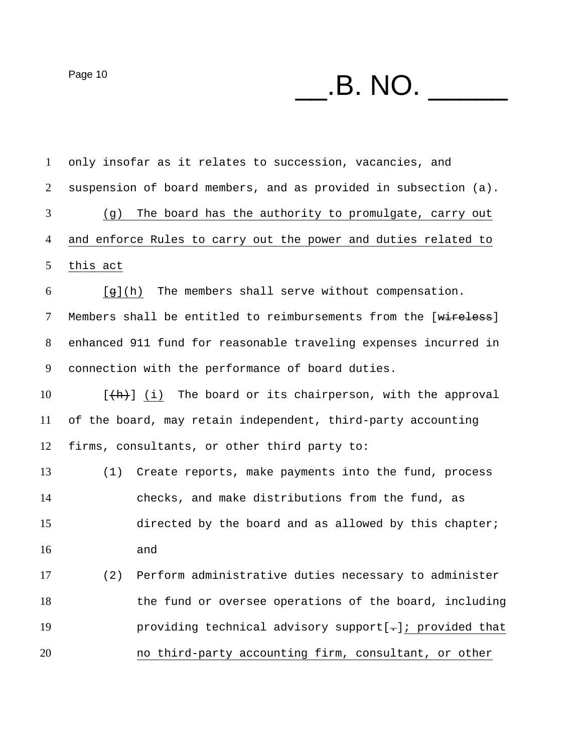only insofar as it relates to succession, vacancies, and suspension of board members, and as provided in subsection (a).

(g) The board has the authority to promulgate, carry out and enforce Rules to carry out the power and duties related to this act

[~~g~~](h) The members shall serve without compensation. Members shall be entitled to reimbursements from the [~~wireless~~] enhanced 911 fund for reasonable traveling expenses incurred in connection with the performance of board duties.

[~~(h)~~] (i) The board or its chairperson, with the approval of the board, may retain independent, third-party accounting firms, consultants, or other third party to:

(1) Create reports, make payments into the fund, process checks, and make distributions from the fund, as directed by the board and as allowed by this chapter; and

(2) Perform administrative duties necessary to administer the fund or oversee operations of the board, including providing technical advisory support[~~.~~]; provided that no third-party accounting firm, consultant, or other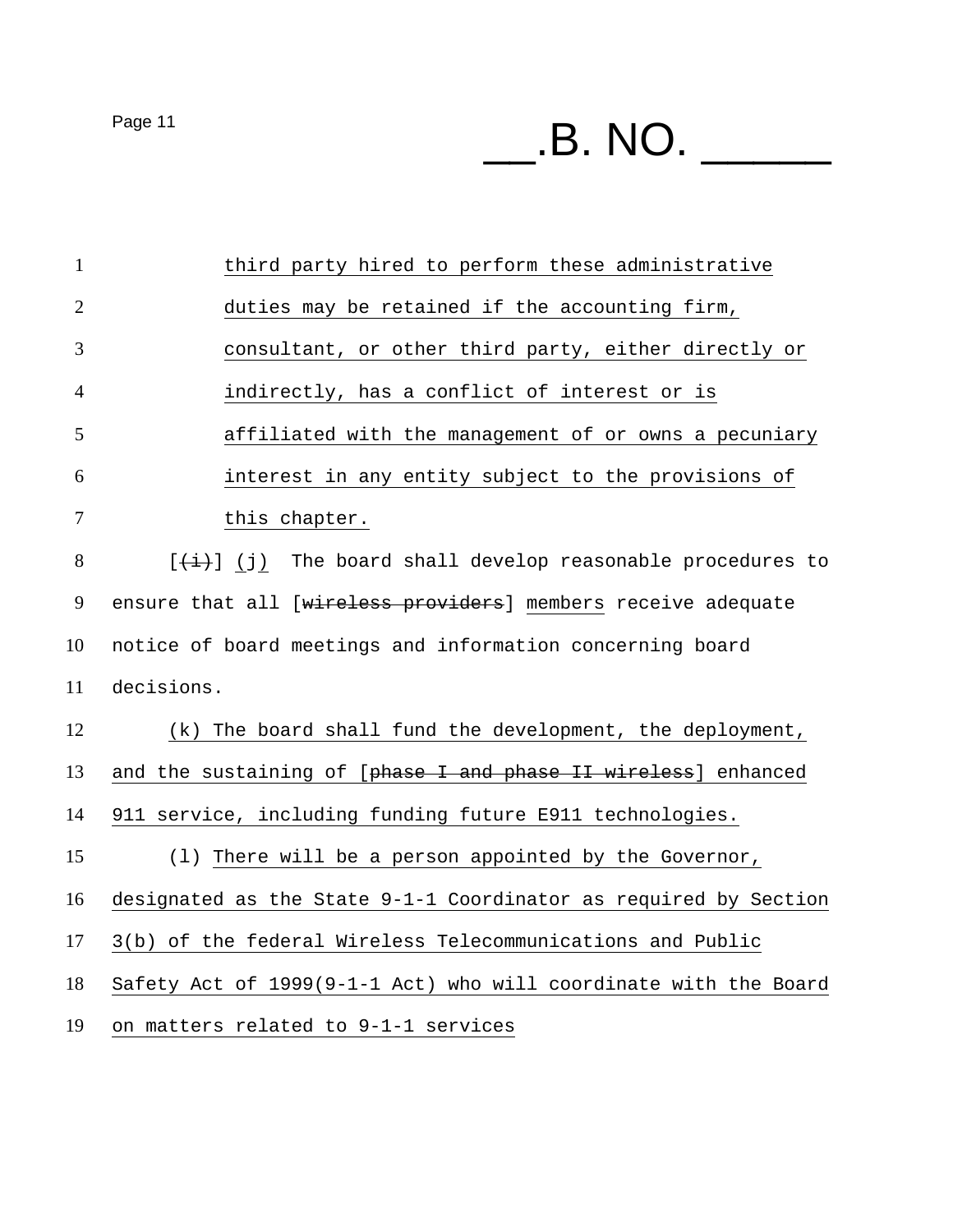third party hired to perform these administrative duties may be retained if the accounting firm, consultant, or other third party, either directly or indirectly, has a conflict of interest or is affiliated with the management of or owns a pecuniary interest in any entity subject to the provisions of this chapter.

[~~(i)~~] (j) The board shall develop reasonable procedures to ensure that all [~~wireless providers~~] members receive adequate notice of board meetings and information concerning board decisions.

(k) The board shall fund the development, the deployment, and the sustaining of [~~phase I and phase II wireless~~] enhanced 911 service, including funding future E911 technologies.

(l) There will be a person appointed by the Governor, designated as the State 9-1-1 Coordinator as required by Section 3(b) of the federal Wireless Telecommunications and Public Safety Act of 1999(9-1-1 Act) who will coordinate with the Board on matters related to 9-1-1 services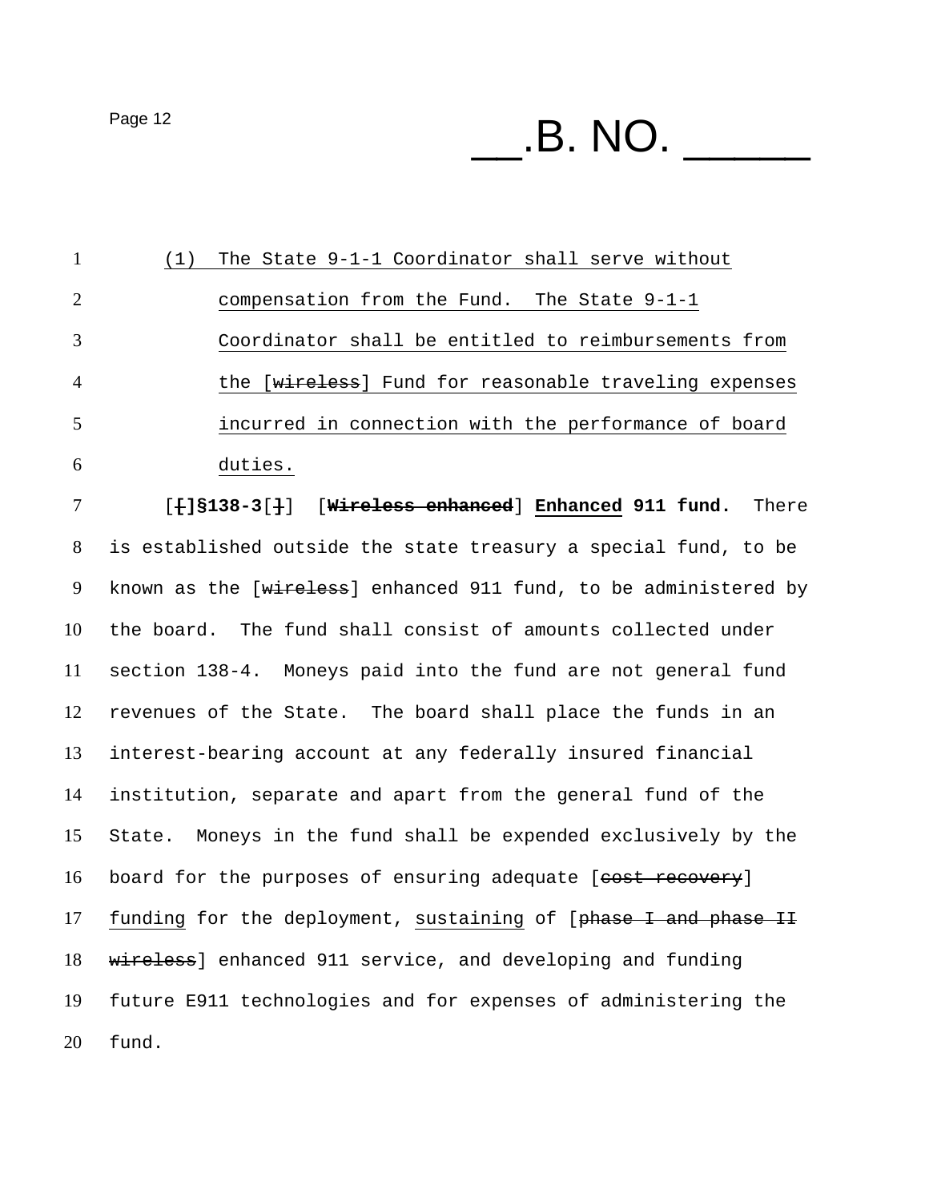(1) The State 9-1-1 Coordinator shall serve without compensation from the Fund. The State 9-1-1 Coordinator shall be entitled to reimbursements from the [~~wireless~~] Fund for reasonable traveling expenses incurred in connection with the performance of board duties.

[~~[~~]**§138-3**[~~]~~] [~~**Wireless enhanced**~~] **Enhanced 911 fund.** There is established outside the state treasury a special fund, to be known as the [~~wireless~~] enhanced 911 fund, to be administered by the board. The fund shall consist of amounts collected under section 138-4. Moneys paid into the fund are not general fund revenues of the State. The board shall place the funds in an interest-bearing account at any federally insured financial institution, separate and apart from the general fund of the State. Moneys in the fund shall be expended exclusively by the board for the purposes of ensuring adequate [~~cost recovery~~] funding for the deployment, sustaining of [~~phase I and phase II wireless~~] enhanced 911 service, and developing and funding future E911 technologies and for expenses of administering the fund.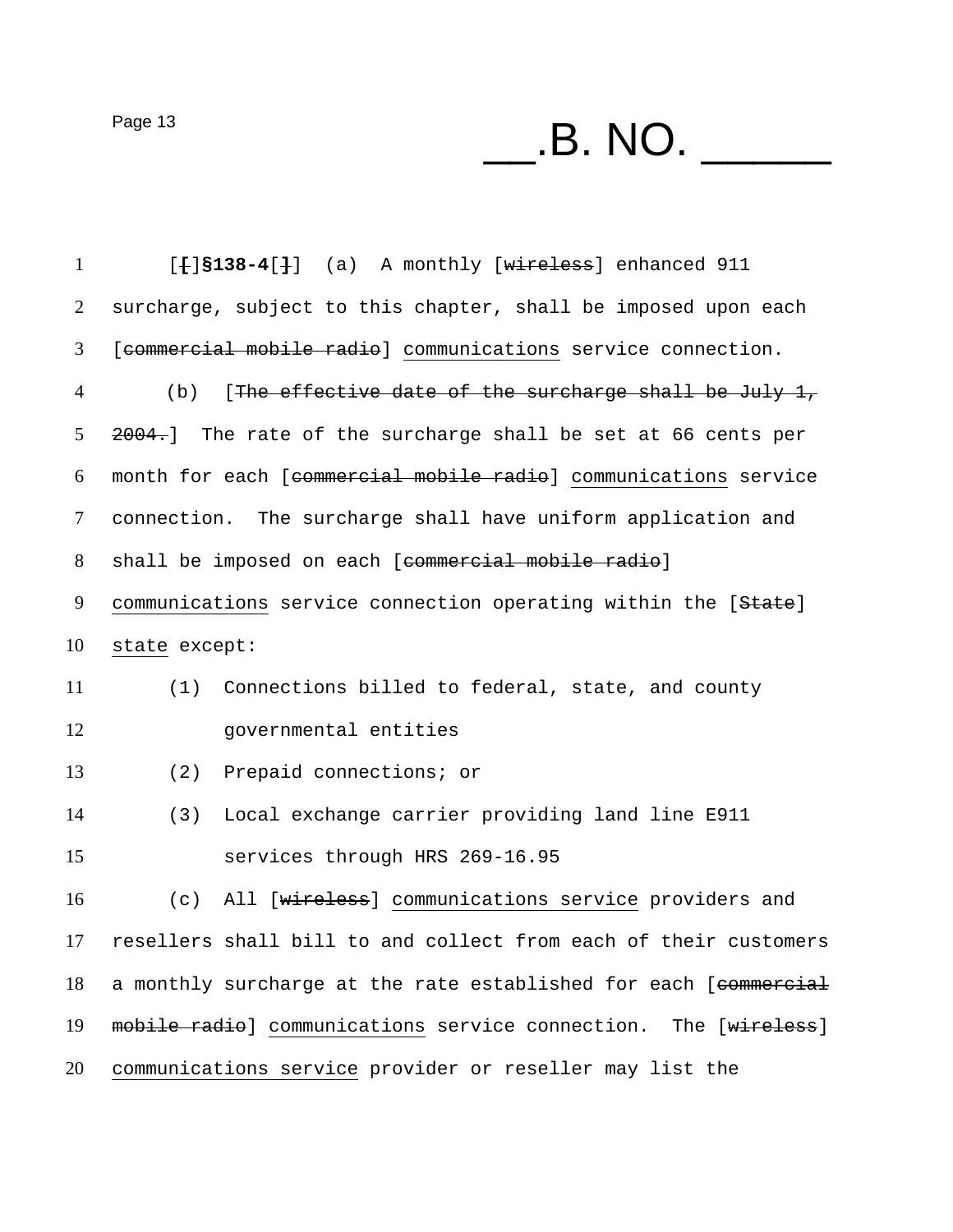[[]**§138-4**[]] (a) A monthly [~~wireless~~] enhanced 911 surcharge, subject to this chapter, shall be imposed upon each [~~commercial mobile radio~~] <u>communications</u> service connection.

(b) [~~The effective date of the surcharge shall be July 1, 2004.~~] The rate of the surcharge shall be set at 66 cents per month for each [~~commercial mobile radio~~] <u>communications</u> service connection. The surcharge shall have uniform application and shall be imposed on each [~~commercial mobile radio~~] <u>communications</u> service connection operating within the [~~State~~] <u>state</u> except:

(1) Connections billed to federal, state, and county governmental entities

(2) Prepaid connections; or

(3) Local exchange carrier providing land line E911 services through HRS 269-16.95

(c) All [~~wireless~~] <u>communications service</u> providers and resellers shall bill to and collect from each of their customers a monthly surcharge at the rate established for each [~~commercial mobile radio~~] <u>communications</u> service connection. The [~~wireless~~] <u>communications service</u> provider or reseller may list the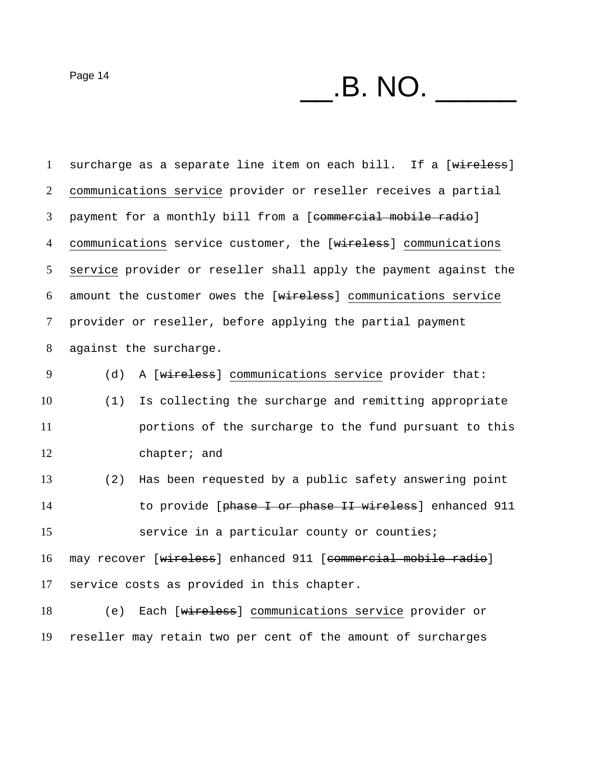surcharge as a separate line item on each bill. If a [~~wireless~~] <u>communications service</u> provider or reseller receives a partial payment for a monthly bill from a [~~commercial mobile radio~~] <u>communications</u> service customer, the [~~wireless~~] <u>communications service</u> provider or reseller shall apply the payment against the amount the customer owes the [~~wireless~~] <u>communications service</u> provider or reseller, before applying the partial payment against the surcharge.

(d) A [~~wireless~~] <u>communications service</u> provider that:

(1) Is collecting the surcharge and remitting appropriate portions of the surcharge to the fund pursuant to this chapter; and

(2) Has been requested by a public safety answering point to provide [~~phase I or phase II wireless~~] enhanced 911 service in a particular county or counties;

may recover [~~wireless~~] enhanced 911 [~~commercial mobile radio~~] service costs as provided in this chapter.

(e) Each [~~wireless~~] <u>communications service</u> provider or reseller may retain two per cent of the amount of surcharges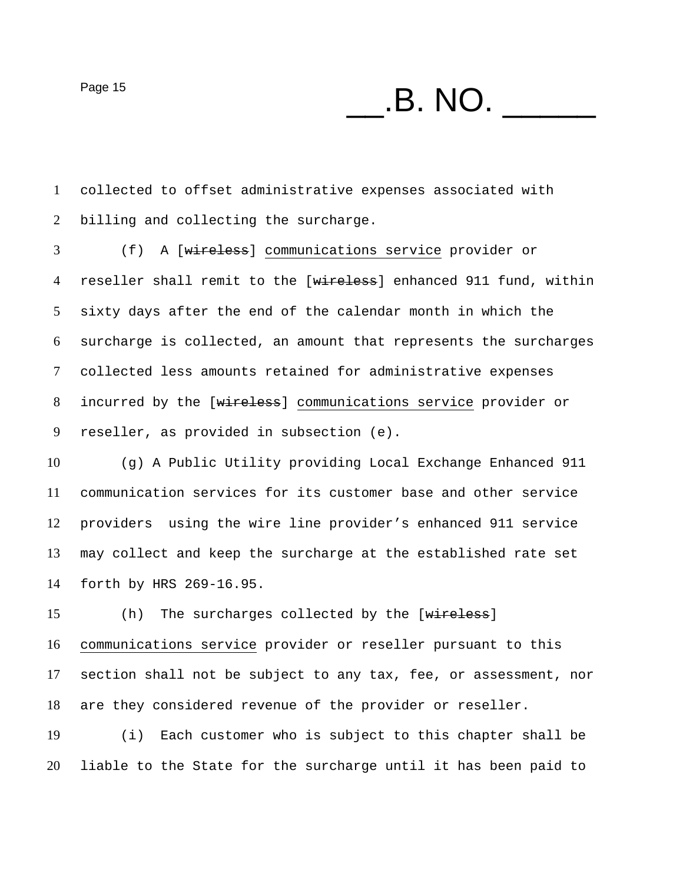collected to offset administrative expenses associated with billing and collecting the surcharge.

(f) A [~~wireless~~] <u>communications service</u> provider or reseller shall remit to the [~~wireless~~] enhanced 911 fund, within sixty days after the end of the calendar month in which the surcharge is collected, an amount that represents the surcharges collected less amounts retained for administrative expenses incurred by the [~~wireless~~] <u>communications service</u> provider or reseller, as provided in subsection (e).

(g) A Public Utility providing Local Exchange Enhanced 911 communication services for its customer base and other service providers using the wire line provider’s enhanced 911 service may collect and keep the surcharge at the established rate set forth by HRS 269-16.95.

(h) The surcharges collected by the [~~wireless~~] <u>communications service</u> provider or reseller pursuant to this section shall not be subject to any tax, fee, or assessment, nor are they considered revenue of the provider or reseller.

(i) Each customer who is subject to this chapter shall be liable to the State for the surcharge until it has been paid to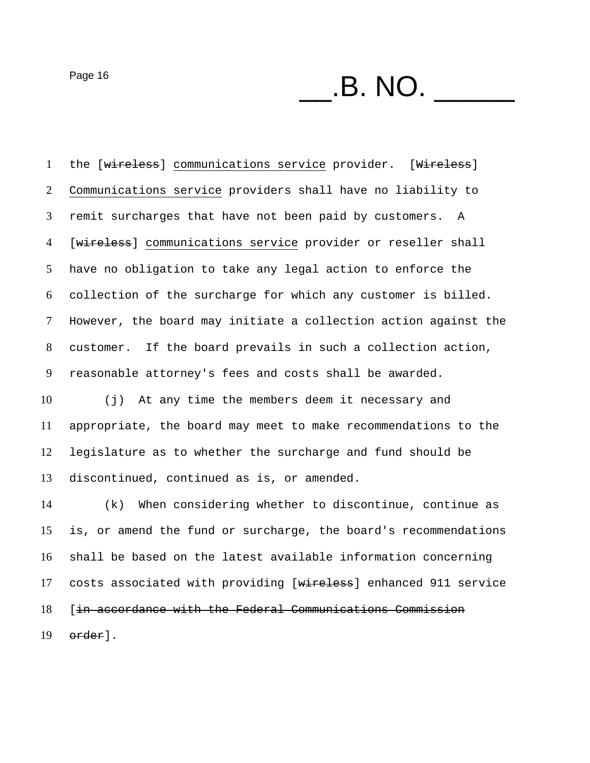the [~~wireless~~] <u>communications service</u> provider. [~~Wireless~~] <u>Communications service</u> providers shall have no liability to remit surcharges that have not been paid by customers. A [~~wireless~~] <u>communications service</u> provider or reseller shall have no obligation to take any legal action to enforce the collection of the surcharge for which any customer is billed. However, the board may initiate a collection action against the customer. If the board prevails in such a collection action, reasonable attorney's fees and costs shall be awarded.

(j) At any time the members deem it necessary and appropriate, the board may meet to make recommendations to the legislature as to whether the surcharge and fund should be discontinued, continued as is, or amended.

(k) When considering whether to discontinue, continue as is, or amend the fund or surcharge, the board's recommendations shall be based on the latest available information concerning costs associated with providing [~~wireless~~] enhanced 911 service [~~in accordance with the Federal Communications Commission order~~].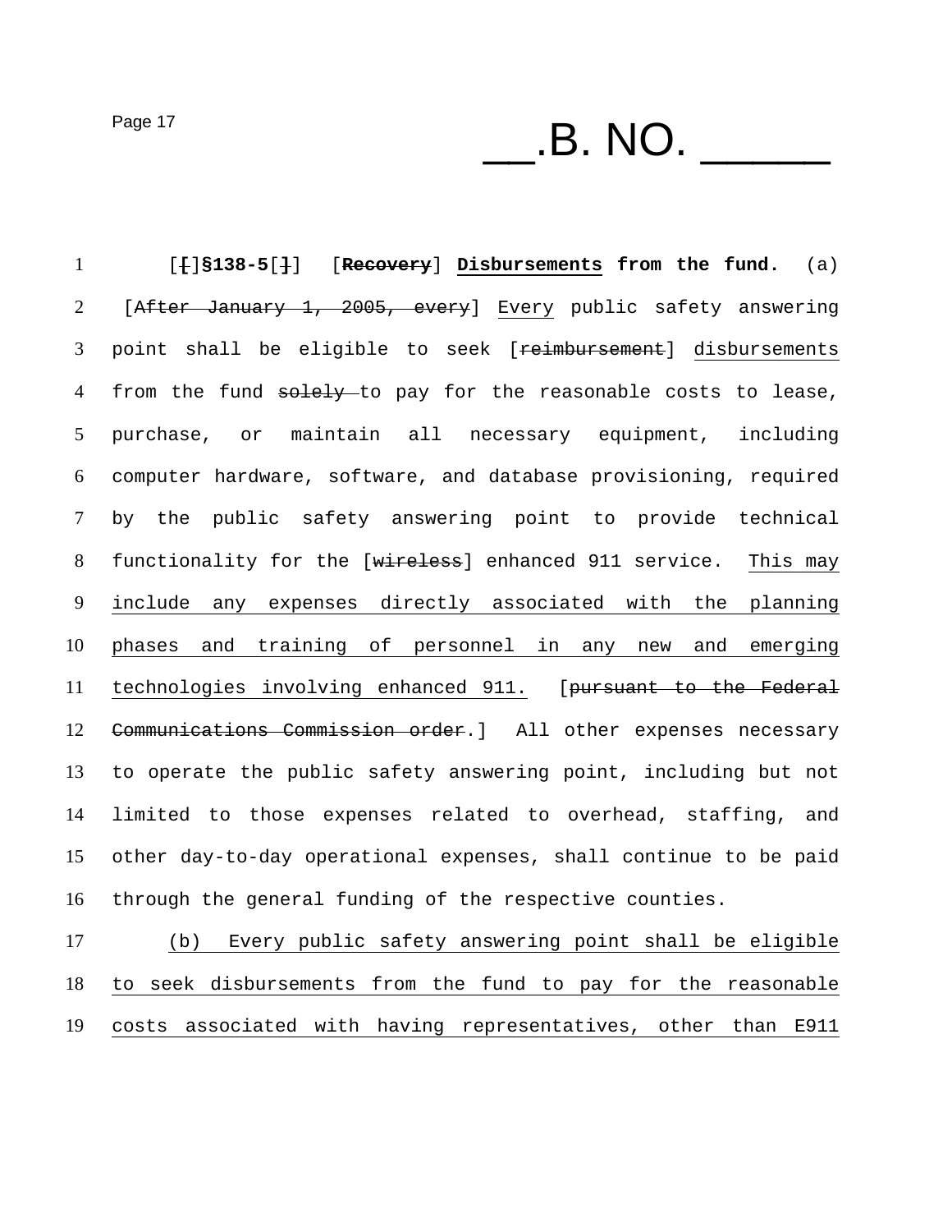[[]§138-5[]] [Recovery] Disbursements from the fund. (a) [After January 1, 2005, every] Every public safety answering point shall be eligible to seek [reimbursement] disbursements from the fund solely to pay for the reasonable costs to lease, purchase, or maintain all necessary equipment, including computer hardware, software, and database provisioning, required by the public safety answering point to provide technical functionality for the [wireless] enhanced 911 service. This may include any expenses directly associated with the planning phases and training of personnel in any new and emerging technologies involving enhanced 911. [pursuant to the Federal Communications Commission order.] All other expenses necessary to operate the public safety answering point, including but not limited to those expenses related to overhead, staffing, and other day-to-day operational expenses, shall continue to be paid through the general funding of the respective counties.

(b) Every public safety answering point shall be eligible to seek disbursements from the fund to pay for the reasonable costs associated with having representatives, other than E911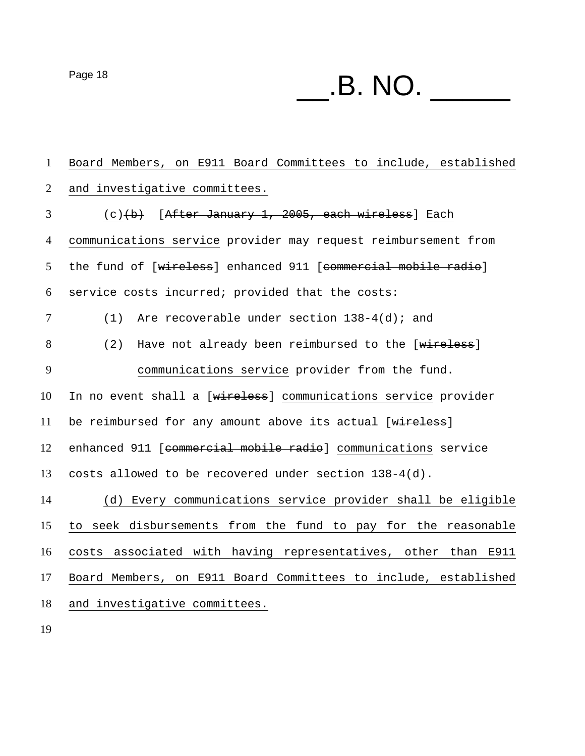Board Members, on E911 Board Committees to include, established and investigative committees.

(c)~~(b)~~ [~~After January 1, 2005, each wireless~~] Each communications service provider may request reimbursement from the fund of [~~wireless~~] enhanced 911 [~~commercial mobile radio~~] service costs incurred; provided that the costs:

(1) Are recoverable under section 138-4(d); and

(2) Have not already been reimbursed to the [~~wireless~~] communications service provider from the fund.

In no event shall a [~~wireless~~] communications service provider be reimbursed for any amount above its actual [~~wireless~~] enhanced 911 [~~commercial mobile radio~~] communications service costs allowed to be recovered under section 138-4(d).

(d) Every communications service provider shall be eligible to seek disbursements from the fund to pay for the reasonable costs associated with having representatives, other than E911 Board Members, on E911 Board Committees to include, established and investigative committees.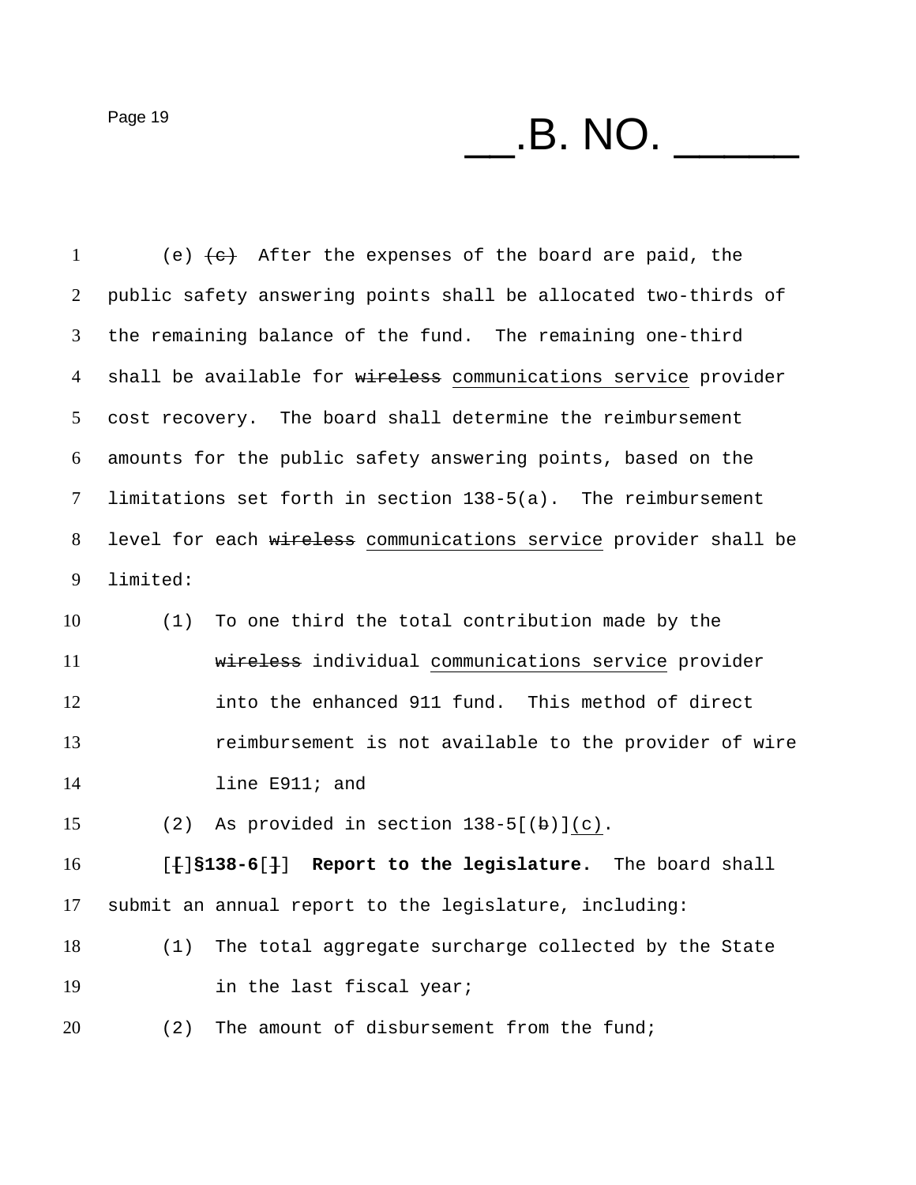(e) ~~(c)~~ After the expenses of the board are paid, the public safety answering points shall be allocated two-thirds of the remaining balance of the fund. The remaining one-third shall be available for ~~wireless~~ communications service provider cost recovery. The board shall determine the reimbursement amounts for the public safety answering points, based on the limitations set forth in section 138-5(a). The reimbursement level for each ~~wireless~~ communications service provider shall be limited:

(1) To one third the total contribution made by the ~~wireless~~ individual communications service provider into the enhanced 911 fund. This method of direct reimbursement is not available to the provider of wire line E911; and

(2) As provided in section 138-5[(~~b~~)](c).

[~~[~~]**§138-6**[~~]~~] **Report to the legislature.** The board shall submit an annual report to the legislature, including:

(1) The total aggregate surcharge collected by the State in the last fiscal year;

(2) The amount of disbursement from the fund;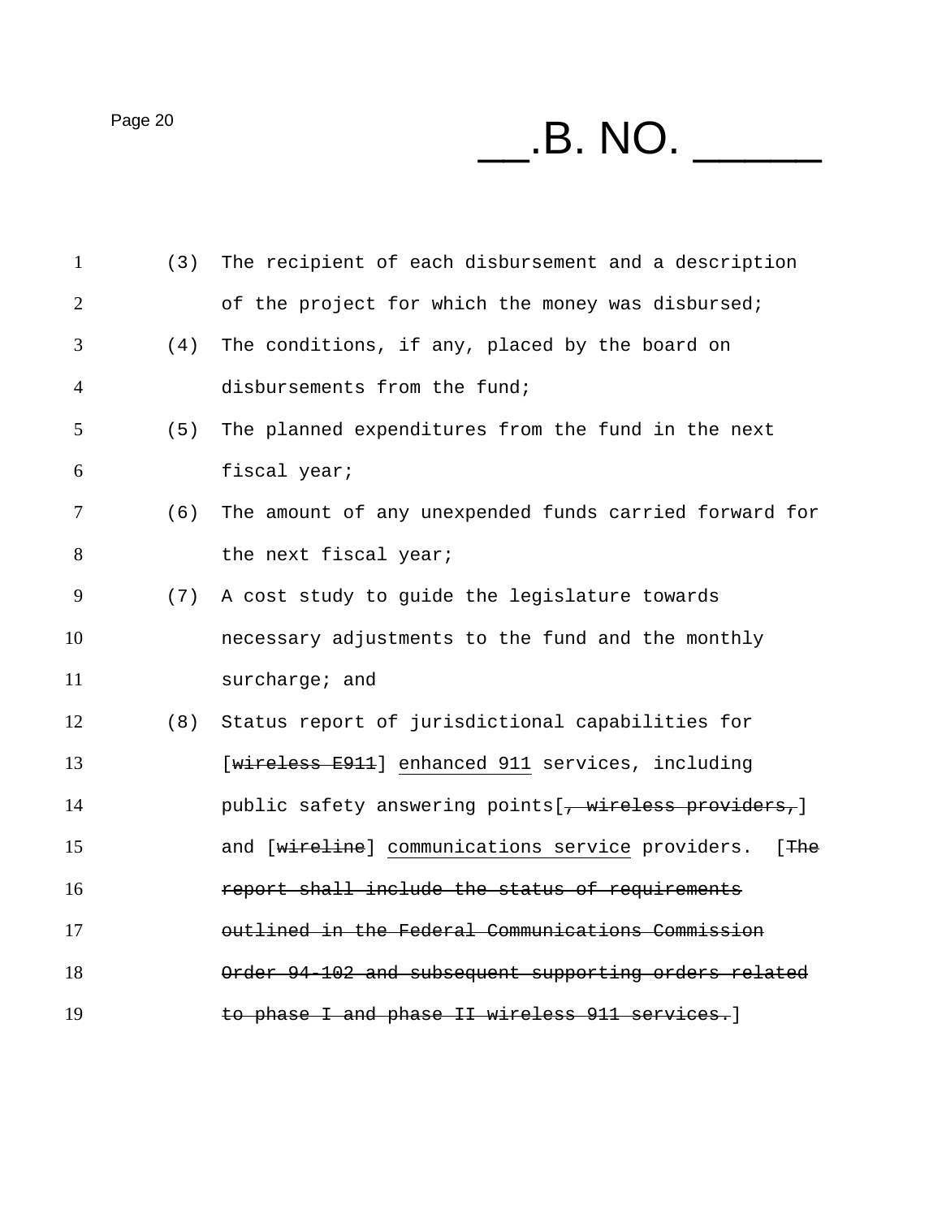(3) The recipient of each disbursement and a description of the project for which the money was disbursed;

(4) The conditions, if any, placed by the board on disbursements from the fund;

(5) The planned expenditures from the fund in the next fiscal year;

(6) The amount of any unexpended funds carried forward for the next fiscal year;

(7) A cost study to guide the legislature towards necessary adjustments to the fund and the monthly surcharge; and

(8) Status report of jurisdictional capabilities for [~~wireless E911~~] <u>enhanced 911</u> services, including public safety answering points[~~, wireless providers,~~] and [~~wireline~~] <u>communications service</u> providers. [~~The report shall include the status of requirements outlined in the Federal Communications Commission Order 94-102 and subsequent supporting orders related to phase I and phase II wireless 911 services.~~]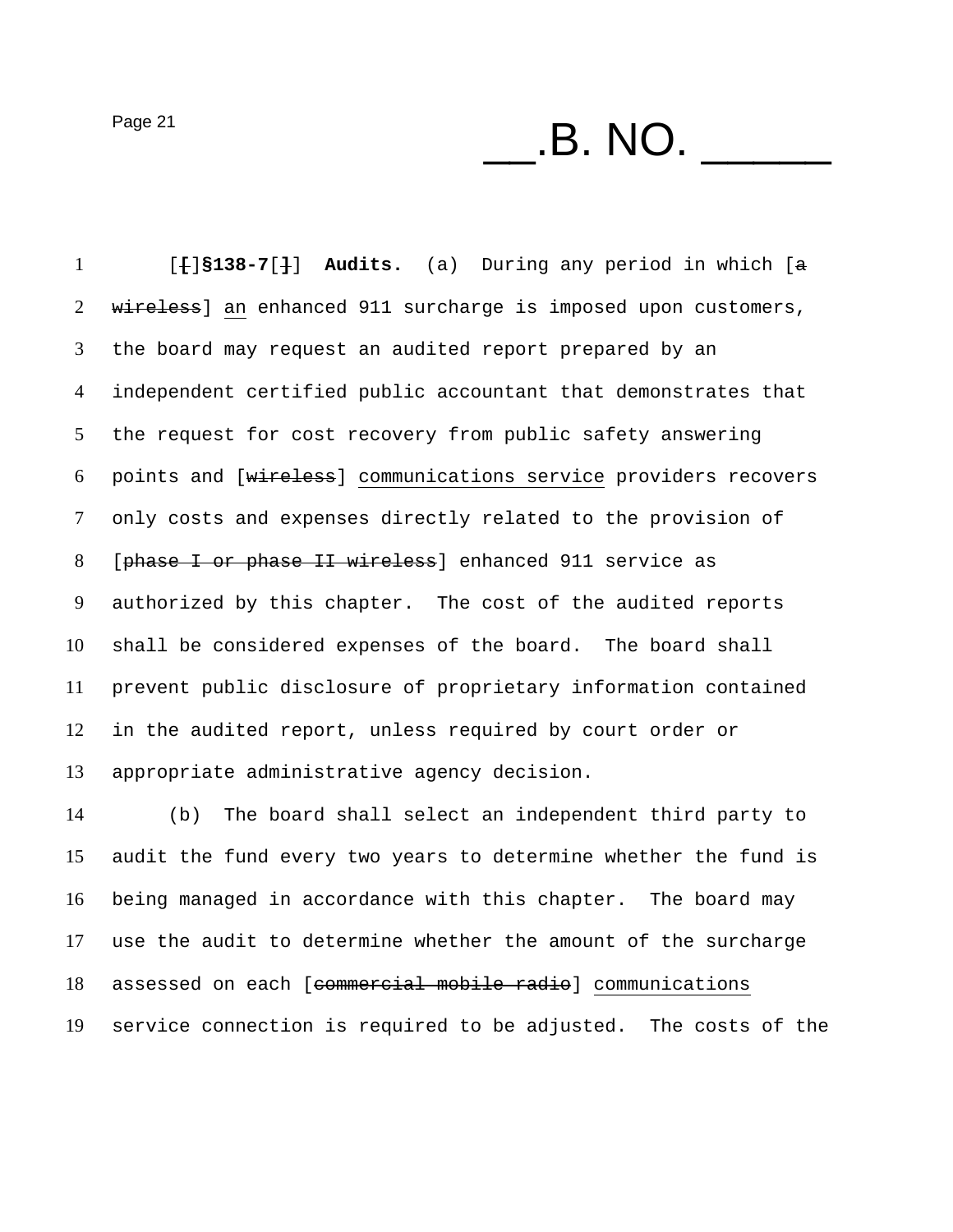[[]§138-7[]] **Audits.** (a) During any period in which [~~a wireless~~] <u>an</u> enhanced 911 surcharge is imposed upon customers, the board may request an audited report prepared by an independent certified public accountant that demonstrates that the request for cost recovery from public safety answering points and [~~wireless~~] <u>communications service</u> providers recovers only costs and expenses directly related to the provision of [~~phase I or phase II wireless~~] enhanced 911 service as authorized by this chapter. The cost of the audited reports shall be considered expenses of the board. The board shall prevent public disclosure of proprietary information contained in the audited report, unless required by court order or appropriate administrative agency decision.

(b) The board shall select an independent third party to audit the fund every two years to determine whether the fund is being managed in accordance with this chapter. The board may use the audit to determine whether the amount of the surcharge assessed on each [~~commercial mobile radio~~] <u>communications</u> service connection is required to be adjusted. The costs of the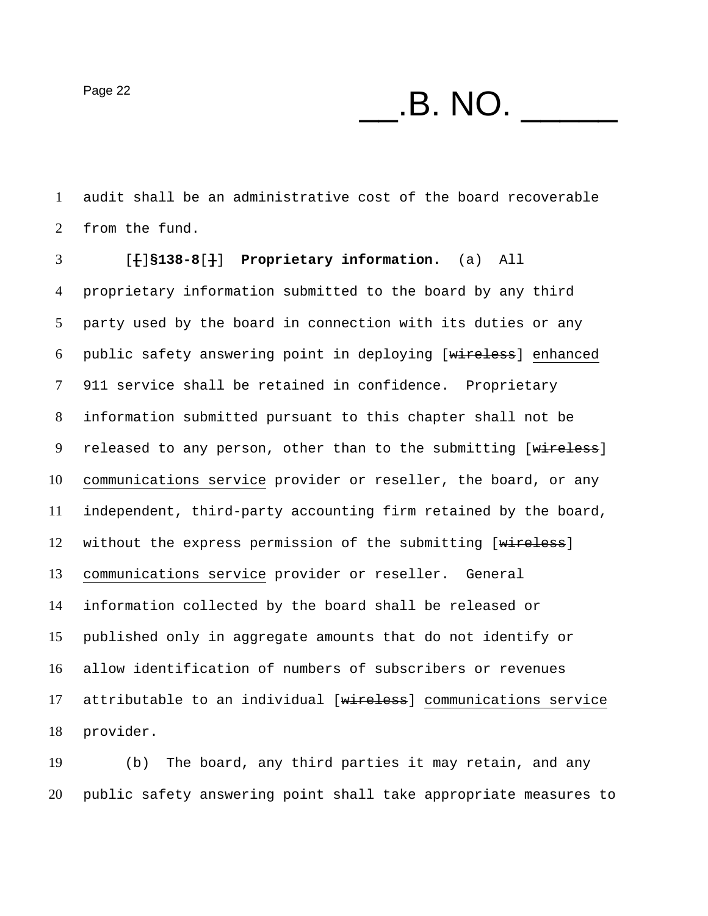audit shall be an administrative cost of the board recoverable from the fund.

[~~[~~]**§138-8**[~~]~~] **Proprietary information.** (a) All proprietary information submitted to the board by any third party used by the board in connection with its duties or any public safety answering point in deploying [~~wireless~~] <u>enhanced</u> 911 service shall be retained in confidence. Proprietary information submitted pursuant to this chapter shall not be released to any person, other than to the submitting [~~wireless~~] <u>communications service</u> provider or reseller, the board, or any independent, third-party accounting firm retained by the board, without the express permission of the submitting [~~wireless~~] <u>communications service</u> provider or reseller. General information collected by the board shall be released or published only in aggregate amounts that do not identify or allow identification of numbers of subscribers or revenues attributable to an individual [~~wireless~~] <u>communications service</u> provider.

(b) The board, any third parties it may retain, and any public safety answering point shall take appropriate measures to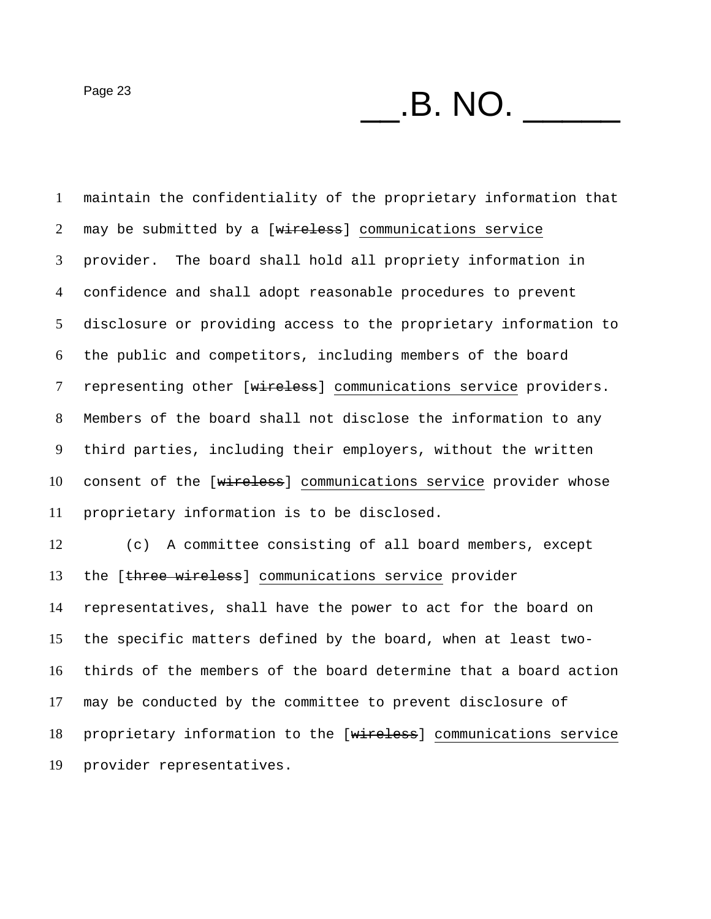maintain the confidentiality of the proprietary information that may be submitted by a [~~wireless~~] <u>communications service</u> provider. The board shall hold all propriety information in confidence and shall adopt reasonable procedures to prevent disclosure or providing access to the proprietary information to the public and competitors, including members of the board representing other [~~wireless~~] <u>communications service</u> providers. Members of the board shall not disclose the information to any third parties, including their employers, without the written consent of the [~~wireless~~] <u>communications service</u> provider whose proprietary information is to be disclosed.

(c) A committee consisting of all board members, except the [~~three wireless~~] <u>communications service</u> provider representatives, shall have the power to act for the board on the specific matters defined by the board, when at least two-thirds of the members of the board determine that a board action may be conducted by the committee to prevent disclosure of proprietary information to the [~~wireless~~] <u>communications service</u> provider representatives.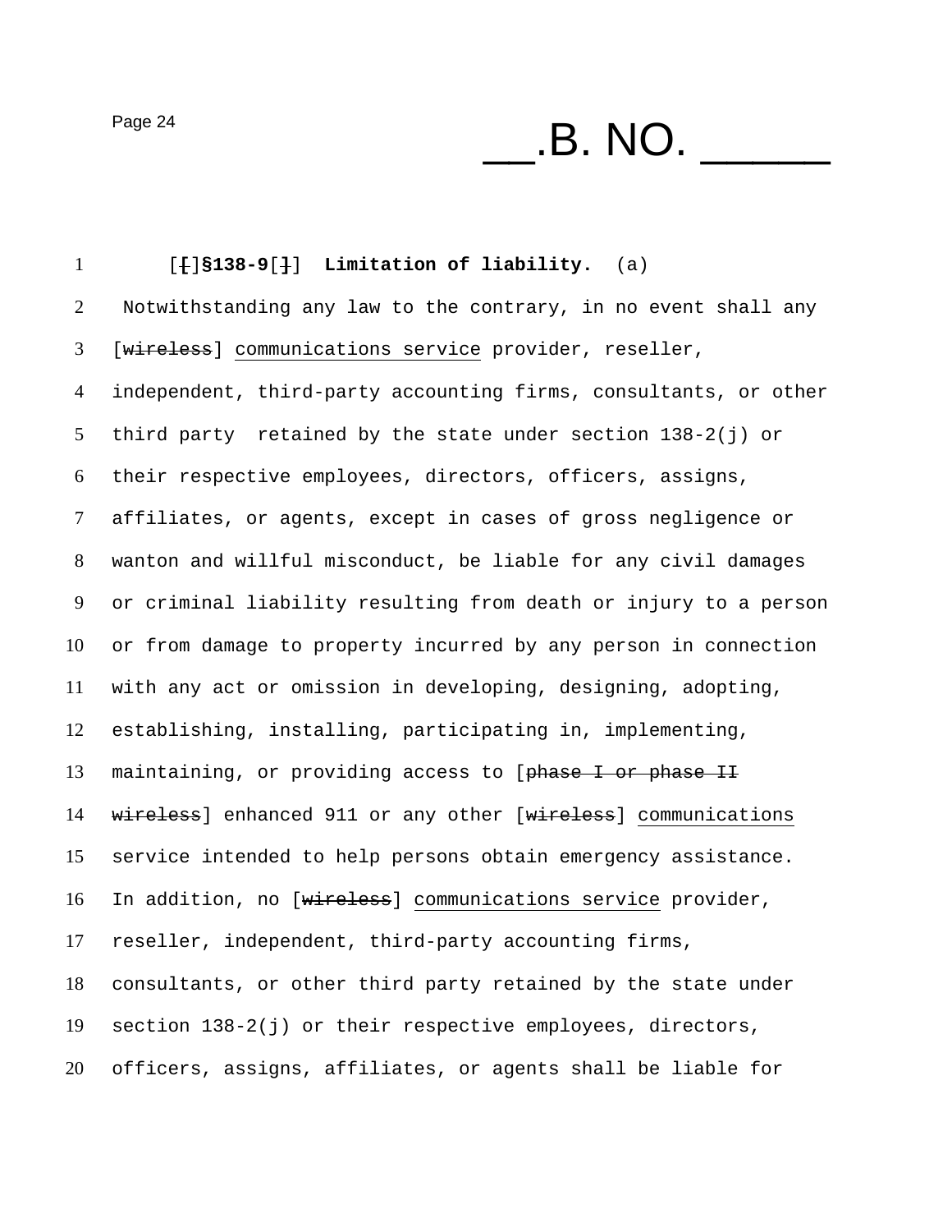[[]§138-9[]] **Limitation of liability.** (a) Notwithstanding any law to the contrary, in no event shall any [~~wireless~~] <u>communications service</u> provider, reseller, independent, third-party accounting firms, consultants, or other third party retained by the state under section 138-2(j) or their respective employees, directors, officers, assigns, affiliates, or agents, except in cases of gross negligence or wanton and willful misconduct, be liable for any civil damages or criminal liability resulting from death or injury to a person or from damage to property incurred by any person in connection with any act or omission in developing, designing, adopting, establishing, installing, participating in, implementing, maintaining, or providing access to [~~phase I or phase II wireless~~] enhanced 911 or any other [~~wireless~~] <u>communications</u> service intended to help persons obtain emergency assistance. In addition, no [~~wireless~~] <u>communications service</u> provider, reseller, independent, third-party accounting firms, consultants, or other third party retained by the state under section 138-2(j) or their respective employees, directors, officers, assigns, affiliates, or agents shall be liable for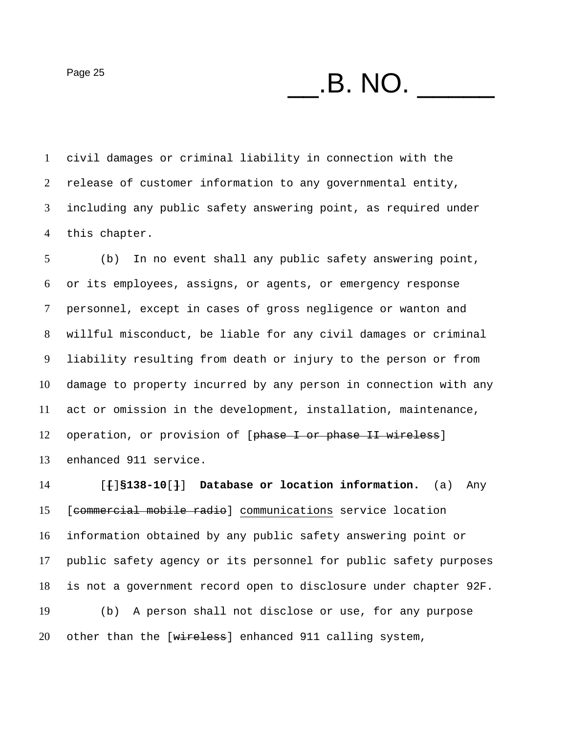civil damages or criminal liability in connection with the release of customer information to any governmental entity, including any public safety answering point, as required under this chapter.

(b) In no event shall any public safety answering point, or its employees, assigns, or agents, or emergency response personnel, except in cases of gross negligence or wanton and willful misconduct, be liable for any civil damages or criminal liability resulting from death or injury to the person or from damage to property incurred by any person in connection with any act or omission in the development, installation, maintenance, operation, or provision of [~~phase I or phase II wireless~~] enhanced 911 service.

[~~[~~]**§138-10**[~~]~~] **Database or location information.** (a) Any [~~commercial mobile radio~~] <u>communications</u> service location information obtained by any public safety answering point or public safety agency or its personnel for public safety purposes is not a government record open to disclosure under chapter 92F.

(b) A person shall not disclose or use, for any purpose other than the [~~wireless~~] enhanced 911 calling system,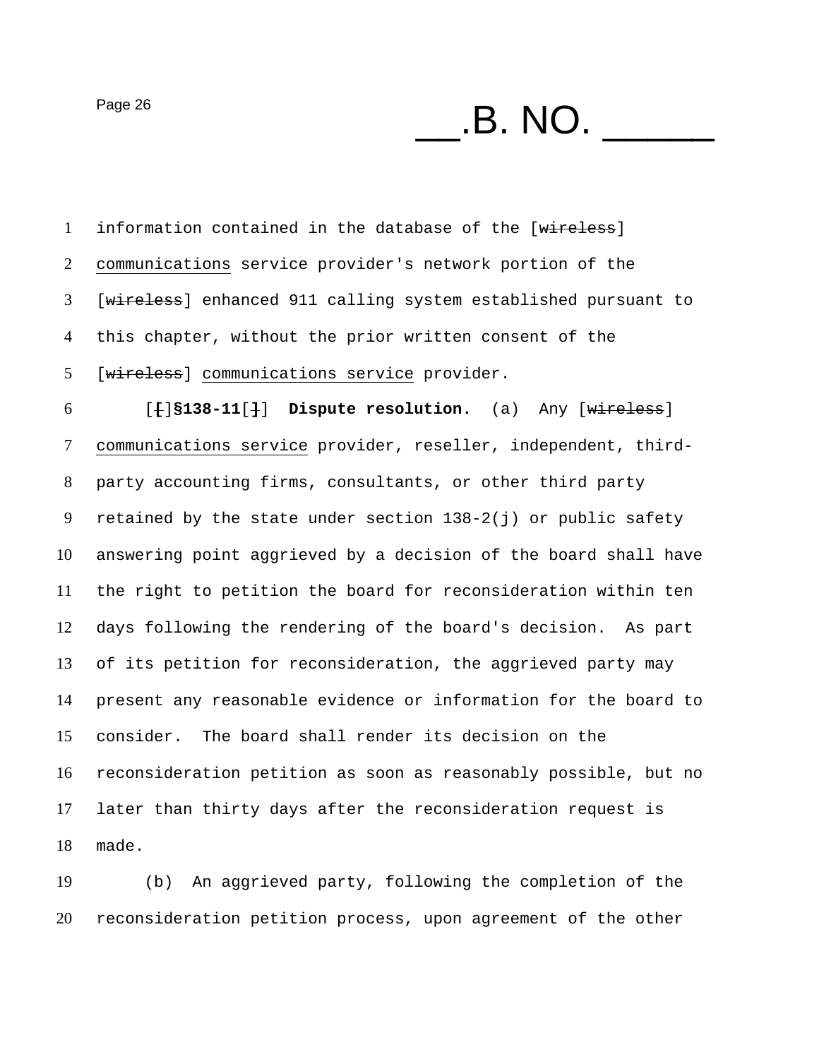information contained in the database of the [~~wireless~~] communications service provider's network portion of the [~~wireless~~] enhanced 911 calling system established pursuant to this chapter, without the prior written consent of the [~~wireless~~] communications service provider.

[~~[~~]**§138-11**[~~]~~] **Dispute resolution.** (a) Any [~~wireless~~] communications service provider, reseller, independent, third-party accounting firms, consultants, or other third party retained by the state under section 138-2(j) or public safety answering point aggrieved by a decision of the board shall have the right to petition the board for reconsideration within ten days following the rendering of the board's decision. As part of its petition for reconsideration, the aggrieved party may present any reasonable evidence or information for the board to consider. The board shall render its decision on the reconsideration petition as soon as reasonably possible, but no later than thirty days after the reconsideration request is made.

(b) An aggrieved party, following the completion of the reconsideration petition process, upon agreement of the other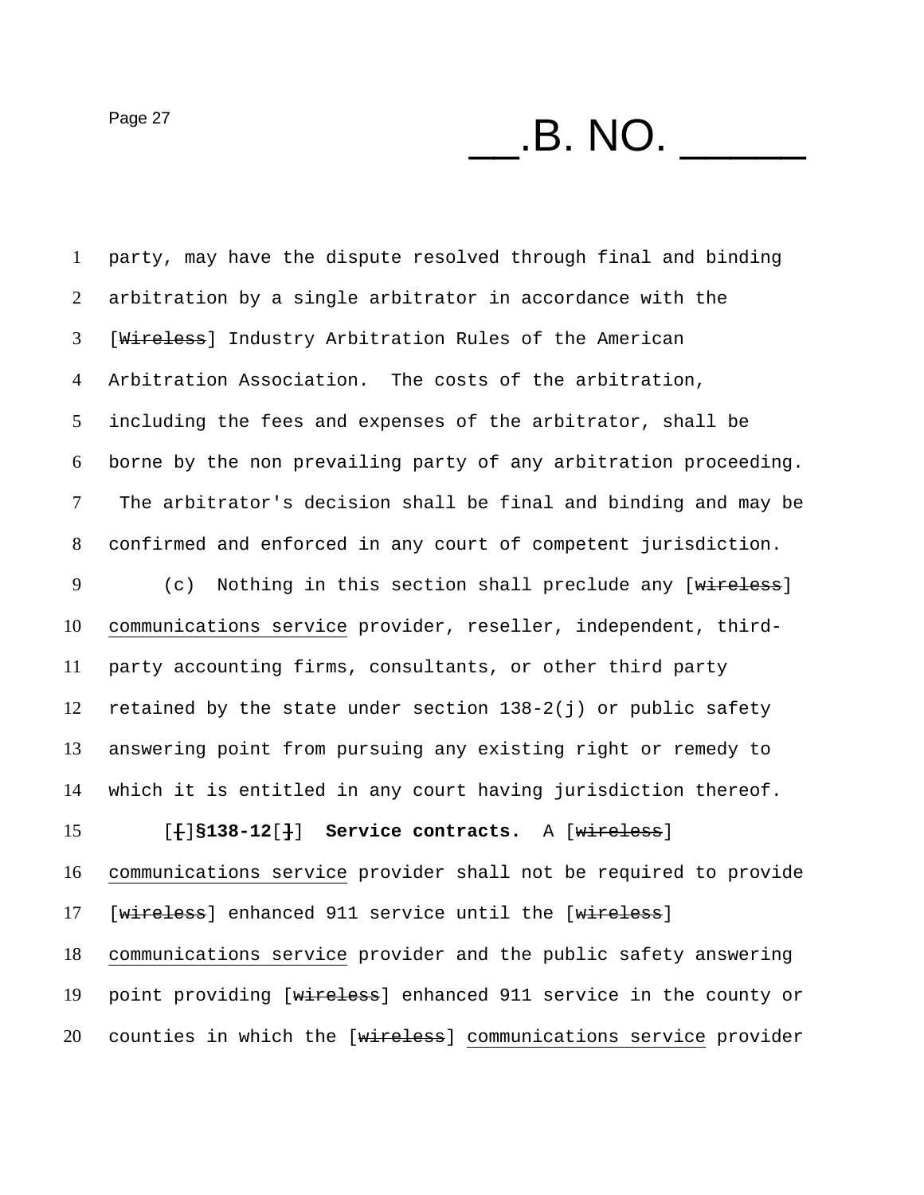party, may have the dispute resolved through final and binding arbitration by a single arbitrator in accordance with the [~~Wireless~~] Industry Arbitration Rules of the American Arbitration Association. The costs of the arbitration, including the fees and expenses of the arbitrator, shall be borne by the non prevailing party of any arbitration proceeding. The arbitrator's decision shall be final and binding and may be confirmed and enforced in any court of competent jurisdiction.

(c) Nothing in this section shall preclude any [~~wireless~~] <u>communications service</u> provider, reseller, independent, third-party accounting firms, consultants, or other third party retained by the state under section 138-2(j) or public safety answering point from pursuing any existing right or remedy to which it is entitled in any court having jurisdiction thereof.

[~~[~~]**§138-12**[~~]~~] **Service contracts.** A [~~wireless~~] <u>communications service</u> provider shall not be required to provide [~~wireless~~] enhanced 911 service until the [~~wireless~~] <u>communications service</u> provider and the public safety answering point providing [~~wireless~~] enhanced 911 service in the county or counties in which the [~~wireless~~] <u>communications service</u> provider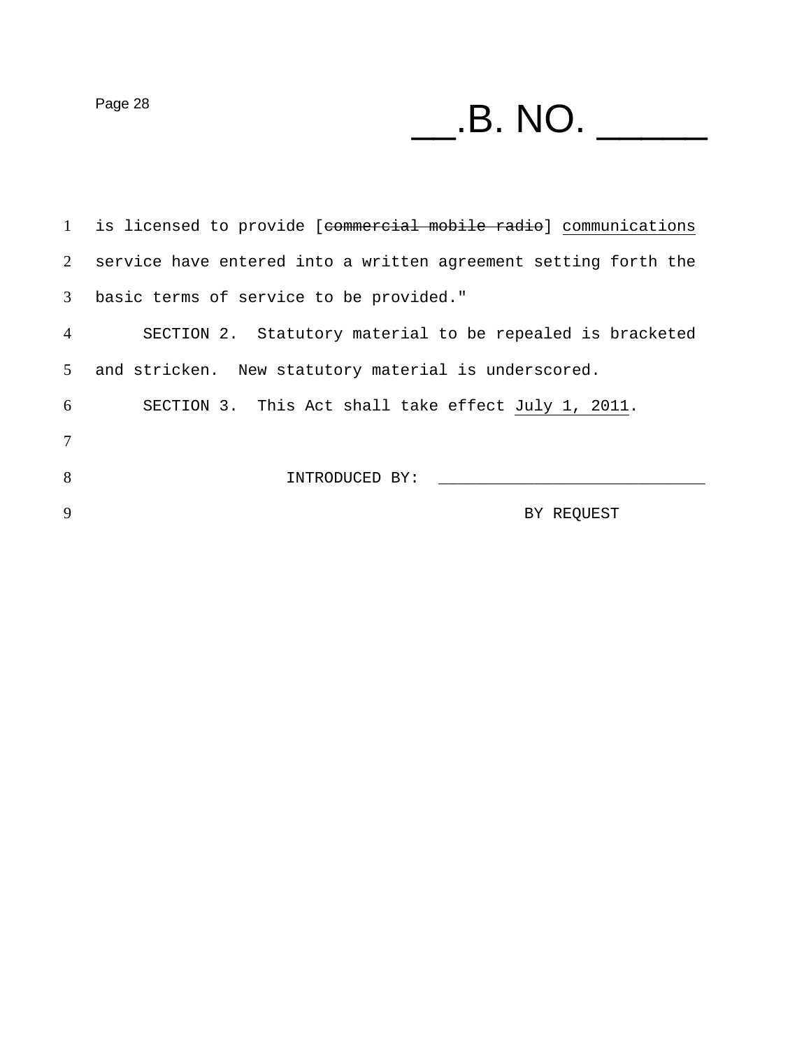is licensed to provide [~~commercial mobile radio~~] <u>communications</u> service have entered into a written agreement setting forth the basic terms of service to be provided."

SECTION 2. Statutory material to be repealed is bracketed and stricken. New statutory material is underscored.

SECTION 3. This Act shall take effect <u>July 1, 2011</u>.

INTRODUCED BY: _____________________________

BY REQUEST